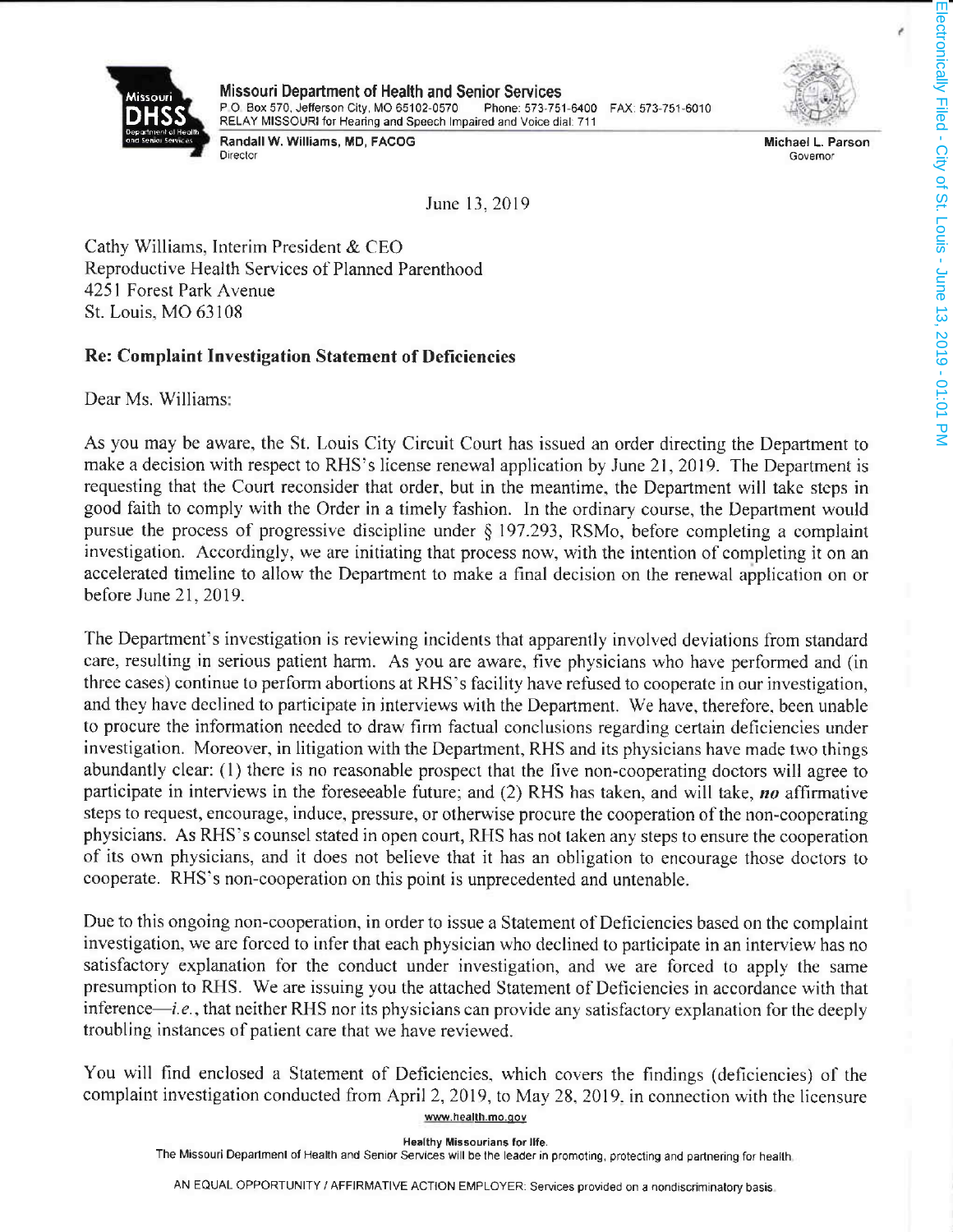**Missouri Department of Health and Senior Services**
P.O. Box 570, Jefferson City, MO 65102-0570 Phone: 573-751-6400 FAX: 573-751-6010
RELAY MISSOURI for Hearing and Speech Impaired and Voice dial: 711

**Randall W. Williams, MD, FACOG**
Director

**Michael L. Parson**
Governor

Electronically Filed - City of St. Louis - June 13, 2019 - 01:01 PM

June 13, 2019

Cathy Williams, Interim President & CEO
Reproductive Health Services of Planned Parenthood
4251 Forest Park Avenue
St. Louis, MO 63108

**Re: Complaint Investigation Statement of Deficiencies**

Dear Ms. Williams:

As you may be aware, the St. Louis City Circuit Court has issued an order directing the Department to make a decision with respect to RHS's license renewal application by June 21, 2019. The Department is requesting that the Court reconsider that order, but in the meantime, the Department will take steps in good faith to comply with the Order in a timely fashion. In the ordinary course, the Department would pursue the process of progressive discipline under § 197.293, RSMo, before completing a complaint investigation. Accordingly, we are initiating that process now, with the intention of completing it on an accelerated timeline to allow the Department to make a final decision on the renewal application on or before June 21, 2019.

The Department's investigation is reviewing incidents that apparently involved deviations from standard care, resulting in serious patient harm. As you are aware, five physicians who have performed and (in three cases) continue to perform abortions at RHS's facility have refused to cooperate in our investigation, and they have declined to participate in interviews with the Department. We have, therefore, been unable to procure the information needed to draw firm factual conclusions regarding certain deficiencies under investigation. Moreover, in litigation with the Department, RHS and its physicians have made two things abundantly clear: (1) there is no reasonable prospect that the five non-cooperating doctors will agree to participate in interviews in the foreseeable future; and (2) RHS has taken, and will take, ***no*** affirmative steps to request, encourage, induce, pressure, or otherwise procure the cooperation of the non-cooperating physicians. As RHS's counsel stated in open court, RHS has not taken any steps to ensure the cooperation of its own physicians, and it does not believe that it has an obligation to encourage those doctors to cooperate. RHS's non-cooperation on this point is unprecedented and untenable.

Due to this ongoing non-cooperation, in order to issue a Statement of Deficiencies based on the complaint investigation, we are forced to infer that each physician who declined to participate in an interview has no satisfactory explanation for the conduct under investigation, and we are forced to apply the same presumption to RHS. We are issuing you the attached Statement of Deficiencies in accordance with that inference—*i.e.*, that neither RHS nor its physicians can provide any satisfactory explanation for the deeply troubling instances of patient care that we have reviewed.

You will find enclosed a Statement of Deficiencies, which covers the findings (deficiencies) of the complaint investigation conducted from April 2, 2019, to May 28, 2019, in connection with the licensure

www.health.mo.gov

**Healthy Missourians for life.**
The Missouri Department of Health and Senior Services will be the leader in promoting, protecting and partnering for health.

AN EQUAL OPPORTUNITY / AFFIRMATIVE ACTION EMPLOYER: Services provided on a nondiscriminatory basis.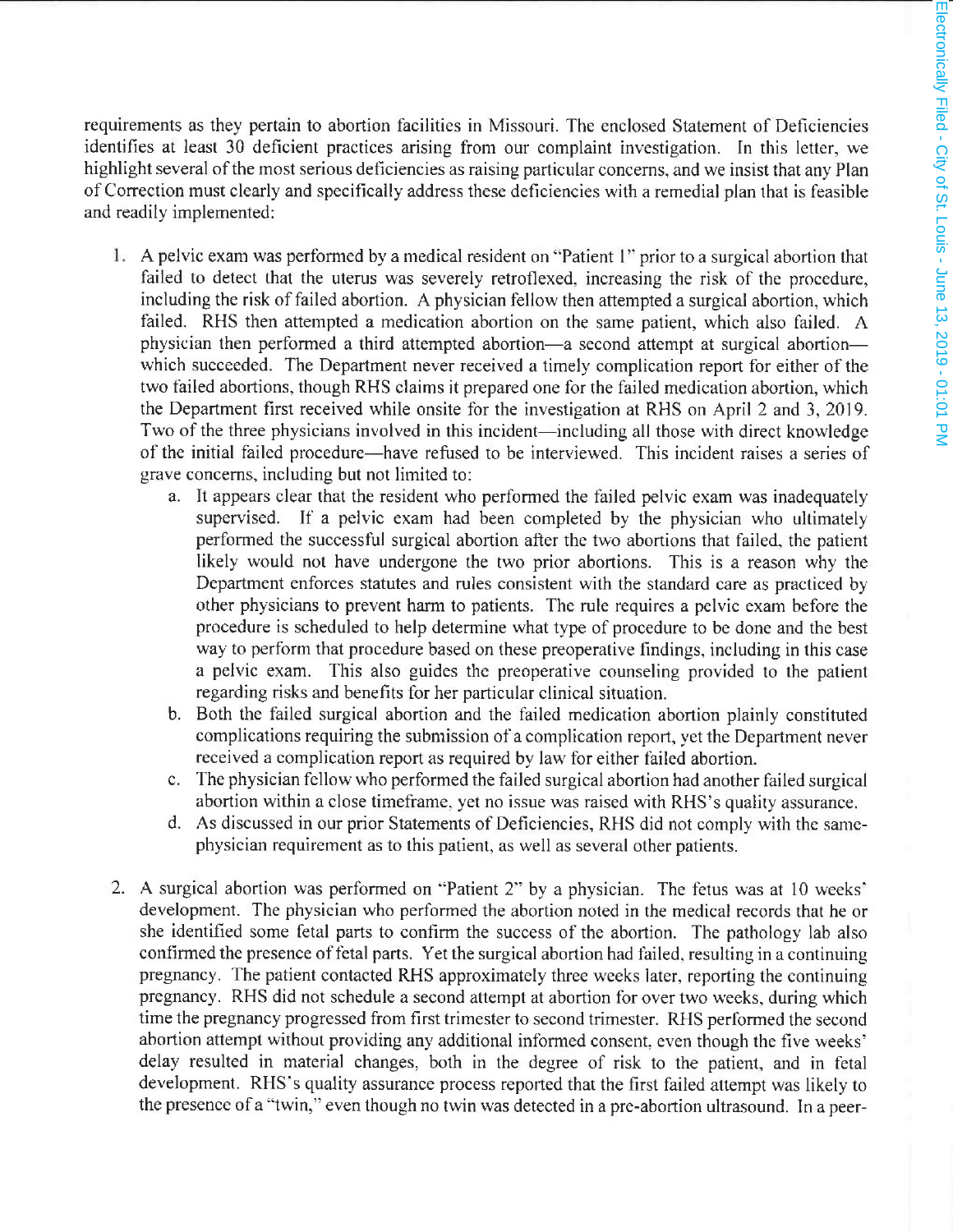requirements as they pertain to abortion facilities in Missouri. The enclosed Statement of Deficiencies identifies at least 30 deficient practices arising from our complaint investigation. In this letter, we highlight several of the most serious deficiencies as raising particular concerns, and we insist that any Plan of Correction must clearly and specifically address these deficiencies with a remedial plan that is feasible and readily implemented:

1. A pelvic exam was performed by a medical resident on "Patient 1" prior to a surgical abortion that failed to detect that the uterus was severely retroflexed, increasing the risk of the procedure, including the risk of failed abortion. A physician fellow then attempted a surgical abortion, which failed. RHS then attempted a medication abortion on the same patient, which also failed. A physician then performed a third attempted abortion—a second attempt at surgical abortion—which succeeded. The Department never received a timely complication report for either of the two failed abortions, though RHS claims it prepared one for the failed medication abortion, which the Department first received while onsite for the investigation at RHS on April 2 and 3, 2019. Two of the three physicians involved in this incident—including all those with direct knowledge of the initial failed procedure—have refused to be interviewed. This incident raises a series of grave concerns, including but not limited to:
   a. It appears clear that the resident who performed the failed pelvic exam was inadequately supervised. If a pelvic exam had been completed by the physician who ultimately performed the successful surgical abortion after the two abortions that failed, the patient likely would not have undergone the two prior abortions. This is a reason why the Department enforces statutes and rules consistent with the standard care as practiced by other physicians to prevent harm to patients. The rule requires a pelvic exam before the procedure is scheduled to help determine what type of procedure to be done and the best way to perform that procedure based on these preoperative findings, including in this case a pelvic exam. This also guides the preoperative counseling provided to the patient regarding risks and benefits for her particular clinical situation.
   b. Both the failed surgical abortion and the failed medication abortion plainly constituted complications requiring the submission of a complication report, yet the Department never received a complication report as required by law for either failed abortion.
   c. The physician fellow who performed the failed surgical abortion had another failed surgical abortion within a close timeframe, yet no issue was raised with RHS's quality assurance.
   d. As discussed in our prior Statements of Deficiencies, RHS did not comply with the same-physician requirement as to this patient, as well as several other patients.

2. A surgical abortion was performed on "Patient 2" by a physician. The fetus was at 10 weeks' development. The physician who performed the abortion noted in the medical records that he or she identified some fetal parts to confirm the success of the abortion. The pathology lab also confirmed the presence of fetal parts. Yet the surgical abortion had failed, resulting in a continuing pregnancy. The patient contacted RHS approximately three weeks later, reporting the continuing pregnancy. RHS did not schedule a second attempt at abortion for over two weeks, during which time the pregnancy progressed from first trimester to second trimester. RHS performed the second abortion attempt without providing any additional informed consent, even though the five weeks' delay resulted in material changes, both in the degree of risk to the patient, and in fetal development. RHS's quality assurance process reported that the first failed attempt was likely to the presence of a "twin," even though no twin was detected in a pre-abortion ultrasound. In a peer-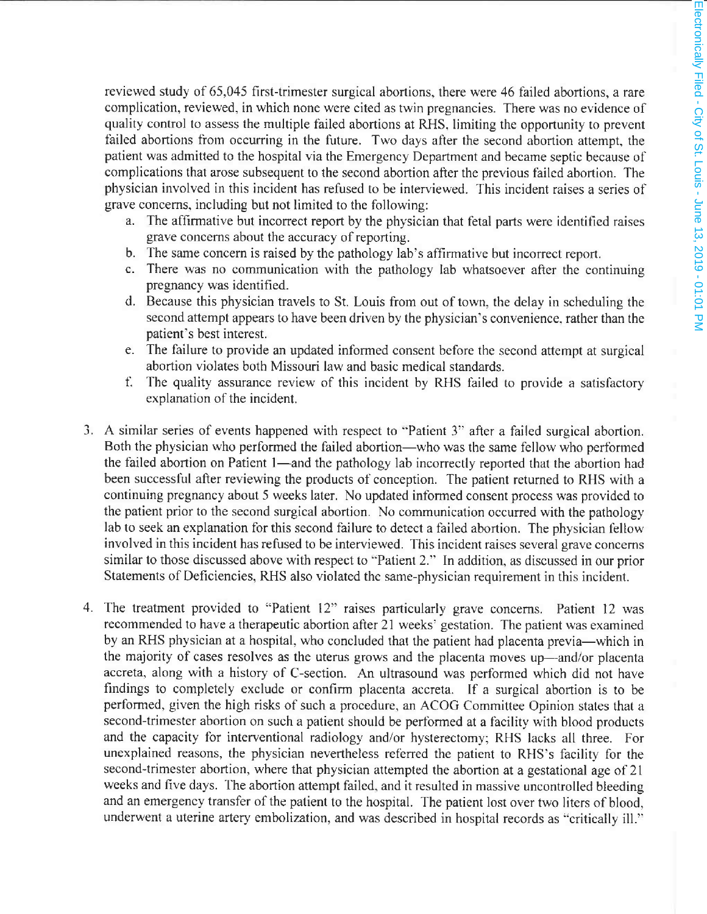reviewed study of 65,045 first-trimester surgical abortions, there were 46 failed abortions, a rare complication, reviewed, in which none were cited as twin pregnancies. There was no evidence of quality control to assess the multiple failed abortions at RHS, limiting the opportunity to prevent failed abortions from occurring in the future. Two days after the second abortion attempt, the patient was admitted to the hospital via the Emergency Department and became septic because of complications that arose subsequent to the second abortion after the previous failed abortion. The physician involved in this incident has refused to be interviewed. This incident raises a series of grave concerns, including but not limited to the following:

a. The affirmative but incorrect report by the physician that fetal parts were identified raises grave concerns about the accuracy of reporting.
b. The same concern is raised by the pathology lab's affirmative but incorrect report.
c. There was no communication with the pathology lab whatsoever after the continuing pregnancy was identified.
d. Because this physician travels to St. Louis from out of town, the delay in scheduling the second attempt appears to have been driven by the physician's convenience, rather than the patient's best interest.
e. The failure to provide an updated informed consent before the second attempt at surgical abortion violates both Missouri law and basic medical standards.
f. The quality assurance review of this incident by RHS failed to provide a satisfactory explanation of the incident.

3. A similar series of events happened with respect to "Patient 3" after a failed surgical abortion. Both the physician who performed the failed abortion—who was the same fellow who performed the failed abortion on Patient 1—and the pathology lab incorrectly reported that the abortion had been successful after reviewing the products of conception. The patient returned to RHS with a continuing pregnancy about 5 weeks later. No updated informed consent process was provided to the patient prior to the second surgical abortion. No communication occurred with the pathology lab to seek an explanation for this second failure to detect a failed abortion. The physician fellow involved in this incident has refused to be interviewed. This incident raises several grave concerns similar to those discussed above with respect to "Patient 2." In addition, as discussed in our prior Statements of Deficiencies, RHS also violated the same-physician requirement in this incident.

4. The treatment provided to "Patient 12" raises particularly grave concerns. Patient 12 was recommended to have a therapeutic abortion after 21 weeks' gestation. The patient was examined by an RHS physician at a hospital, who concluded that the patient had placenta previa—which in the majority of cases resolves as the uterus grows and the placenta moves up—and/or placenta accreta, along with a history of C-section. An ultrasound was performed which did not have findings to completely exclude or confirm placenta accreta. If a surgical abortion is to be performed, given the high risks of such a procedure, an ACOG Committee Opinion states that a second-trimester abortion on such a patient should be performed at a facility with blood products and the capacity for interventional radiology and/or hysterectomy; RHS lacks all three. For unexplained reasons, the physician nevertheless referred the patient to RHS's facility for the second-trimester abortion, where that physician attempted the abortion at a gestational age of 21 weeks and five days. The abortion attempt failed, and it resulted in massive uncontrolled bleeding and an emergency transfer of the patient to the hospital. The patient lost over two liters of blood, underwent a uterine artery embolization, and was described in hospital records as "critically ill."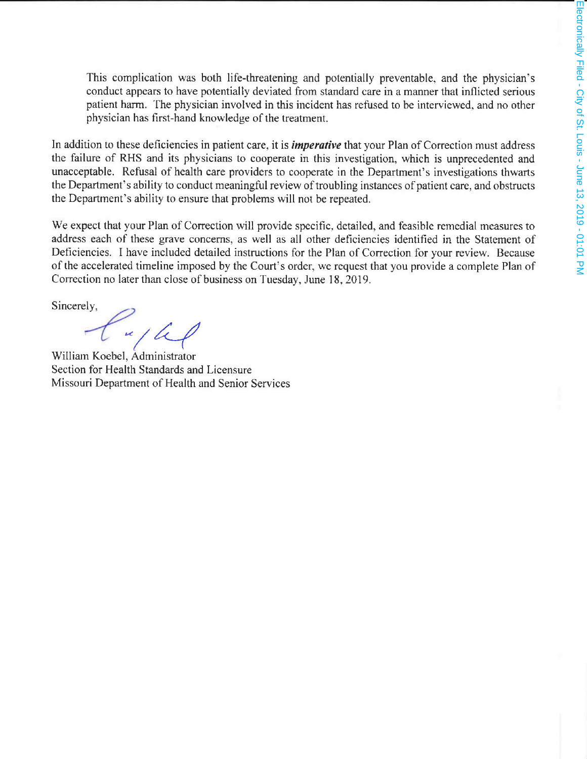This complication was both life-threatening and potentially preventable, and the physician's conduct appears to have potentially deviated from standard care in a manner that inflicted serious patient harm. The physician involved in this incident has refused to be interviewed, and no other physician has first-hand knowledge of the treatment.

In addition to these deficiencies in patient care, it is ***imperative*** that your Plan of Correction must address the failure of RHS and its physicians to cooperate in this investigation, which is unprecedented and unacceptable. Refusal of health care providers to cooperate in the Department's investigations thwarts the Department's ability to conduct meaningful review of troubling instances of patient care, and obstructs the Department's ability to ensure that problems will not be repeated.

We expect that your Plan of Correction will provide specific, detailed, and feasible remedial measures to address each of these grave concerns, as well as all other deficiencies identified in the Statement of Deficiencies. I have included detailed instructions for the Plan of Correction for your review. Because of the accelerated timeline imposed by the Court's order, we request that you provide a complete Plan of Correction no later than close of business on Tuesday, June 18, 2019.

Sincerely,

William Koebel, Administrator
Section for Health Standards and Licensure
Missouri Department of Health and Senior Services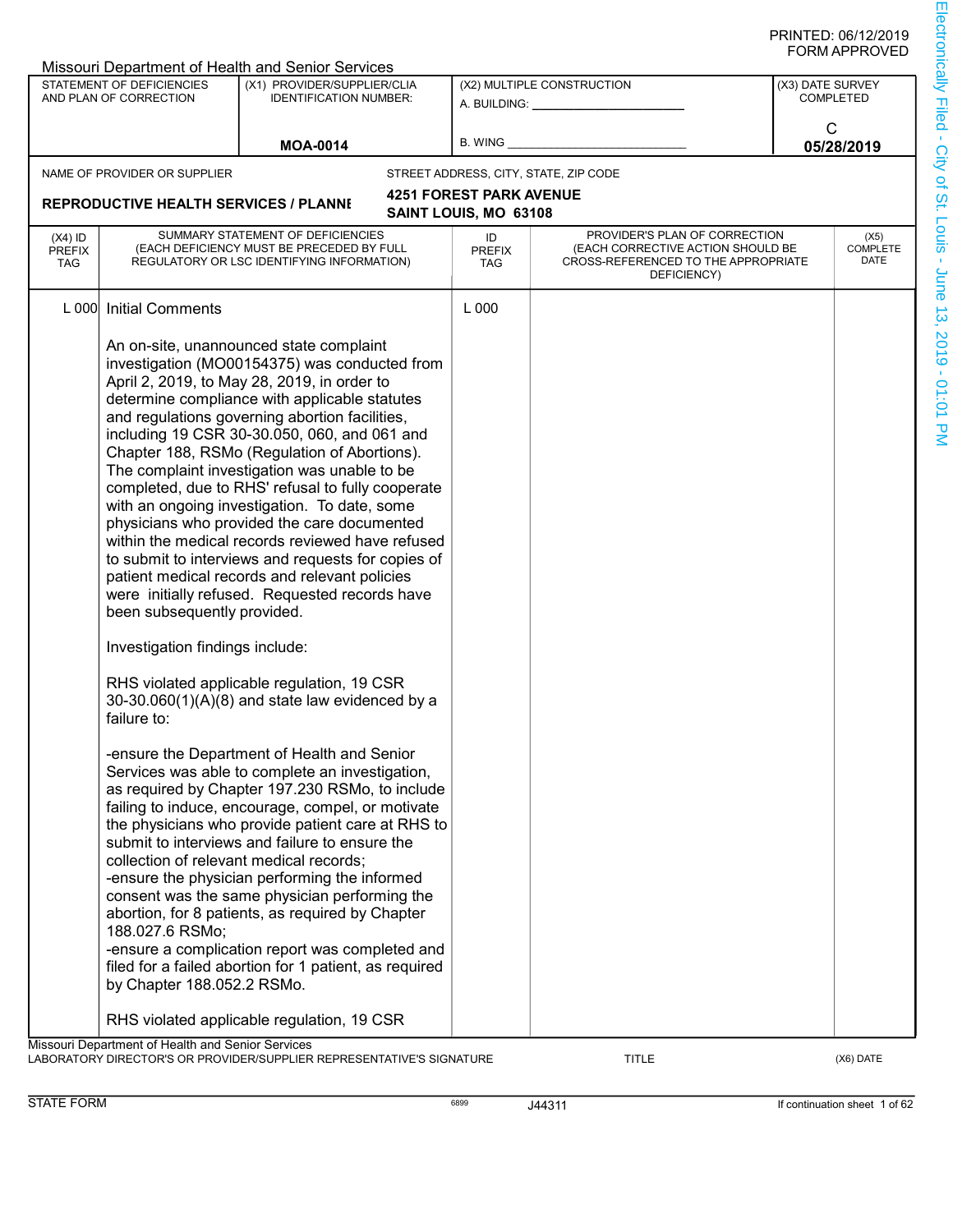Missouri Department of Health and Senior Services

| STATEMENT OF DEFICIENCIES AND PLAN OF CORRECTION | (X1) PROVIDER/SUPPLIER/CLIA IDENTIFICATION NUMBER: | (X2) MULTIPLE CONSTRUCTION | (X3) DATE SURVEY COMPLETED |
|---|---|---|---|
| | MOA-0014 | A. BUILDING: ______ B. WING ______ | C 05/28/2019 |

| NAME OF PROVIDER OR SUPPLIER | STREET ADDRESS, CITY, STATE, ZIP CODE |
|---|---|
| REPRODUCTIVE HEALTH SERVICES / PLANNE | 4251 FOREST PARK AVENUE SAINT LOUIS, MO 63108 |

| (X4) ID PREFIX TAG | SUMMARY STATEMENT OF DEFICIENCIES (EACH DEFICIENCY MUST BE PRECEDED BY FULL REGULATORY OR LSC IDENTIFYING INFORMATION) | ID PREFIX TAG | PROVIDER'S PLAN OF CORRECTION (EACH CORRECTIVE ACTION SHOULD BE CROSS-REFERENCED TO THE APPROPRIATE DEFICIENCY) | (X5) COMPLETE DATE |
|---|---|---|---|---|
| L 000 | Initial Comments | L 000 | | |

An on-site, unannounced state complaint investigation (MO00154375) was conducted from April 2, 2019, to May 28, 2019, in order to determine compliance with applicable statutes and regulations governing abortion facilities, including 19 CSR 30-30.050, 060, and 061 and Chapter 188, RSMo (Regulation of Abortions). The complaint investigation was unable to be completed, due to RHS' refusal to fully cooperate with an ongoing investigation. To date, some physicians who provided the care documented within the medical records reviewed have refused to submit to interviews and requests for copies of patient medical records and relevant policies were initially refused. Requested records have been subsequently provided.

Investigation findings include:

RHS violated applicable regulation, 19 CSR 30-30.060(1)(A)(8) and state law evidenced by a failure to:

-ensure the Department of Health and Senior Services was able to complete an investigation, as required by Chapter 197.230 RSMo, to include failing to induce, encourage, compel, or motivate the physicians who provide patient care at RHS to submit to interviews and failure to ensure the collection of relevant medical records;
-ensure the physician performing the informed consent was the same physician performing the abortion, for 8 patients, as required by Chapter 188.027.6 RSMo;
-ensure a complication report was completed and filed for a failed abortion for 1 patient, as required by Chapter 188.052.2 RSMo.

RHS violated applicable regulation, 19 CSR

Missouri Department of Health and Senior Services

LABORATORY DIRECTOR'S OR PROVIDER/SUPPLIER REPRESENTATIVE'S SIGNATURE TITLE (X6) DATE

STATE FORM 6899 J44311 If continuation sheet 1 of 62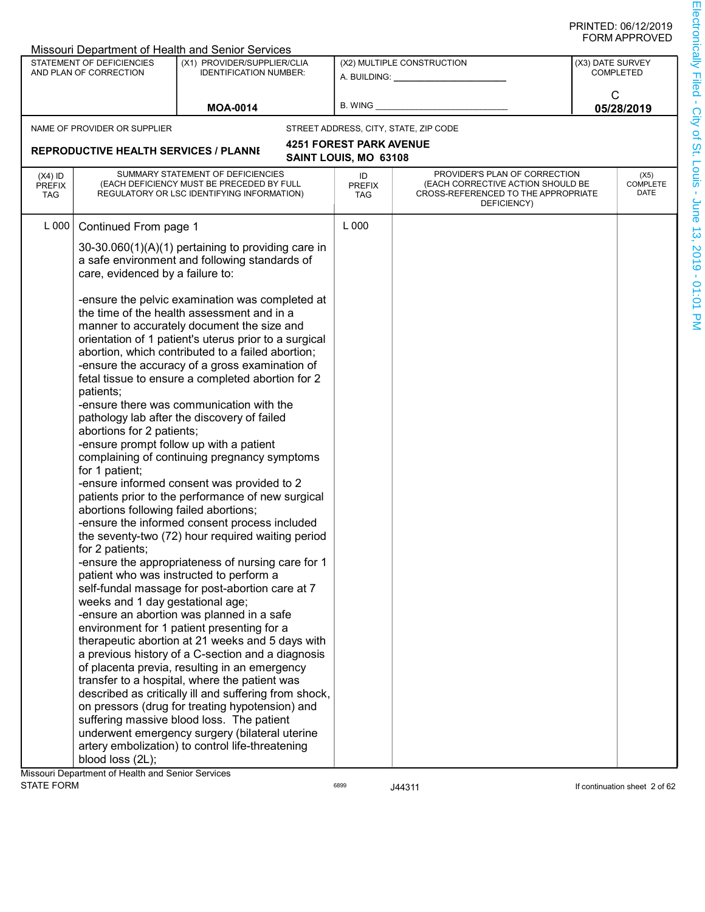Missouri Department of Health and Senior Services

| STATEMENT OF DEFICIENCIES AND PLAN OF CORRECTION | (X1) PROVIDER/SUPPLIER/CLIA IDENTIFICATION NUMBER: | (X2) MULTIPLE CONSTRUCTION | (X3) DATE SURVEY COMPLETED |
|---|---|---|---|
| | MOA-0014 | A. BUILDING: ______ B. WING ______ | C 05/28/2019 |

| NAME OF PROVIDER OR SUPPLIER | STREET ADDRESS, CITY, STATE, ZIP CODE |
|---|---|
| REPRODUCTIVE HEALTH SERVICES / PLANNE | 4251 FOREST PARK AVENUE SAINT LOUIS, MO 63108 |

| (X4) ID PREFIX TAG | SUMMARY STATEMENT OF DEFICIENCIES (EACH DEFICIENCY MUST BE PRECEDED BY FULL REGULATORY OR LSC IDENTIFYING INFORMATION) | ID PREFIX TAG | PROVIDER'S PLAN OF CORRECTION (EACH CORRECTIVE ACTION SHOULD BE CROSS-REFERENCED TO THE APPROPRIATE DEFICIENCY) | (X5) COMPLETE DATE |
|---|---|---|---|---|
| L 000 | Continued From page 1 | L 000 | | |

30-30.060(1)(A)(1) pertaining to providing care in a safe environment and following standards of care, evidenced by a failure to:

-ensure the pelvic examination was completed at the time of the health assessment and in a manner to accurately document the size and orientation of 1 patient's uterus prior to a surgical abortion, which contributed to a failed abortion;
-ensure the accuracy of a gross examination of fetal tissue to ensure a completed abortion for 2 patients;
-ensure there was communication with the pathology lab after the discovery of failed abortions for 2 patients;
-ensure prompt follow up with a patient complaining of continuing pregnancy symptoms for 1 patient;
-ensure informed consent was provided to 2 patients prior to the performance of new surgical abortions following failed abortions;
-ensure the informed consent process included the seventy-two (72) hour required waiting period for 2 patients;
-ensure the appropriateness of nursing care for 1 patient who was instructed to perform a self-fundal massage for post-abortion care at 7 weeks and 1 day gestational age;
-ensure an abortion was planned in a safe environment for 1 patient presenting for a therapeutic abortion at 21 weeks and 5 days with a previous history of a C-section and a diagnosis of placenta previa, resulting in an emergency transfer to a hospital, where the patient was described as critically ill and suffering from shock, on pressors (drug for treating hypotension) and suffering massive blood loss. The patient underwent emergency surgery (bilateral uterine artery embolization) to control life-threatening blood loss (2L);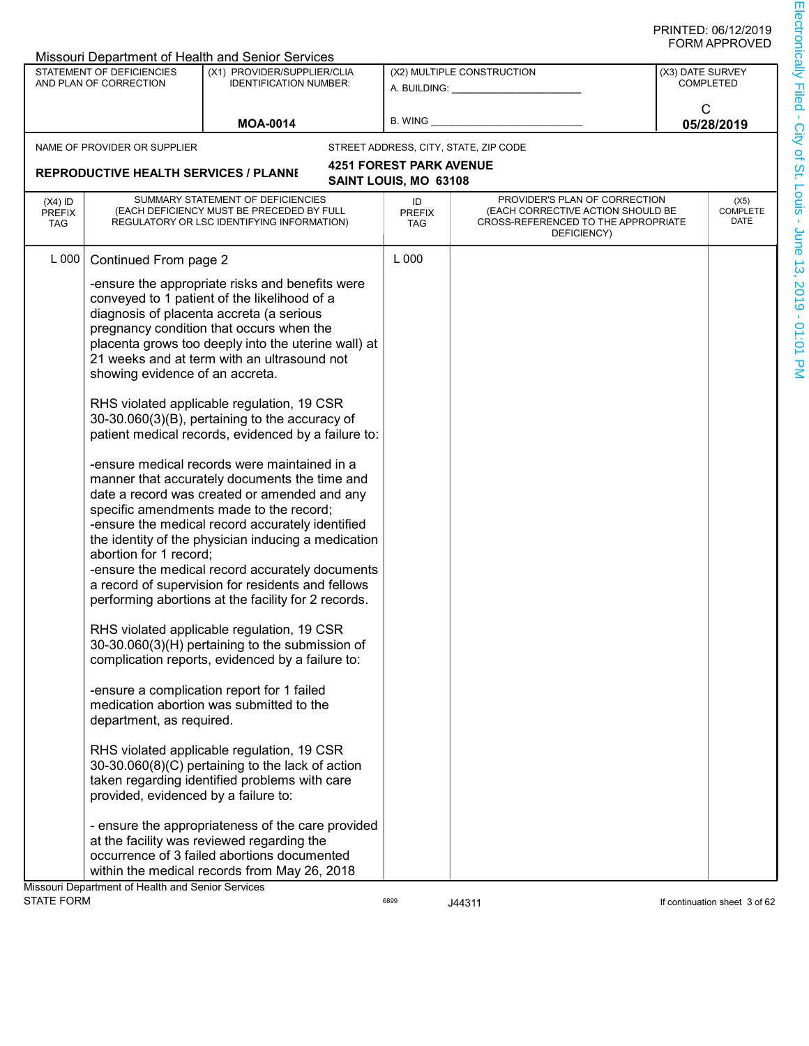Missouri Department of Health and Senior Services

| STATEMENT OF DEFICIENCIES AND PLAN OF CORRECTION | (X1) PROVIDER/SUPPLIER/CLIA IDENTIFICATION NUMBER: | (X2) MULTIPLE CONSTRUCTION | (X3) DATE SURVEY COMPLETED |
|---|---|---|---|
| | MOA-0014 | A. BUILDING: ___ B. WING ___ | C 05/28/2019 |

NAME OF PROVIDER OR SUPPLIER: **REPRODUCTIVE HEALTH SERVICES / PLANNE**

STREET ADDRESS, CITY, STATE, ZIP CODE: **4251 FOREST PARK AVENUE SAINT LOUIS, MO 63108**

| (X4) ID PREFIX TAG | SUMMARY STATEMENT OF DEFICIENCIES (EACH DEFICIENCY MUST BE PRECEDED BY FULL REGULATORY OR LSC IDENTIFYING INFORMATION) | ID PREFIX TAG | PROVIDER'S PLAN OF CORRECTION (EACH CORRECTIVE ACTION SHOULD BE CROSS-REFERENCED TO THE APPROPRIATE DEFICIENCY) | (X5) COMPLETE DATE |
|---|---|---|---|---|
| L 000 | Continued From page 2 | L 000 | | |

-ensure the appropriate risks and benefits were conveyed to 1 patient of the likelihood of a diagnosis of placenta accreta (a serious pregnancy condition that occurs when the placenta grows too deeply into the uterine wall) at 21 weeks and at term with an ultrasound not showing evidence of an accreta.

RHS violated applicable regulation, 19 CSR 30-30.060(3)(B), pertaining to the accuracy of patient medical records, evidenced by a failure to:

-ensure medical records were maintained in a manner that accurately documents the time and date a record was created or amended and any specific amendments made to the record;
-ensure the medical record accurately identified the identity of the physician inducing a medication abortion for 1 record;
-ensure the medical record accurately documents a record of supervision for residents and fellows performing abortions at the facility for 2 records.

RHS violated applicable regulation, 19 CSR 30-30.060(3)(H) pertaining to the submission of complication reports, evidenced by a failure to:

-ensure a complication report for 1 failed medication abortion was submitted to the department, as required.

RHS violated applicable regulation, 19 CSR 30-30.060(8)(C) pertaining to the lack of action taken regarding identified problems with care provided, evidenced by a failure to:

- ensure the appropriateness of the care provided at the facility was reviewed regarding the occurrence of 3 failed abortions documented within the medical records from May 26, 2018

Missouri Department of Health and Senior Services
STATE FORM 6899 J44311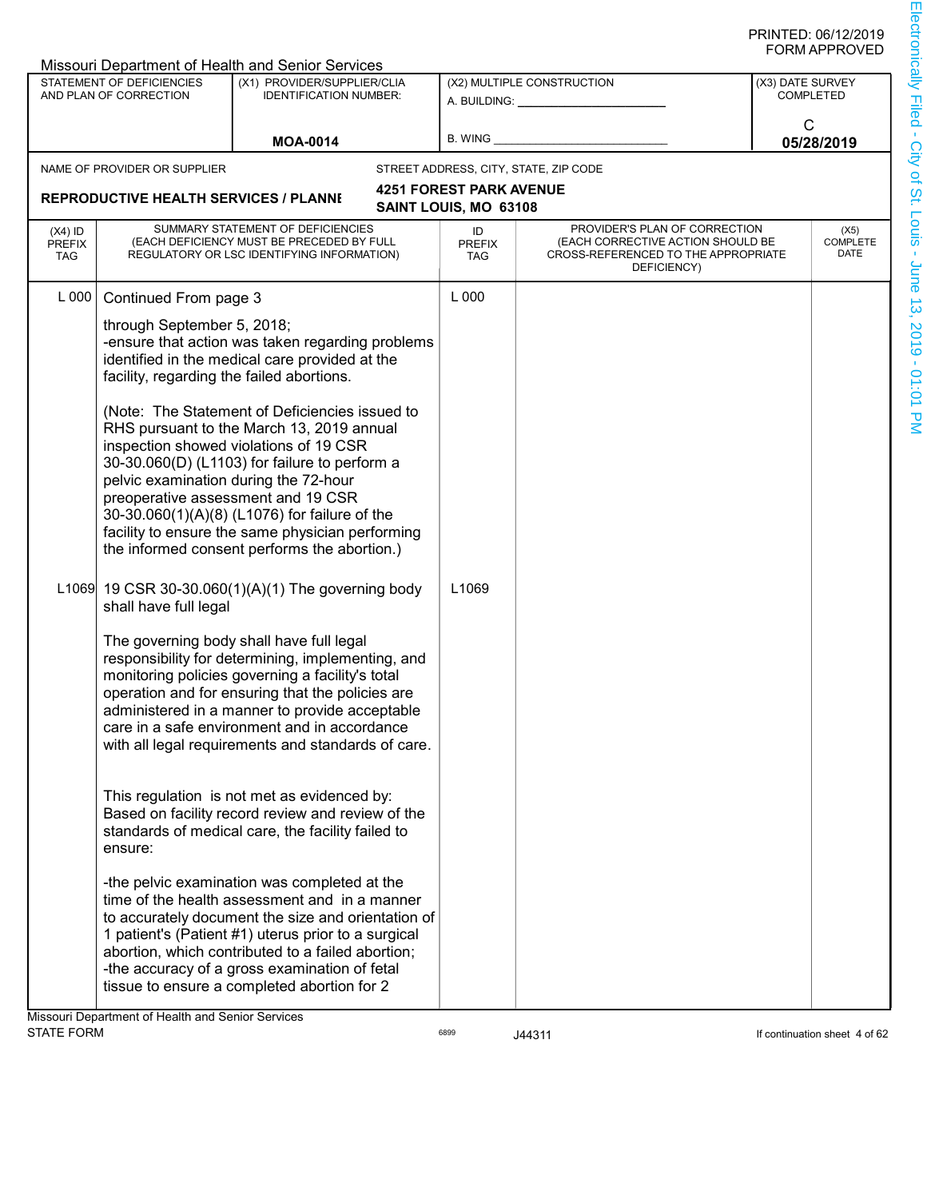Missouri Department of Health and Senior Services

| STATEMENT OF DEFICIENCIES AND PLAN OF CORRECTION | (X1) PROVIDER/SUPPLIER/CLIA IDENTIFICATION NUMBER: | (X2) MULTIPLE CONSTRUCTION | (X3) DATE SURVEY COMPLETED |
|---|---|---|---|
| | MOA-0014 | A. BUILDING: ______ B. WING ______ | C 05/28/2019 |

| NAME OF PROVIDER OR SUPPLIER | STREET ADDRESS, CITY, STATE, ZIP CODE |
|---|---|
| REPRODUCTIVE HEALTH SERVICES / PLANNI | 4251 FOREST PARK AVENUE SAINT LOUIS, MO 63108 |

| (X4) ID PREFIX TAG | SUMMARY STATEMENT OF DEFICIENCIES (EACH DEFICIENCY MUST BE PRECEDED BY FULL REGULATORY OR LSC IDENTIFYING INFORMATION) | ID PREFIX TAG | PROVIDER'S PLAN OF CORRECTION (EACH CORRECTIVE ACTION SHOULD BE CROSS-REFERENCED TO THE APPROPRIATE DEFICIENCY) | (X5) COMPLETE DATE |
|---|---|---|---|---|
| L 000 | Continued From page 3<br><br>through September 5, 2018;<br>-ensure that action was taken regarding problems identified in the medical care provided at the facility, regarding the failed abortions.<br><br>(Note: The Statement of Deficiencies issued to RHS pursuant to the March 13, 2019 annual inspection showed violations of 19 CSR 30-30.060(D) (L1103) for failure to perform a pelvic examination during the 72-hour preoperative assessment and 19 CSR 30-30.060(1)(A)(8) (L1076) for failure of the facility to ensure the same physician performing the informed consent performs the abortion.) | L 000 | | |
| L1069 | 19 CSR 30-30.060(1)(A)(1) The governing body shall have full legal<br><br>The governing body shall have full legal responsibility for determining, implementing, and monitoring policies governing a facility's total operation and for ensuring that the policies are administered in a manner to provide acceptable care in a safe environment and in accordance with all legal requirements and standards of care.<br><br>This regulation is not met as evidenced by:<br>Based on facility record review and review of the standards of medical care, the facility failed to ensure:<br><br>-the pelvic examination was completed at the time of the health assessment and in a manner to accurately document the size and orientation of 1 patient's (Patient #1) uterus prior to a surgical abortion, which contributed to a failed abortion;<br>-the accuracy of a gross examination of fetal tissue to ensure a completed abortion for 2 | L1069 | | |

Missouri Department of Health and Senior Services
STATE FORM 6899 J44311 If continuation sheet 4 of 62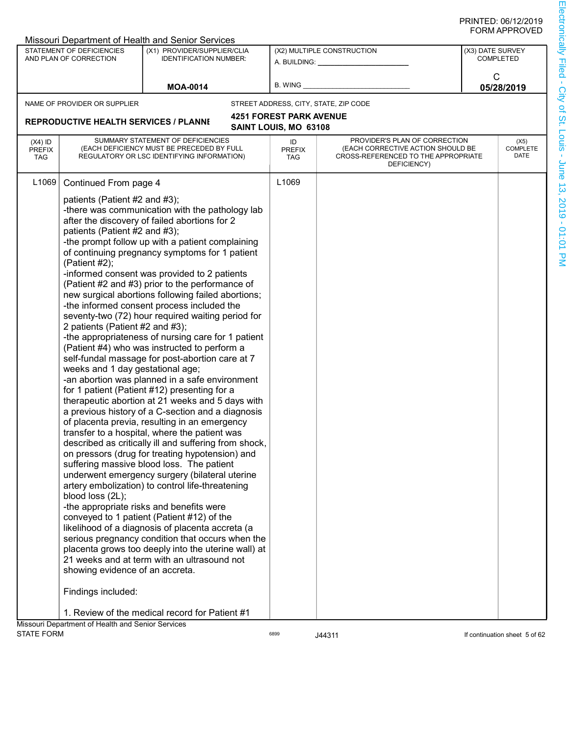Missouri Department of Health and Senior Services

| STATEMENT OF DEFICIENCIES AND PLAN OF CORRECTION | (X1) PROVIDER/SUPPLIER/CLIA IDENTIFICATION NUMBER: | (X2) MULTIPLE CONSTRUCTION | (X3) DATE SURVEY COMPLETED |
|---|---|---|---|
| | MOA-0014 | A. BUILDING: ______ B. WING ______ | C 05/28/2019 |

| NAME OF PROVIDER OR SUPPLIER | STREET ADDRESS, CITY, STATE, ZIP CODE |
|---|---|
| REPRODUCTIVE HEALTH SERVICES / PLANNE | 4251 FOREST PARK AVENUE SAINT LOUIS, MO 63108 |

| (X4) ID PREFIX TAG | SUMMARY STATEMENT OF DEFICIENCIES (EACH DEFICIENCY MUST BE PRECEDED BY FULL REGULATORY OR LSC IDENTIFYING INFORMATION) | ID PREFIX TAG | PROVIDER'S PLAN OF CORRECTION (EACH CORRECTIVE ACTION SHOULD BE CROSS-REFERENCED TO THE APPROPRIATE DEFICIENCY) | (X5) COMPLETE DATE |
|---|---|---|---|---|
| L1069 | Continued From page 4 | L1069 | | |

patients (Patient #2 and #3);
-there was communication with the pathology lab after the discovery of failed abortions for 2 patients (Patient #2 and #3);
-the prompt follow up with a patient complaining of continuing pregnancy symptoms for 1 patient (Patient #2);
-informed consent was provided to 2 patients (Patient #2 and #3) prior to the performance of new surgical abortions following failed abortions;
-the informed consent process included the seventy-two (72) hour required waiting period for 2 patients (Patient #2 and #3);
-the appropriateness of nursing care for 1 patient (Patient #4) who was instructed to perform a self-fundal massage for post-abortion care at 7 weeks and 1 day gestational age;
-an abortion was planned in a safe environment for 1 patient (Patient #12) presenting for a therapeutic abortion at 21 weeks and 5 days with a previous history of a C-section and a diagnosis of placenta previa, resulting in an emergency transfer to a hospital, where the patient was described as critically ill and suffering from shock, on pressors (drug for treating hypotension) and suffering massive blood loss. The patient underwent emergency surgery (bilateral uterine artery embolization) to control life-threatening blood loss (2L);
-the appropriate risks and benefits were conveyed to 1 patient (Patient #12) of the likelihood of a diagnosis of placenta accreta (a serious pregnancy condition that occurs when the placenta grows too deeply into the uterine wall) at 21 weeks and at term with an ultrasound not showing evidence of an accreta.

Findings included:

1. Review of the medical record for Patient #1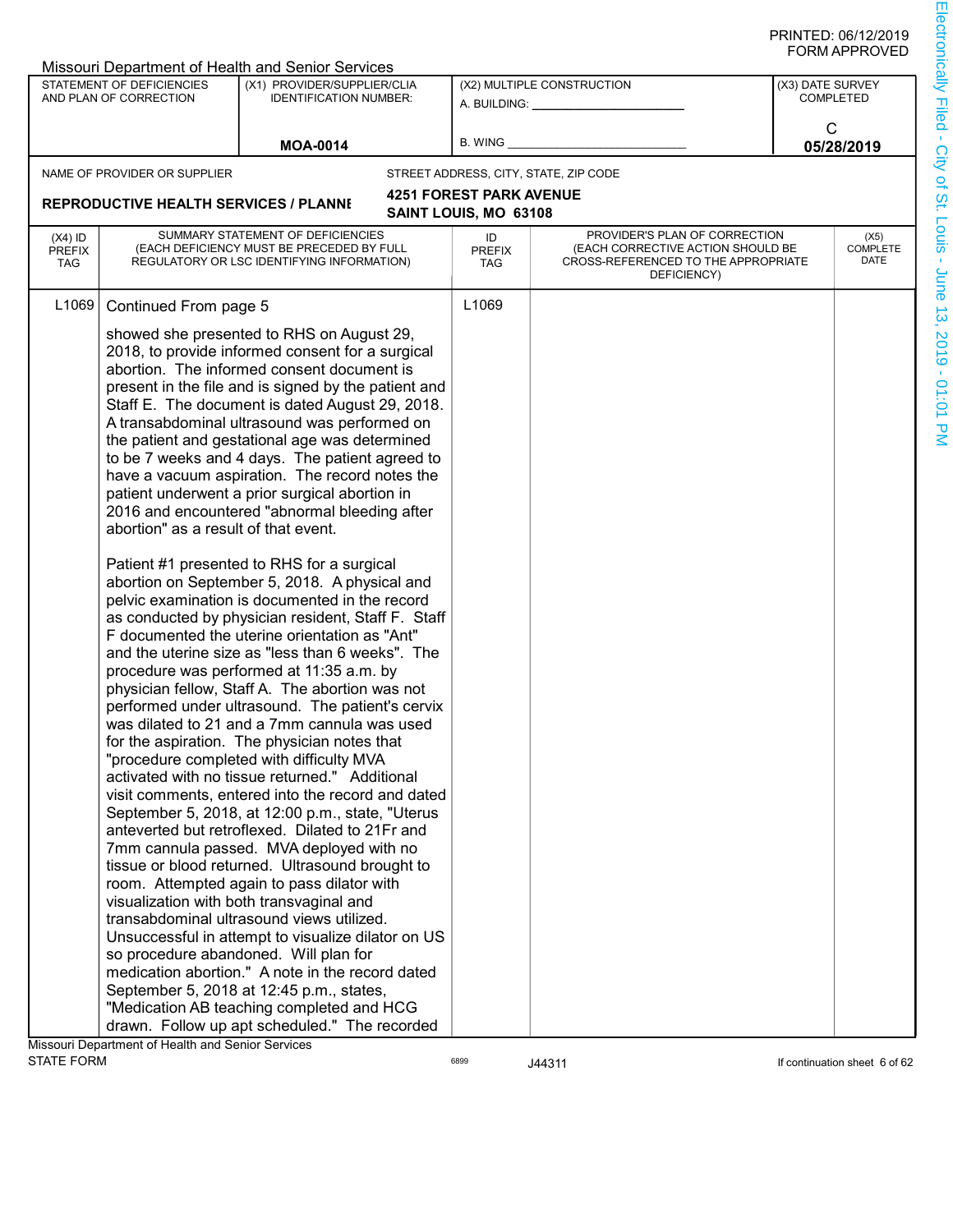Missouri Department of Health and Senior Services

| STATEMENT OF DEFICIENCIES AND PLAN OF CORRECTION | (X1) PROVIDER/SUPPLIER/CLIA IDENTIFICATION NUMBER: | (X2) MULTIPLE CONSTRUCTION | (X3) DATE SURVEY COMPLETED |
|---|---|---|---|
| | MOA-0014 | A. BUILDING: ______ B. WING ______ | C 05/28/2019 |

NAME OF PROVIDER OR SUPPLIER: **REPRODUCTIVE HEALTH SERVICES / PLANNE**

STREET ADDRESS, CITY, STATE, ZIP CODE: **4251 FOREST PARK AVENUE SAINT LOUIS, MO 63108**

| (X4) ID PREFIX TAG | SUMMARY STATEMENT OF DEFICIENCIES (EACH DEFICIENCY MUST BE PRECEDED BY FULL REGULATORY OR LSC IDENTIFYING INFORMATION) | ID PREFIX TAG | PROVIDER'S PLAN OF CORRECTION (EACH CORRECTIVE ACTION SHOULD BE CROSS-REFERENCED TO THE APPROPRIATE DEFICIENCY) | (X5) COMPLETE DATE |
|---|---|---|---|---|
| L1069 | Continued From page 5 | L1069 | | |

showed she presented to RHS on August 29, 2018, to provide informed consent for a surgical abortion. The informed consent document is present in the file and is signed by the patient and Staff E. The document is dated August 29, 2018. A transabdominal ultrasound was performed on the patient and gestational age was determined to be 7 weeks and 4 days. The patient agreed to have a vacuum aspiration. The record notes the patient underwent a prior surgical abortion in 2016 and encountered "abnormal bleeding after abortion" as a result of that event.

Patient #1 presented to RHS for a surgical abortion on September 5, 2018. A physical and pelvic examination is documented in the record as conducted by physician resident, Staff F. Staff F documented the uterine orientation as "Ant" and the uterine size as "less than 6 weeks". The procedure was performed at 11:35 a.m. by physician fellow, Staff A. The abortion was not performed under ultrasound. The patient's cervix was dilated to 21 and a 7mm cannula was used for the aspiration. The physician notes that "procedure completed with difficulty MVA activated with no tissue returned." Additional visit comments, entered into the record and dated September 5, 2018, at 12:00 p.m., state, "Uterus anteverted but retroflexed. Dilated to 21Fr and 7mm cannula passed. MVA deployed with no tissue or blood returned. Ultrasound brought to room. Attempted again to pass dilator with visualization with both transvaginal and transabdominal ultrasound views utilized. Unsuccessful in attempt to visualize dilator on US so procedure abandoned. Will plan for medication abortion." A note in the record dated September 5, 2018 at 12:45 p.m., states, "Medication AB teaching completed and HCG drawn. Follow up apt scheduled." The recorded

Missouri Department of Health and Senior Services
STATE FORM 6899 J44311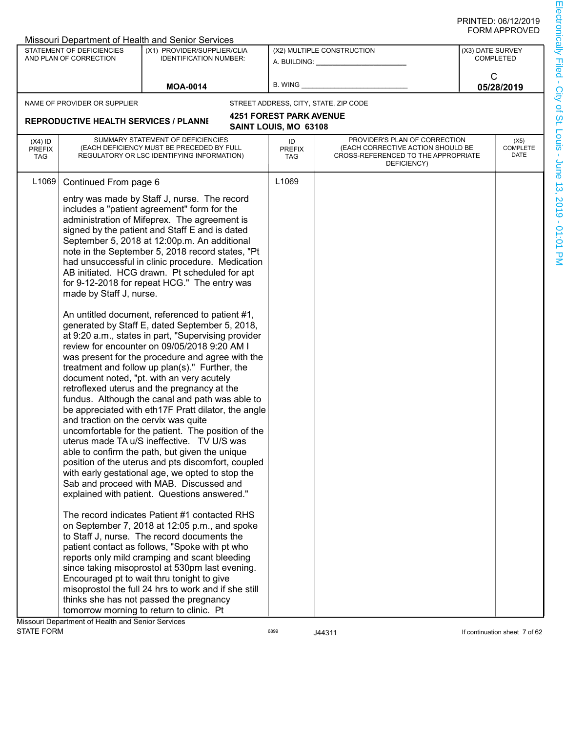L1069 Continued From page 6

entry was made by Staff J, nurse. The record includes a "patient agreement" form for the administration of Mifeprex. The agreement is signed by the patient and Staff E and is dated September 5, 2018 at 12:00p.m. An additional note in the September 5, 2018 record states, "Pt had unsuccessful in clinic procedure. Medication AB initiated. HCG drawn. Pt scheduled for apt for 9-12-2018 for repeat HCG." The entry was made by Staff J, nurse.

An untitled document, referenced to patient #1, generated by Staff E, dated September 5, 2018, at 9:20 a.m., states in part, "Supervising provider review for encounter on 09/05/2018 9:20 AM I was present for the procedure and agree with the treatment and follow up plan(s)." Further, the document noted, "pt. with an very acutely retroflexed uterus and the pregnancy at the fundus. Although the canal and path was able to be appreciated with eth17F Pratt dilator, the angle and traction on the cervix was quite uncomfortable for the patient. The position of the uterus made TA u/S ineffective. TV U/S was able to confirm the path, but given the unique position of the uterus and pts discomfort, coupled with early gestational age, we opted to stop the Sab and proceed with MAB. Discussed and explained with patient. Questions answered."

The record indicates Patient #1 contacted RHS on September 7, 2018 at 12:05 p.m., and spoke to Staff J, nurse. The record documents the patient contact as follows, "Spoke with pt who reports only mild cramping and scant bleeding since taking misoprostol at 530pm last evening. Encouraged pt to wait thru tonight to give misoprostol the full 24 hrs to work and if she still thinks she has not passed the pregnancy tomorrow morning to return to clinic. Pt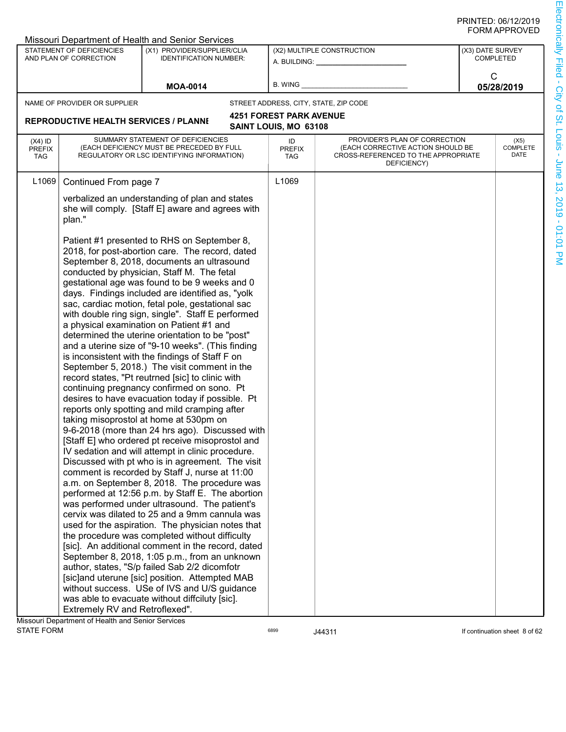Missouri Department of Health and Senior Services

| STATEMENT OF DEFICIENCIES AND PLAN OF CORRECTION | (X1) PROVIDER/SUPPLIER/CLIA IDENTIFICATION NUMBER: | (X2) MULTIPLE CONSTRUCTION | (X3) DATE SURVEY COMPLETED |
|---|---|---|---|
| | MOA-0014 | A. BUILDING: ______ B. WING ______ | C 05/28/2019 |

NAME OF PROVIDER OR SUPPLIER: **REPRODUCTIVE HEALTH SERVICES / PLANNE**

STREET ADDRESS, CITY, STATE, ZIP CODE: **4251 FOREST PARK AVENUE SAINT LOUIS, MO 63108**

| (X4) ID PREFIX TAG | SUMMARY STATEMENT OF DEFICIENCIES (EACH DEFICIENCY MUST BE PRECEDED BY FULL REGULATORY OR LSC IDENTIFYING INFORMATION) | ID PREFIX TAG | PROVIDER'S PLAN OF CORRECTION (EACH CORRECTIVE ACTION SHOULD BE CROSS-REFERENCED TO THE APPROPRIATE DEFICIENCY) | (X5) COMPLETE DATE |
|---|---|---|---|---|
| L1069 | Continued From page 7 | L1069 | | |

verbalized an understanding of plan and states she will comply. [Staff E] aware and agrees with plan."

Patient #1 presented to RHS on September 8, 2018, for post-abortion care. The record, dated September 8, 2018, documents an ultrasound conducted by physician, Staff M. The fetal gestational age was found to be 9 weeks and 0 days. Findings included are identified as, "yolk sac, cardiac motion, fetal pole, gestational sac with double ring sign, single". Staff E performed a physical examination on Patient #1 and determined the uterine orientation to be "post" and a uterine size of "9-10 weeks". (This finding is inconsistent with the findings of Staff F on September 5, 2018.) The visit comment in the record states, "Pt reutrned [sic] to clinic with continuing pregnancy confirmed on sono. Pt desires to have evacuation today if possible. Pt reports only spotting and mild cramping after taking misoprostol at home at 530pm on 9-6-2018 (more than 24 hrs ago). Discussed with [Staff E] who ordered pt receive misoprostol and IV sedation and will attempt in clinic procedure. Discussed with pt who is in agreement. The visit comment is recorded by Staff J, nurse at 11:00 a.m. on September 8, 2018. The procedure was performed at 12:56 p.m. by Staff E. The abortion was performed under ultrasound. The patient's cervix was dilated to 25 and a 9mm cannula was used for the aspiration. The physician notes that the procedure was completed without difficulty [sic]. An additional comment in the record, dated September 8, 2018, 1:05 p.m., from an unknown author, states, "S/p failed Sab 2/2 dicomfotr [sic]and uterune [sic] position. Attempted MAB without success. USe of IVS and U/S guidance was able to evacuate without diffciluty [sic]. Extremely RV and Retroflexed".

Missouri Department of Health and Senior Services
STATE FORM 6899 J44311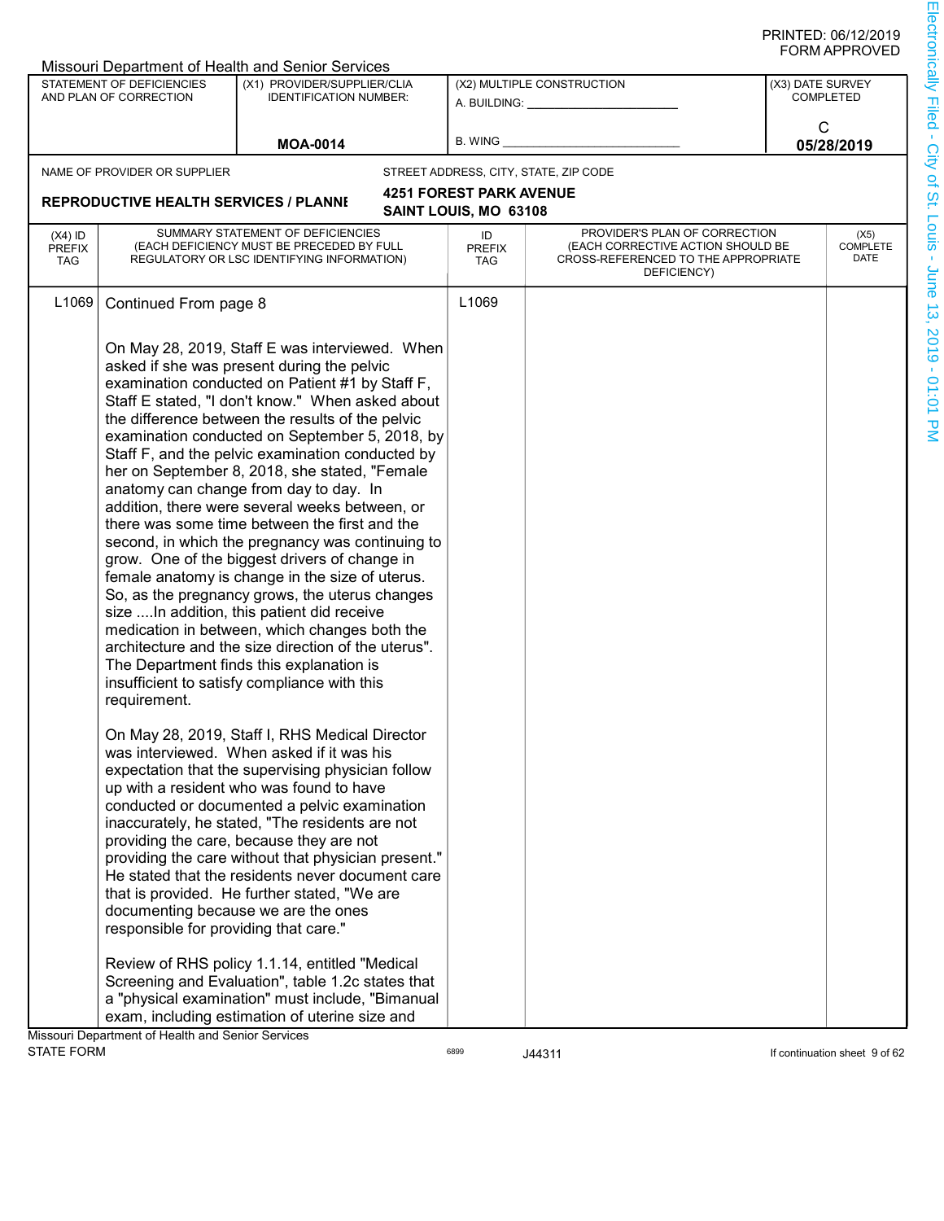Missouri Department of Health and Senior Services

| STATEMENT OF DEFICIENCIES AND PLAN OF CORRECTION | (X1) PROVIDER/SUPPLIER/CLIA IDENTIFICATION NUMBER: | (X2) MULTIPLE CONSTRUCTION | (X3) DATE SURVEY COMPLETED |
|---|---|---|---|
| | MOA-0014 | A. BUILDING: ______ B. WING ______ | C 05/28/2019 |

NAME OF PROVIDER OR SUPPLIER: **REPRODUCTIVE HEALTH SERVICES / PLANNE**

STREET ADDRESS, CITY, STATE, ZIP CODE: **4251 FOREST PARK AVENUE, SAINT LOUIS, MO 63108**

| (X4) ID PREFIX TAG | SUMMARY STATEMENT OF DEFICIENCIES (EACH DEFICIENCY MUST BE PRECEDED BY FULL REGULATORY OR LSC IDENTIFYING INFORMATION) | ID PREFIX TAG | PROVIDER'S PLAN OF CORRECTION (EACH CORRECTIVE ACTION SHOULD BE CROSS-REFERENCED TO THE APPROPRIATE DEFICIENCY) | (X5) COMPLETE DATE |
|---|---|---|---|---|
| L1069 | Continued From page 8 | L1069 | | |

On May 28, 2019, Staff E was interviewed. When asked if she was present during the pelvic examination conducted on Patient #1 by Staff F, Staff E stated, "I don't know." When asked about the difference between the results of the pelvic examination conducted on September 5, 2018, by Staff F, and the pelvic examination conducted by her on September 8, 2018, she stated, "Female anatomy can change from day to day. In addition, there were several weeks between, or there was some time between the first and the second, in which the pregnancy was continuing to grow. One of the biggest drivers of change in female anatomy is change in the size of uterus. So, as the pregnancy grows, the uterus changes size ....In addition, this patient did receive medication in between, which changes both the architecture and the size direction of the uterus". The Department finds this explanation is insufficient to satisfy compliance with this requirement.

On May 28, 2019, Staff I, RHS Medical Director was interviewed. When asked if it was his expectation that the supervising physician follow up with a resident who was found to have conducted or documented a pelvic examination inaccurately, he stated, "The residents are not providing the care, because they are not providing the care without that physician present." He stated that the residents never document care that is provided. He further stated, "We are documenting because we are the ones responsible for providing that care."

Review of RHS policy 1.1.14, entitled "Medical Screening and Evaluation", table 1.2c states that a "physical examination" must include, "Bimanual exam, including estimation of uterine size and

Missouri Department of Health and Senior Services
STATE FORM 6899 J44311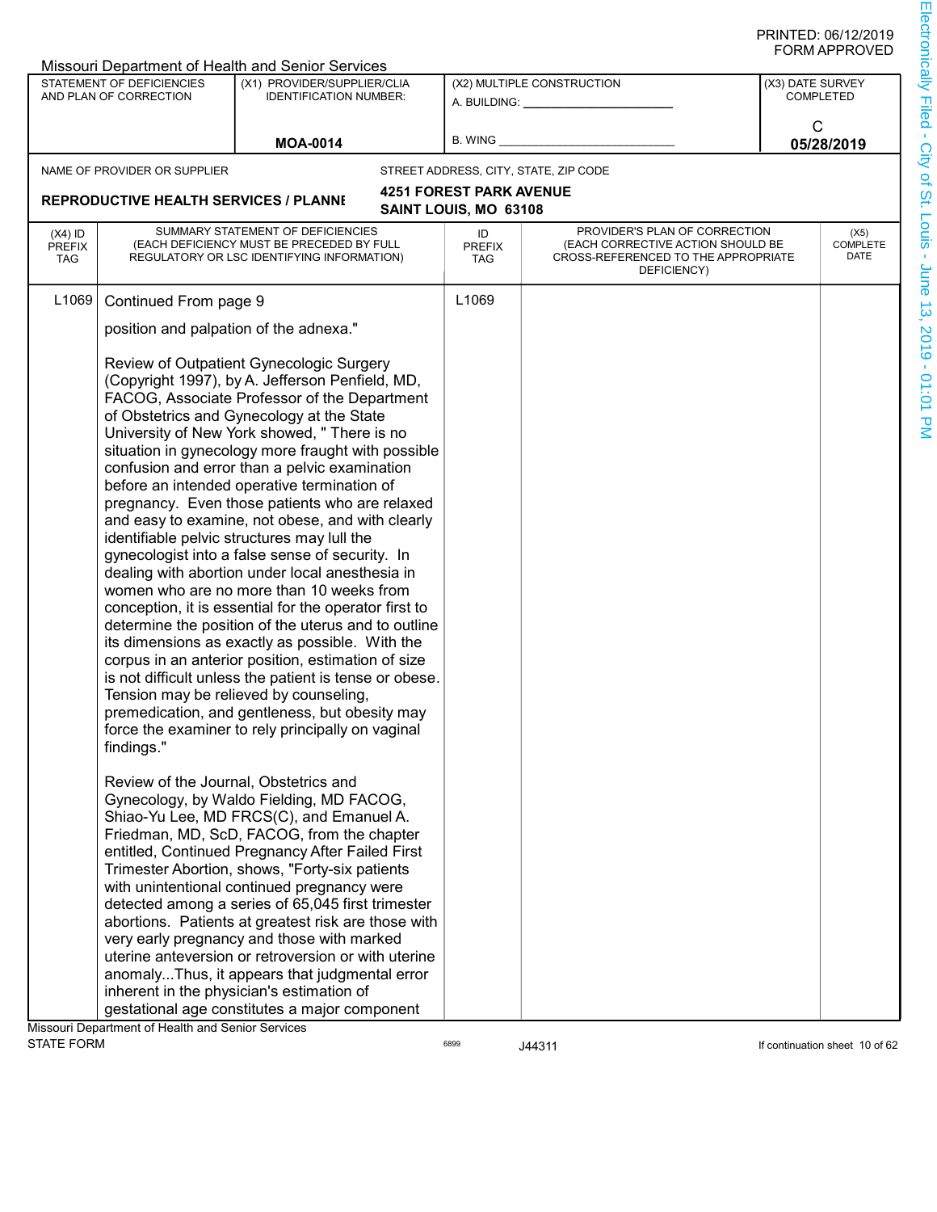| (X4) ID PREFIX TAG | SUMMARY STATEMENT OF DEFICIENCIES (EACH DEFICIENCY MUST BE PRECEDED BY FULL REGULATORY OR LSC IDENTIFYING INFORMATION) | ID PREFIX TAG | PROVIDER'S PLAN OF CORRECTION (EACH CORRECTIVE ACTION SHOULD BE CROSS-REFERENCED TO THE APPROPRIATE DEFICIENCY) | (X5) COMPLETE DATE |
|---|---|---|---|---|
| L1069 | Continued From page 9 | L1069 | | |

position and palpation of the adnexa."

Review of Outpatient Gynecologic Surgery (Copyright 1997), by A. Jefferson Penfield, MD, FACOG, Associate Professor of the Department of Obstetrics and Gynecology at the State University of New York showed, " There is no situation in gynecology more fraught with possible confusion and error than a pelvic examination before an intended operative termination of pregnancy. Even those patients who are relaxed and easy to examine, not obese, and with clearly identifiable pelvic structures may lull the gynecologist into a false sense of security. In dealing with abortion under local anesthesia in women who are no more than 10 weeks from conception, it is essential for the operator first to determine the position of the uterus and to outline its dimensions as exactly as possible. With the corpus in an anterior position, estimation of size is not difficult unless the patient is tense or obese. Tension may be relieved by counseling, premedication, and gentleness, but obesity may force the examiner to rely principally on vaginal findings."

Review of the Journal, Obstetrics and Gynecology, by Waldo Fielding, MD FACOG, Shiao-Yu Lee, MD FRCS(C), and Emanuel A. Friedman, MD, ScD, FACOG, from the chapter entitled, Continued Pregnancy After Failed First Trimester Abortion, shows, "Forty-six patients with unintentional continued pregnancy were detected among a series of 65,045 first trimester abortions. Patients at greatest risk are those with very early pregnancy and those with marked uterine anteversion or retroversion or with uterine anomaly...Thus, it appears that judgmental error inherent in the physician's estimation of gestational age constitutes a major component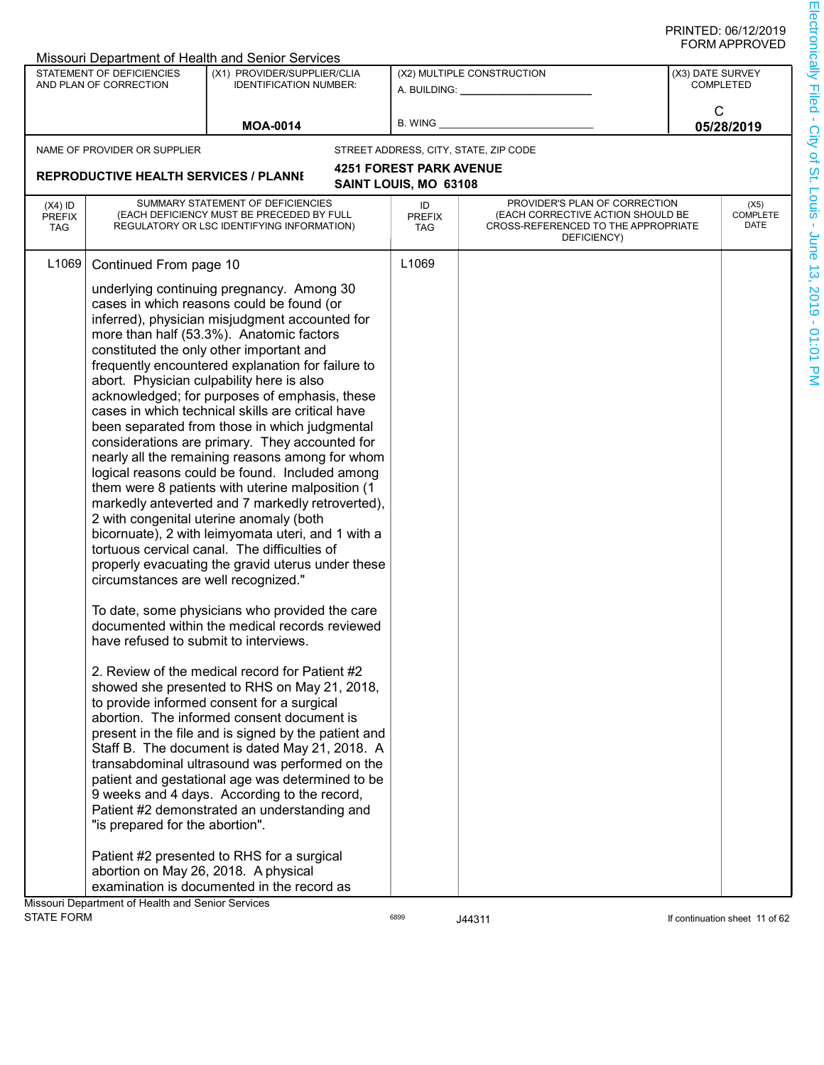| (X4) ID PREFIX TAG | SUMMARY STATEMENT OF DEFICIENCIES (EACH DEFICIENCY MUST BE PRECEDED BY FULL REGULATORY OR LSC IDENTIFYING INFORMATION) | ID PREFIX TAG | PROVIDER'S PLAN OF CORRECTION (EACH CORRECTIVE ACTION SHOULD BE CROSS-REFERENCED TO THE APPROPRIATE DEFICIENCY) | (X5) COMPLETE DATE |
|---|---|---|---|---|
| L1069 | Continued From page 10 | L1069 | | |

underlying continuing pregnancy. Among 30 cases in which reasons could be found (or inferred), physician misjudgment accounted for more than half (53.3%). Anatomic factors constituted the only other important and frequently encountered explanation for failure to abort. Physician culpability here is also acknowledged; for purposes of emphasis, these cases in which technical skills are critical have been separated from those in which judgmental considerations are primary. They accounted for nearly all the remaining reasons among for whom logical reasons could be found. Included among them were 8 patients with uterine malposition (1 markedly anteverted and 7 markedly retroverted), 2 with congenital uterine anomaly (both bicornuate), 2 with leimyomata uteri, and 1 with a tortuous cervical canal. The difficulties of properly evacuating the gravid uterus under these circumstances are well recognized."

To date, some physicians who provided the care documented within the medical records reviewed have refused to submit to interviews.

2. Review of the medical record for Patient #2 showed she presented to RHS on May 21, 2018, to provide informed consent for a surgical abortion. The informed consent document is present in the file and is signed by the patient and Staff B. The document is dated May 21, 2018. A transabdominal ultrasound was performed on the patient and gestational age was determined to be 9 weeks and 4 days. According to the record, Patient #2 demonstrated an understanding and "is prepared for the abortion".

Patient #2 presented to RHS for a surgical abortion on May 26, 2018. A physical examination is documented in the record as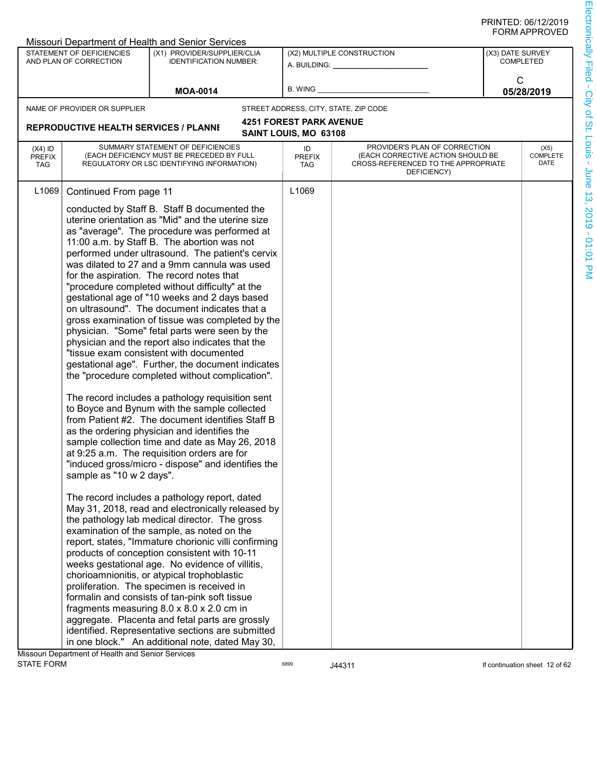Missouri Department of Health and Senior Services

| STATEMENT OF DEFICIENCIES AND PLAN OF CORRECTION | (X1) PROVIDER/SUPPLIER/CLIA IDENTIFICATION NUMBER: | (X2) MULTIPLE CONSTRUCTION | (X3) DATE SURVEY COMPLETED |
|---|---|---|---|
| | MOA-0014 | A. BUILDING: ______ B. WING ______ | C 05/28/2019 |

| NAME OF PROVIDER OR SUPPLIER | STREET ADDRESS, CITY, STATE, ZIP CODE |
|---|---|
| REPRODUCTIVE HEALTH SERVICES / PLANNE | 4251 FOREST PARK AVENUE SAINT LOUIS, MO 63108 |

| (X4) ID PREFIX TAG | SUMMARY STATEMENT OF DEFICIENCIES (EACH DEFICIENCY MUST BE PRECEDED BY FULL REGULATORY OR LSC IDENTIFYING INFORMATION) | ID PREFIX TAG | PROVIDER'S PLAN OF CORRECTION (EACH CORRECTIVE ACTION SHOULD BE CROSS-REFERENCED TO THE APPROPRIATE DEFICIENCY) | (X5) COMPLETE DATE |
|---|---|---|---|---|
| L1069 | Continued From page 11 | L1069 | | |

conducted by Staff B. Staff B documented the uterine orientation as "Mid" and the uterine size as "average". The procedure was performed at 11:00 a.m. by Staff B. The abortion was not performed under ultrasound. The patient's cervix was dilated to 27 and a 9mm cannula was used for the aspiration. The record notes that "procedure completed without difficulty" at the gestational age of "10 weeks and 2 days based on ultrasound". The document indicates that a gross examination of tissue was completed by the physician. "Some" fetal parts were seen by the physician and the report also indicates that the "tissue exam consistent with documented gestational age". Further, the document indicates the "procedure completed without complication".

The record includes a pathology requisition sent to Boyce and Bynum with the sample collected from Patient #2. The document identifies Staff B as the ordering physician and identifies the sample collection time and date as May 26, 2018 at 9:25 a.m. The requisition orders are for "induced gross/micro - dispose" and identifies the sample as "10 w 2 days".

The record includes a pathology report, dated May 31, 2018, read and electronically released by the pathology lab medical director. The gross examination of the sample, as noted on the report, states, "Immature chorionic villi confirming products of conception consistent with 10-11 weeks gestational age. No evidence of villitis, chorioamnionitis, or atypical trophoblastic proliferation. The specimen is received in formalin and consists of tan-pink soft tissue fragments measuring 8.0 x 8.0 x 2.0 cm in aggregate. Placenta and fetal parts are grossly identified. Representative sections are submitted in one block." An additional note, dated May 30,

Missouri Department of Health and Senior Services
STATE FORM 6899 J44311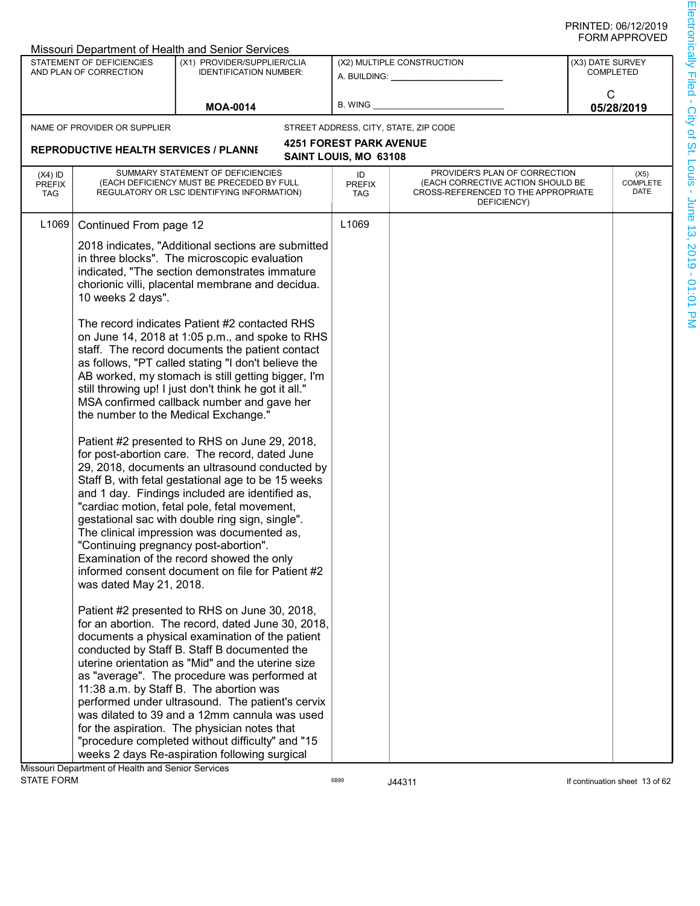Missouri Department of Health and Senior Services

| STATEMENT OF DEFICIENCIES AND PLAN OF CORRECTION | (X1) PROVIDER/SUPPLIER/CLIA IDENTIFICATION NUMBER: | (X2) MULTIPLE CONSTRUCTION | (X3) DATE SURVEY COMPLETED |
|---|---|---|---|
| | MOA-0014 | A. BUILDING: ______ B. WING ______ | C 05/28/2019 |

| NAME OF PROVIDER OR SUPPLIER | STREET ADDRESS, CITY, STATE, ZIP CODE |
|---|---|
| REPRODUCTIVE HEALTH SERVICES / PLANNE | 4251 FOREST PARK AVENUE SAINT LOUIS, MO 63108 |

| (X4) ID PREFIX TAG | SUMMARY STATEMENT OF DEFICIENCIES (EACH DEFICIENCY MUST BE PRECEDED BY FULL REGULATORY OR LSC IDENTIFYING INFORMATION) | ID PREFIX TAG | PROVIDER'S PLAN OF CORRECTION (EACH CORRECTIVE ACTION SHOULD BE CROSS-REFERENCED TO THE APPROPRIATE DEFICIENCY) | (X5) COMPLETE DATE |
|---|---|---|---|---|
| L1069 | Continued From page 12 | L1069 | | |

2018 indicates, "Additional sections are submitted in three blocks". The microscopic evaluation indicated, "The section demonstrates immature chorionic villi, placental membrane and decidua. 10 weeks 2 days".

The record indicates Patient #2 contacted RHS on June 14, 2018 at 1:05 p.m., and spoke to RHS staff. The record documents the patient contact as follows, "PT called stating "I don't believe the AB worked, my stomach is still getting bigger, I'm still throwing up! I just don't think he got it all." MSA confirmed callback number and gave her the number to the Medical Exchange."

Patient #2 presented to RHS on June 29, 2018, for post-abortion care. The record, dated June 29, 2018, documents an ultrasound conducted by Staff B, with fetal gestational age to be 15 weeks and 1 day. Findings included are identified as, "cardiac motion, fetal pole, fetal movement, gestational sac with double ring sign, single". The clinical impression was documented as, "Continuing pregnancy post-abortion". Examination of the record showed the only informed consent document on file for Patient #2 was dated May 21, 2018.

Patient #2 presented to RHS on June 30, 2018, for an abortion. The record, dated June 30, 2018, documents a physical examination of the patient conducted by Staff B. Staff B documented the uterine orientation as "Mid" and the uterine size as "average". The procedure was performed at 11:38 a.m. by Staff B. The abortion was performed under ultrasound. The patient's cervix was dilated to 39 and a 12mm cannula was used for the aspiration. The physician notes that "procedure completed without difficulty" and "15 weeks 2 days Re-aspiration following surgical

Missouri Department of Health and Senior Services
STATE FORM 6899 J44311 If continuation sheet 13 of 62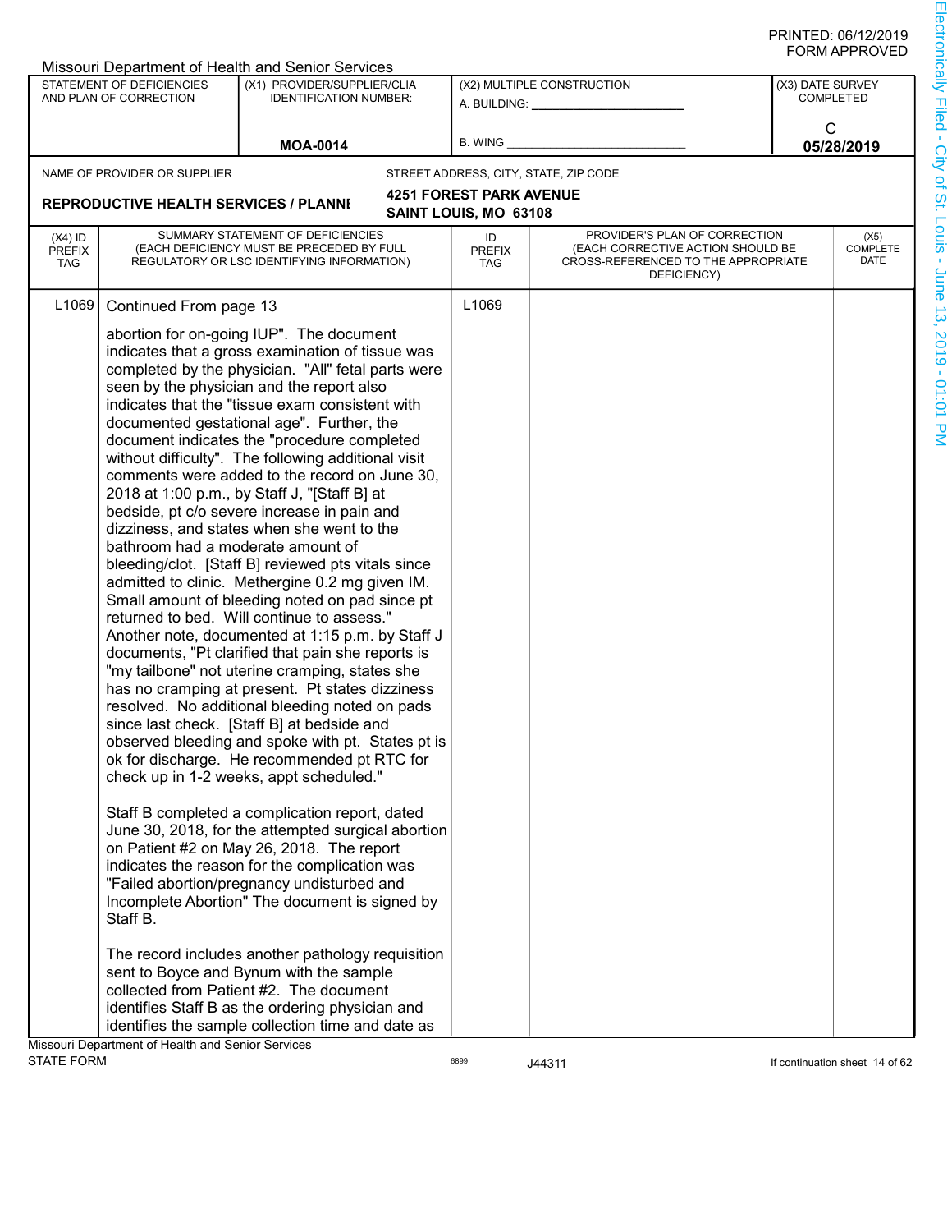| (X4) ID PREFIX TAG | SUMMARY STATEMENT OF DEFICIENCIES (EACH DEFICIENCY MUST BE PRECEDED BY FULL REGULATORY OR LSC IDENTIFYING INFORMATION) | ID PREFIX TAG | PROVIDER'S PLAN OF CORRECTION (EACH CORRECTIVE ACTION SHOULD BE CROSS-REFERENCED TO THE APPROPRIATE DEFICIENCY) | (X5) COMPLETE DATE |
|---|---|---|---|---|
| L1069 | Continued From page 13 | L1069 | | |

abortion for on-going IUP". The document indicates that a gross examination of tissue was completed by the physician. "All" fetal parts were seen by the physician and the report also indicates that the "tissue exam consistent with documented gestational age". Further, the document indicates the "procedure completed without difficulty". The following additional visit comments were added to the record on June 30, 2018 at 1:00 p.m., by Staff J, "[Staff B] at bedside, pt c/o severe increase in pain and dizziness, and states when she went to the bathroom had a moderate amount of bleeding/clot. [Staff B] reviewed pts vitals since admitted to clinic. Methergine 0.2 mg given IM. Small amount of bleeding noted on pad since pt returned to bed. Will continue to assess." Another note, documented at 1:15 p.m. by Staff J documents, "Pt clarified that pain she reports is "my tailbone" not uterine cramping, states she has no cramping at present. Pt states dizziness resolved. No additional bleeding noted on pads since last check. [Staff B] at bedside and observed bleeding and spoke with pt. States pt is ok for discharge. He recommended pt RTC for check up in 1-2 weeks, appt scheduled."

Staff B completed a complication report, dated June 30, 2018, for the attempted surgical abortion on Patient #2 on May 26, 2018. The report indicates the reason for the complication was "Failed abortion/pregnancy undisturbed and Incomplete Abortion" The document is signed by Staff B.

The record includes another pathology requisition sent to Boyce and Bynum with the sample collected from Patient #2. The document identifies Staff B as the ordering physician and identifies the sample collection time and date as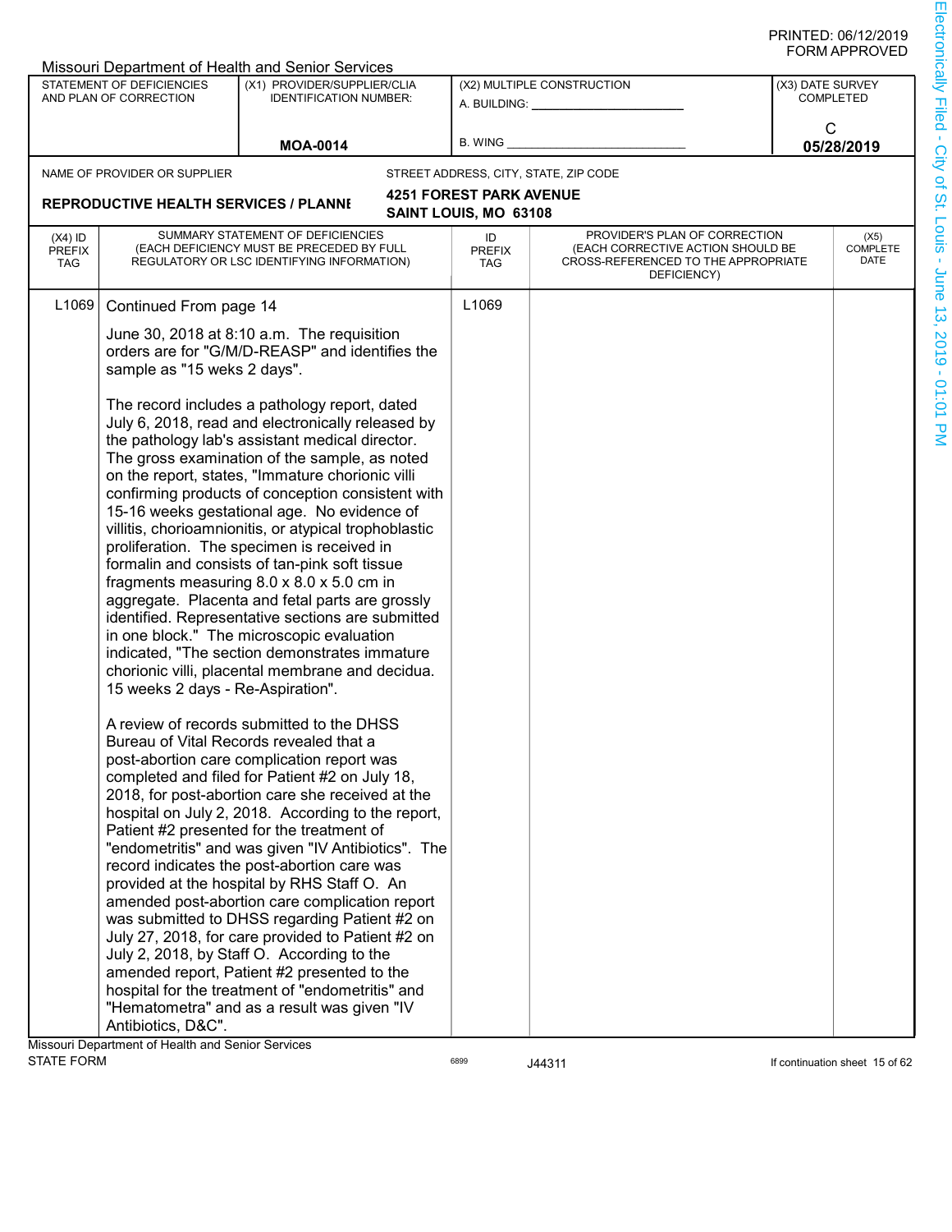Missouri Department of Health and Senior Services

| STATEMENT OF DEFICIENCIES AND PLAN OF CORRECTION | (X1) PROVIDER/SUPPLIER/CLIA IDENTIFICATION NUMBER: | (X2) MULTIPLE CONSTRUCTION | (X3) DATE SURVEY COMPLETED |
|---|---|---|---|
| | MOA-0014 | A. BUILDING: ______ B. WING ______ | C 05/28/2019 |

| NAME OF PROVIDER OR SUPPLIER | STREET ADDRESS, CITY, STATE, ZIP CODE |
|---|---|
| REPRODUCTIVE HEALTH SERVICES / PLANNE | 4251 FOREST PARK AVENUE SAINT LOUIS, MO 63108 |

| (X4) ID PREFIX TAG | SUMMARY STATEMENT OF DEFICIENCIES (EACH DEFICIENCY MUST BE PRECEDED BY FULL REGULATORY OR LSC IDENTIFYING INFORMATION) | ID PREFIX TAG | PROVIDER'S PLAN OF CORRECTION (EACH CORRECTIVE ACTION SHOULD BE CROSS-REFERENCED TO THE APPROPRIATE DEFICIENCY) | (X5) COMPLETE DATE |
|---|---|---|---|---|
| L1069 | Continued From page 14 | L1069 | | |

June 30, 2018 at 8:10 a.m. The requisition orders are for "G/M/D-REASP" and identifies the sample as "15 weks 2 days".

The record includes a pathology report, dated July 6, 2018, read and electronically released by the pathology lab's assistant medical director. The gross examination of the sample, as noted on the report, states, "Immature chorionic villi confirming products of conception consistent with 15-16 weeks gestational age. No evidence of villitis, chorioamnionitis, or atypical trophoblastic proliferation. The specimen is received in formalin and consists of tan-pink soft tissue fragments measuring 8.0 x 8.0 x 5.0 cm in aggregate. Placenta and fetal parts are grossly identified. Representative sections are submitted in one block." The microscopic evaluation indicated, "The section demonstrates immature chorionic villi, placental membrane and decidua. 15 weeks 2 days - Re-Aspiration".

A review of records submitted to the DHSS Bureau of Vital Records revealed that a post-abortion care complication report was completed and filed for Patient #2 on July 18, 2018, for post-abortion care she received at the hospital on July 2, 2018. According to the report, Patient #2 presented for the treatment of "endometritis" and was given "IV Antibiotics". The record indicates the post-abortion care was provided at the hospital by RHS Staff O. An amended post-abortion care complication report was submitted to DHSS regarding Patient #2 on July 27, 2018, for care provided to Patient #2 on July 2, 2018, by Staff O. According to the amended report, Patient #2 presented to the hospital for the treatment of "endometritis" and "Hematometra" and as a result was given "IV Antibiotics, D&C".

Missouri Department of Health and Senior Services
STATE FORM 6899 J44311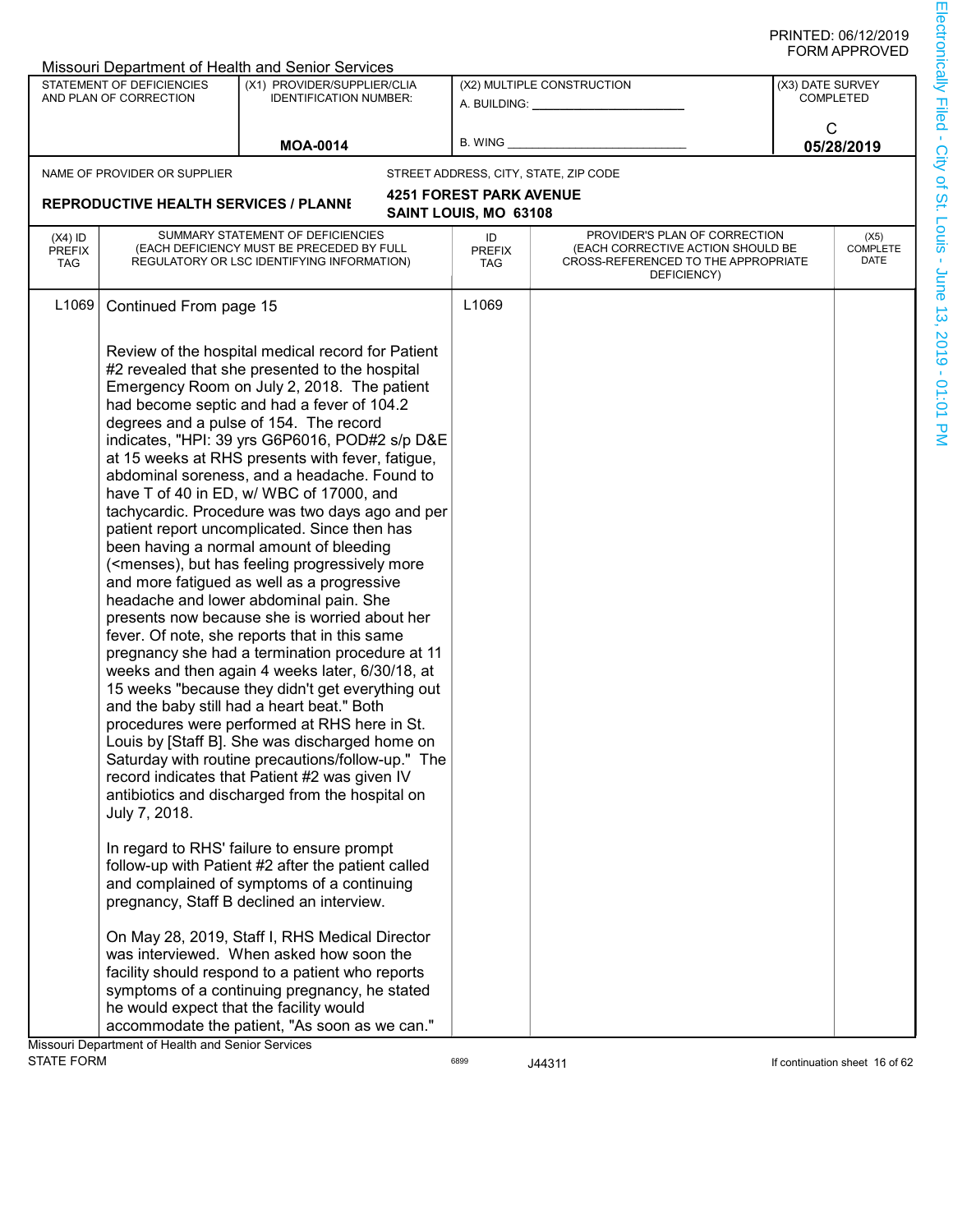Missouri Department of Health and Senior Services

| STATEMENT OF DEFICIENCIES AND PLAN OF CORRECTION | (X1) PROVIDER/SUPPLIER/CLIA IDENTIFICATION NUMBER: | (X2) MULTIPLE CONSTRUCTION | (X3) DATE SURVEY COMPLETED |
|---|---|---|---|
| | MOA-0014 | A. BUILDING: ______ B. WING ______ | C 05/28/2019 |

| NAME OF PROVIDER OR SUPPLIER | STREET ADDRESS, CITY, STATE, ZIP CODE |
|---|---|
| REPRODUCTIVE HEALTH SERVICES / PLANNE | 4251 FOREST PARK AVENUE SAINT LOUIS, MO 63108 |

| (X4) ID PREFIX TAG | SUMMARY STATEMENT OF DEFICIENCIES (EACH DEFICIENCY MUST BE PRECEDED BY FULL REGULATORY OR LSC IDENTIFYING INFORMATION) | ID PREFIX TAG | PROVIDER'S PLAN OF CORRECTION (EACH CORRECTIVE ACTION SHOULD BE CROSS-REFERENCED TO THE APPROPRIATE DEFICIENCY) | (X5) COMPLETE DATE |
|---|---|---|---|---|
| L1069 | Continued From page 15 | L1069 | | |

Review of the hospital medical record for Patient #2 revealed that she presented to the hospital Emergency Room on July 2, 2018. The patient had become septic and had a fever of 104.2 degrees and a pulse of 154. The record indicates, "HPI: 39 yrs G6P6016, POD#2 s/p D&E at 15 weeks at RHS presents with fever, fatigue, abdominal soreness, and a headache. Found to have T of 40 in ED, w/ WBC of 17000, and tachycardic. Procedure was two days ago and per patient report uncomplicated. Since then has been having a normal amount of bleeding (<menses), but has feeling progressively more and more fatigued as well as a progressive headache and lower abdominal pain. She presents now because she is worried about her fever. Of note, she reports that in this same pregnancy she had a termination procedure at 11 weeks and then again 4 weeks later, 6/30/18, at 15 weeks "because they didn't get everything out and the baby still had a heart beat." Both procedures were performed at RHS here in St. Louis by [Staff B]. She was discharged home on Saturday with routine precautions/follow-up." The record indicates that Patient #2 was given IV antibiotics and discharged from the hospital on July 7, 2018.

In regard to RHS' failure to ensure prompt follow-up with Patient #2 after the patient called and complained of symptoms of a continuing pregnancy, Staff B declined an interview.

On May 28, 2019, Staff I, RHS Medical Director was interviewed. When asked how soon the facility should respond to a patient who reports symptoms of a continuing pregnancy, he stated he would expect that the facility would accommodate the patient, "As soon as we can."

Missouri Department of Health and Senior Services
STATE FORM 6899 J44311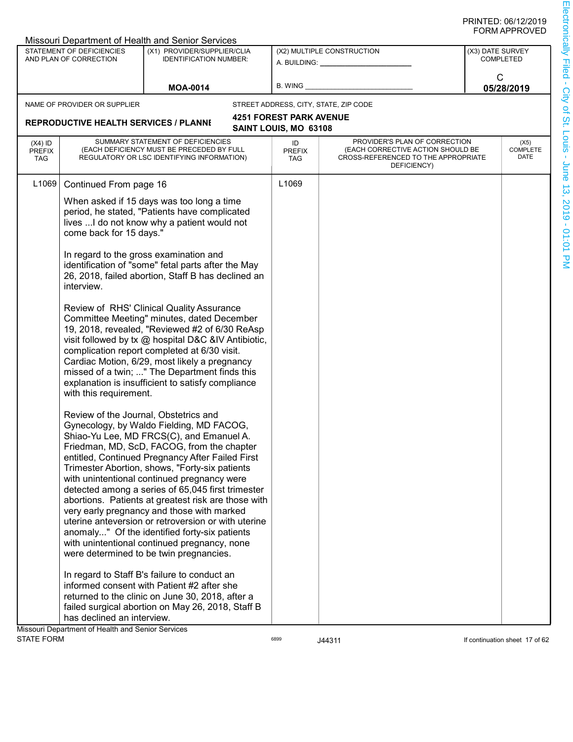| (X4) ID PREFIX TAG | SUMMARY STATEMENT OF DEFICIENCIES (EACH DEFICIENCY MUST BE PRECEDED BY FULL REGULATORY OR LSC IDENTIFYING INFORMATION) | ID PREFIX TAG | PROVIDER'S PLAN OF CORRECTION (EACH CORRECTIVE ACTION SHOULD BE CROSS-REFERENCED TO THE APPROPRIATE DEFICIENCY) | (X5) COMPLETE DATE |
|---|---|---|---|---|
| L1069 | Continued From page 16 | L1069 | | |

When asked if 15 days was too long a time period, he stated, "Patients have complicated lives ...I do not know why a patient would not come back for 15 days."

In regard to the gross examination and identification of "some" fetal parts after the May 26, 2018, failed abortion, Staff B has declined an interview.

Review of RHS' Clinical Quality Assurance Committee Meeting" minutes, dated December 19, 2018, revealed, "Reviewed #2 of 6/30 ReAsp visit followed by tx @ hospital D&C &IV Antibiotic, complication report completed at 6/30 visit. Cardiac Motion, 6/29, most likely a pregnancy missed of a twin; ..." The Department finds this explanation is insufficient to satisfy compliance with this requirement.

Review of the Journal, Obstetrics and Gynecology, by Waldo Fielding, MD FACOG, Shiao-Yu Lee, MD FRCS(C), and Emanuel A. Friedman, MD, ScD, FACOG, from the chapter entitled, Continued Pregnancy After Failed First Trimester Abortion, shows, "Forty-six patients with unintentional continued pregnancy were detected among a series of 65,045 first trimester abortions. Patients at greatest risk are those with very early pregnancy and those with marked uterine anteversion or retroversion or with uterine anomaly..." Of the identified forty-six patients with unintentional continued pregnancy, none were determined to be twin pregnancies.

In regard to Staff B's failure to conduct an informed consent with Patient #2 after she returned to the clinic on June 30, 2018, after a failed surgical abortion on May 26, 2018, Staff B has declined an interview.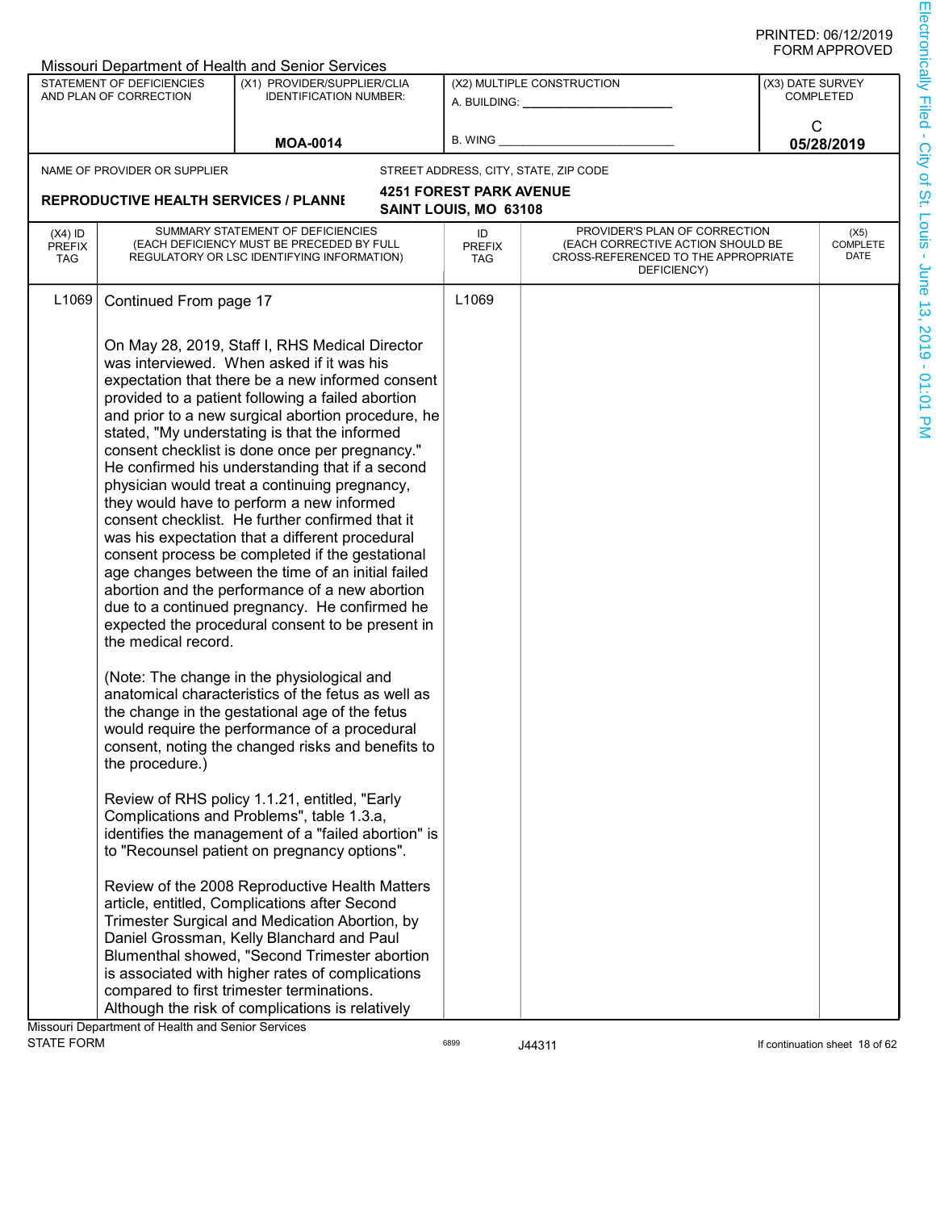| (X4) ID PREFIX TAG | SUMMARY STATEMENT OF DEFICIENCIES (EACH DEFICIENCY MUST BE PRECEDED BY FULL REGULATORY OR LSC IDENTIFYING INFORMATION) | ID PREFIX TAG | PROVIDER'S PLAN OF CORRECTION (EACH CORRECTIVE ACTION SHOULD BE CROSS-REFERENCED TO THE APPROPRIATE DEFICIENCY) | (X5) COMPLETE DATE |
|---|---|---|---|---|
| L1069 | Continued From page 17 | L1069 | | |

On May 28, 2019, Staff I, RHS Medical Director was interviewed. When asked if it was his expectation that there be a new informed consent provided to a patient following a failed abortion and prior to a new surgical abortion procedure, he stated, "My understating is that the informed consent checklist is done once per pregnancy." He confirmed his understanding that if a second physician would treat a continuing pregnancy, they would have to perform a new informed consent checklist. He further confirmed that it was his expectation that a different procedural consent process be completed if the gestational age changes between the time of an initial failed abortion and the performance of a new abortion due to a continued pregnancy. He confirmed he expected the procedural consent to be present in the medical record.

(Note: The change in the physiological and anatomical characteristics of the fetus as well as the change in the gestational age of the fetus would require the performance of a procedural consent, noting the changed risks and benefits to the procedure.)

Review of RHS policy 1.1.21, entitled, "Early Complications and Problems", table 1.3.a, identifies the management of a "failed abortion" is to "Recounsel patient on pregnancy options".

Review of the 2008 Reproductive Health Matters article, entitled, Complications after Second Trimester Surgical and Medication Abortion, by Daniel Grossman, Kelly Blanchard and Paul Blumenthal showed, "Second Trimester abortion is associated with higher rates of complications compared to first trimester terminations. Although the risk of complications is relatively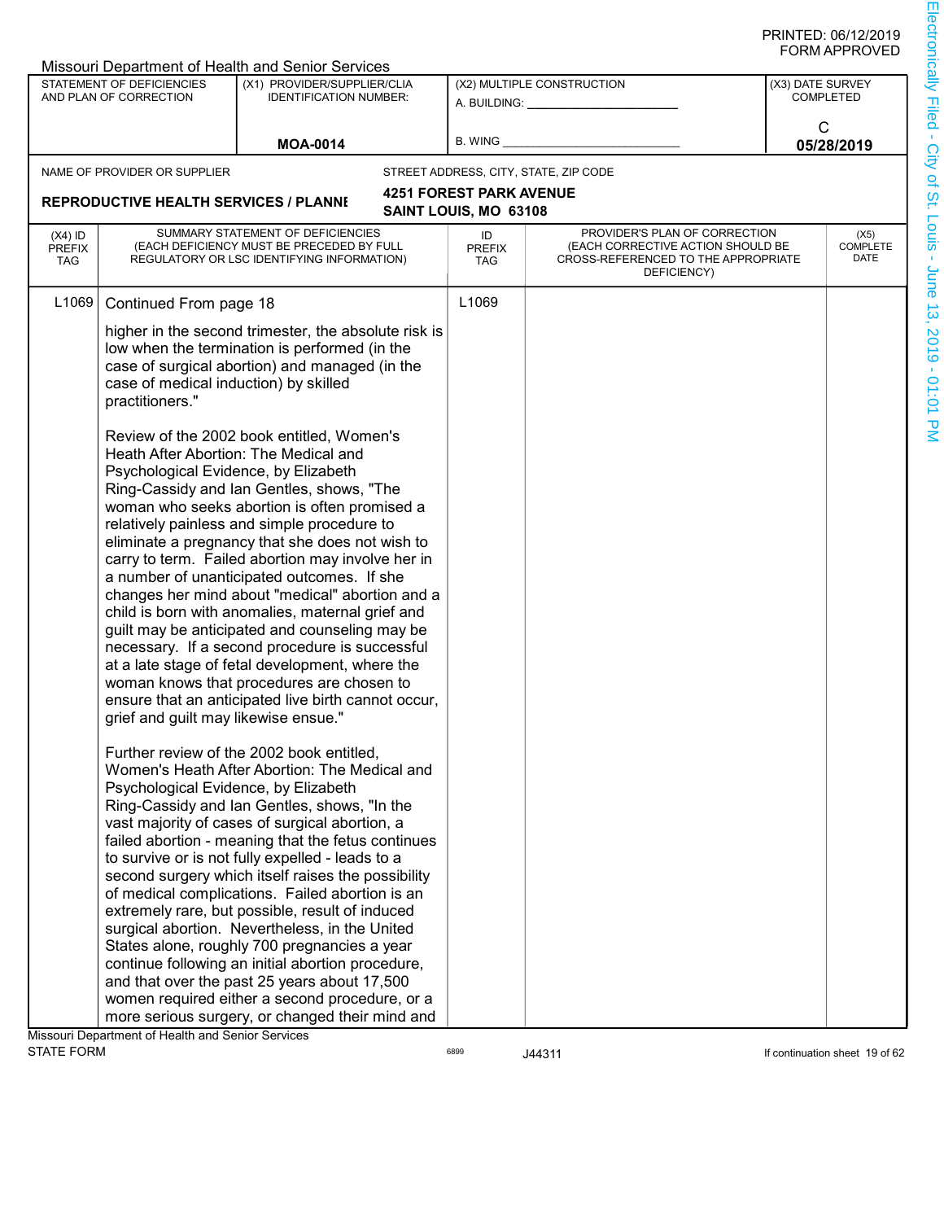Missouri Department of Health and Senior Services

| STATEMENT OF DEFICIENCIES AND PLAN OF CORRECTION | (X1) PROVIDER/SUPPLIER/CLIA IDENTIFICATION NUMBER: | (X2) MULTIPLE CONSTRUCTION | (X3) DATE SURVEY COMPLETED |
|---|---|---|---|
| | MOA-0014 | A. BUILDING: ______ B. WING ______ | C 05/28/2019 |

| NAME OF PROVIDER OR SUPPLIER | STREET ADDRESS, CITY, STATE, ZIP CODE |
|---|---|
| REPRODUCTIVE HEALTH SERVICES / PLANNE | 4251 FOREST PARK AVENUE SAINT LOUIS, MO 63108 |

| (X4) ID PREFIX TAG | SUMMARY STATEMENT OF DEFICIENCIES (EACH DEFICIENCY MUST BE PRECEDED BY FULL REGULATORY OR LSC IDENTIFYING INFORMATION) | ID PREFIX TAG | PROVIDER'S PLAN OF CORRECTION (EACH CORRECTIVE ACTION SHOULD BE CROSS-REFERENCED TO THE APPROPRIATE DEFICIENCY) | (X5) COMPLETE DATE |
|---|---|---|---|---|
| L1069 | Continued From page 18 | L1069 | | |

higher in the second trimester, the absolute risk is low when the termination is performed (in the case of surgical abortion) and managed (in the case of medical induction) by skilled practitioners."

Review of the 2002 book entitled, Women's Heath After Abortion: The Medical and Psychological Evidence, by Elizabeth Ring-Cassidy and Ian Gentles, shows, "The woman who seeks abortion is often promised a relatively painless and simple procedure to eliminate a pregnancy that she does not wish to carry to term. Failed abortion may involve her in a number of unanticipated outcomes. If she changes her mind about "medical" abortion and a child is born with anomalies, maternal grief and guilt may be anticipated and counseling may be necessary. If a second procedure is successful at a late stage of fetal development, where the woman knows that procedures are chosen to ensure that an anticipated live birth cannot occur, grief and guilt may likewise ensue."

Further review of the 2002 book entitled, Women's Heath After Abortion: The Medical and Psychological Evidence, by Elizabeth Ring-Cassidy and Ian Gentles, shows, "In the vast majority of cases of surgical abortion, a failed abortion - meaning that the fetus continues to survive or is not fully expelled - leads to a second surgery which itself raises the possibility of medical complications. Failed abortion is an extremely rare, but possible, result of induced surgical abortion. Nevertheless, in the United States alone, roughly 700 pregnancies a year continue following an initial abortion procedure, and that over the past 25 years about 17,500 women required either a second procedure, or a more serious surgery, or changed their mind and

Missouri Department of Health and Senior Services
STATE FORM 6899 J44311 If continuation sheet 19 of 62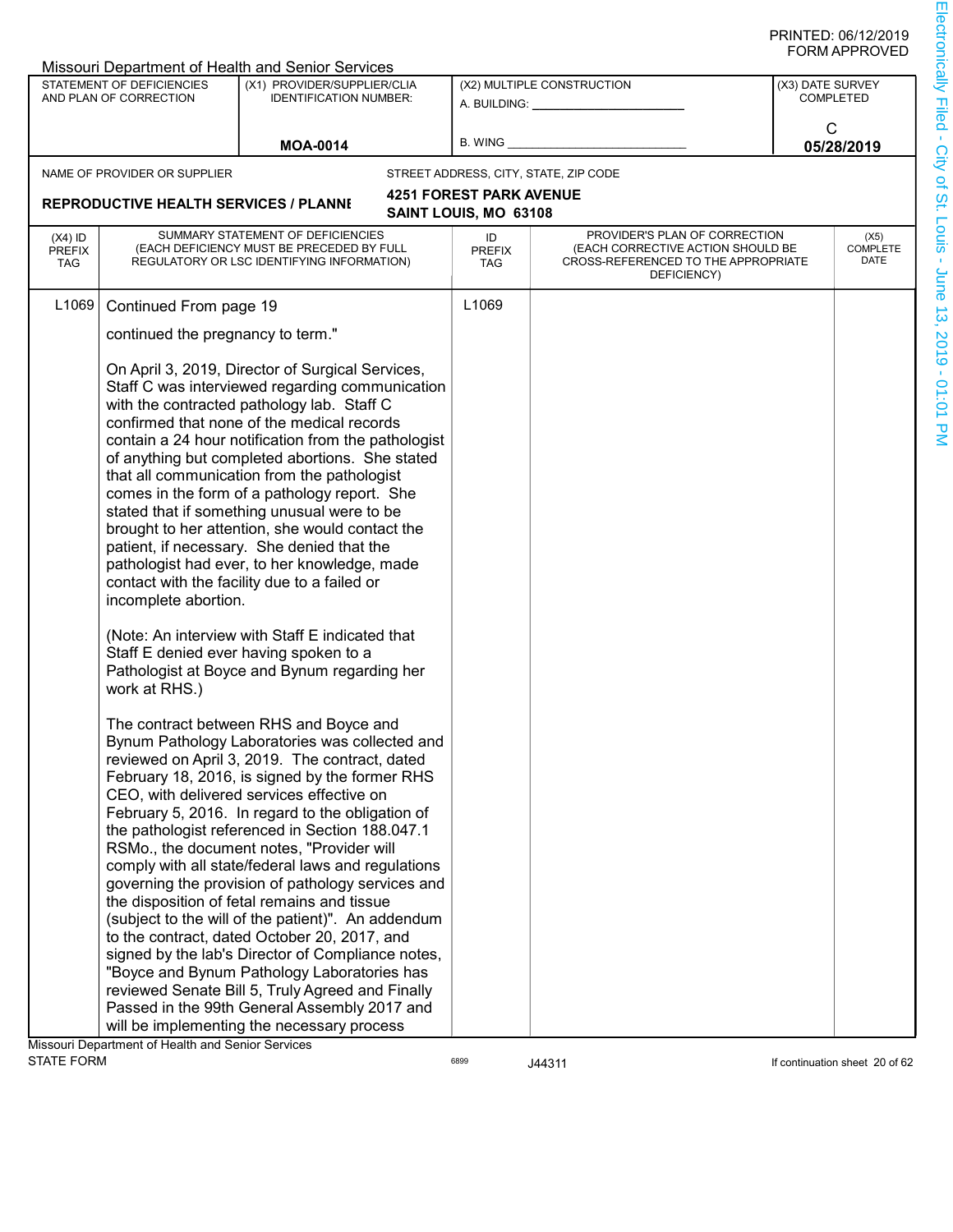Missouri Department of Health and Senior Services

| STATEMENT OF DEFICIENCIES AND PLAN OF CORRECTION | (X1) PROVIDER/SUPPLIER/CLIA IDENTIFICATION NUMBER: | (X2) MULTIPLE CONSTRUCTION | (X3) DATE SURVEY COMPLETED |
|---|---|---|---|
| | MOA-0014 | A. BUILDING: ______ B. WING ______ | C 05/28/2019 |

| NAME OF PROVIDER OR SUPPLIER | STREET ADDRESS, CITY, STATE, ZIP CODE |
|---|---|
| REPRODUCTIVE HEALTH SERVICES / PLANNE | 4251 FOREST PARK AVENUE SAINT LOUIS, MO 63108 |

| (X4) ID PREFIX TAG | SUMMARY STATEMENT OF DEFICIENCIES (EACH DEFICIENCY MUST BE PRECEDED BY FULL REGULATORY OR LSC IDENTIFYING INFORMATION) | ID PREFIX TAG | PROVIDER'S PLAN OF CORRECTION (EACH CORRECTIVE ACTION SHOULD BE CROSS-REFERENCED TO THE APPROPRIATE DEFICIENCY) | (X5) COMPLETE DATE |
|---|---|---|---|---|
| L1069 | Continued From page 19 | L1069 | | |

continued the pregnancy to term."

On April 3, 2019, Director of Surgical Services, Staff C was interviewed regarding communication with the contracted pathology lab. Staff C confirmed that none of the medical records contain a 24 hour notification from the pathologist of anything but completed abortions. She stated that all communication from the pathologist comes in the form of a pathology report. She stated that if something unusual were to be brought to her attention, she would contact the patient, if necessary. She denied that the pathologist had ever, to her knowledge, made contact with the facility due to a failed or incomplete abortion.

(Note: An interview with Staff E indicated that Staff E denied ever having spoken to a Pathologist at Boyce and Bynum regarding her work at RHS.)

The contract between RHS and Boyce and Bynum Pathology Laboratories was collected and reviewed on April 3, 2019. The contract, dated February 18, 2016, is signed by the former RHS CEO, with delivered services effective on February 5, 2016. In regard to the obligation of the pathologist referenced in Section 188.047.1 RSMo., the document notes, "Provider will comply with all state/federal laws and regulations governing the provision of pathology services and the disposition of fetal remains and tissue (subject to the will of the patient)". An addendum to the contract, dated October 20, 2017, and signed by the lab's Director of Compliance notes, "Boyce and Bynum Pathology Laboratories has reviewed Senate Bill 5, Truly Agreed and Finally Passed in the 99th General Assembly 2017 and will be implementing the necessary process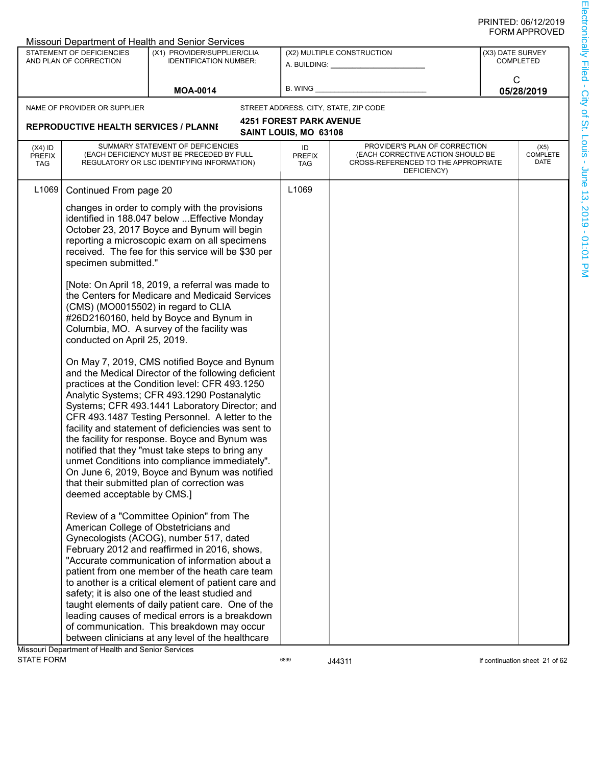Missouri Department of Health and Senior Services

| STATEMENT OF DEFICIENCIES AND PLAN OF CORRECTION | (X1) PROVIDER/SUPPLIER/CLIA IDENTIFICATION NUMBER: | (X2) MULTIPLE CONSTRUCTION | (X3) DATE SURVEY COMPLETED |
|---|---|---|---|
| | MOA-0014 | A. BUILDING: ______ B. WING ______ | C 05/28/2019 |

NAME OF PROVIDER OR SUPPLIER: **REPRODUCTIVE HEALTH SERVICES / PLANNE**

STREET ADDRESS, CITY, STATE, ZIP CODE: **4251 FOREST PARK AVENUE SAINT LOUIS, MO 63108**

| (X4) ID PREFIX TAG | SUMMARY STATEMENT OF DEFICIENCIES (EACH DEFICIENCY MUST BE PRECEDED BY FULL REGULATORY OR LSC IDENTIFYING INFORMATION) | ID PREFIX TAG | PROVIDER'S PLAN OF CORRECTION (EACH CORRECTIVE ACTION SHOULD BE CROSS-REFERENCED TO THE APPROPRIATE DEFICIENCY) | (X5) COMPLETE DATE |
|---|---|---|---|---|
| L1069 | Continued From page 20 | L1069 | | |

changes in order to comply with the provisions identified in 188.047 below ...Effective Monday October 23, 2017 Boyce and Bynum will begin reporting a microscopic exam on all specimens received. The fee for this service will be $30 per specimen submitted."

[Note: On April 18, 2019, a referral was made to the Centers for Medicare and Medicaid Services (CMS) (MO0015502) in regard to CLIA #26D2160160, held by Boyce and Bynum in Columbia, MO. A survey of the facility was conducted on April 25, 2019.

On May 7, 2019, CMS notified Boyce and Bynum and the Medical Director of the following deficient practices at the Condition level: CFR 493.1250 Analytic Systems; CFR 493.1290 Postanalytic Systems; CFR 493.1441 Laboratory Director; and CFR 493.1487 Testing Personnel. A letter to the facility and statement of deficiencies was sent to the facility for response. Boyce and Bynum was notified that they "must take steps to bring any unmet Conditions into compliance immediately". On June 6, 2019, Boyce and Bynum was notified that their submitted plan of correction was deemed acceptable by CMS.]

Review of a "Committee Opinion" from The American College of Obstetricians and Gynecologists (ACOG), number 517, dated February 2012 and reaffirmed in 2016, shows, "Accurate communication of information about a patient from one member of the heath care team to another is a critical element of patient care and safety; it is also one of the least studied and taught elements of daily patient care. One of the leading causes of medical errors is a breakdown of communication. This breakdown may occur between clinicians at any level of the healthcare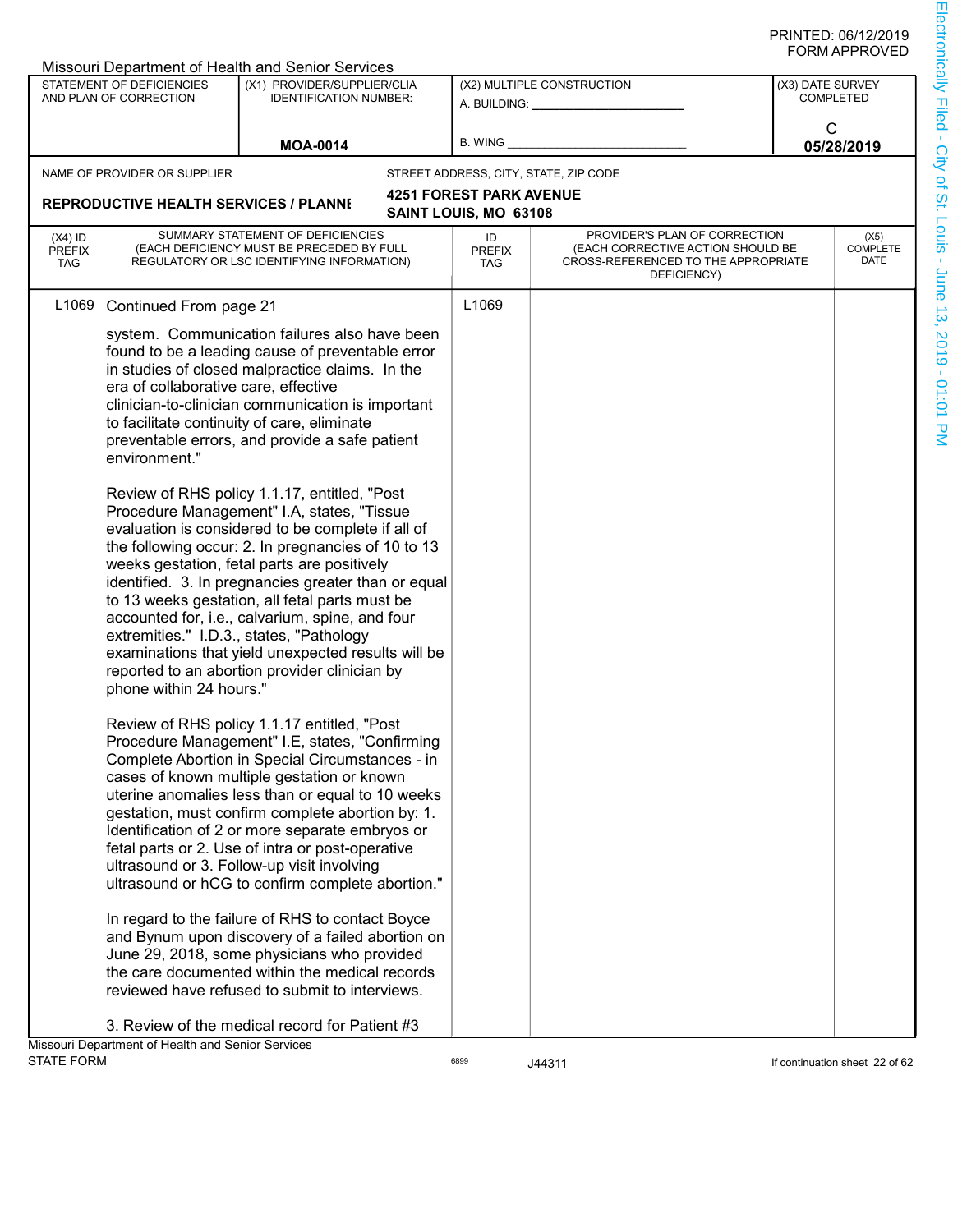| (X4) ID PREFIX TAG | SUMMARY STATEMENT OF DEFICIENCIES (EACH DEFICIENCY MUST BE PRECEDED BY FULL REGULATORY OR LSC IDENTIFYING INFORMATION) | ID PREFIX TAG | PROVIDER'S PLAN OF CORRECTION (EACH CORRECTIVE ACTION SHOULD BE CROSS-REFERENCED TO THE APPROPRIATE DEFICIENCY) | (X5) COMPLETE DATE |
|---|---|---|---|---|
| L1069 | Continued From page 21 | L1069 | | |

system. Communication failures also have been found to be a leading cause of preventable error in studies of closed malpractice claims. In the era of collaborative care, effective clinician-to-clinician communication is important to facilitate continuity of care, eliminate preventable errors, and provide a safe patient environment."

Review of RHS policy 1.1.17, entitled, "Post Procedure Management" I.A, states, "Tissue evaluation is considered to be complete if all of the following occur: 2. In pregnancies of 10 to 13 weeks gestation, fetal parts are positively identified. 3. In pregnancies greater than or equal to 13 weeks gestation, all fetal parts must be accounted for, i.e., calvarium, spine, and four extremities." I.D.3., states, "Pathology examinations that yield unexpected results will be reported to an abortion provider clinician by phone within 24 hours."

Review of RHS policy 1.1.17 entitled, "Post Procedure Management" I.E, states, "Confirming Complete Abortion in Special Circumstances - in cases of known multiple gestation or known uterine anomalies less than or equal to 10 weeks gestation, must confirm complete abortion by: 1. Identification of 2 or more separate embryos or fetal parts or 2. Use of intra or post-operative ultrasound or 3. Follow-up visit involving ultrasound or hCG to confirm complete abortion."

In regard to the failure of RHS to contact Boyce and Bynum upon discovery of a failed abortion on June 29, 2018, some physicians who provided the care documented within the medical records reviewed have refused to submit to interviews.

3. Review of the medical record for Patient #3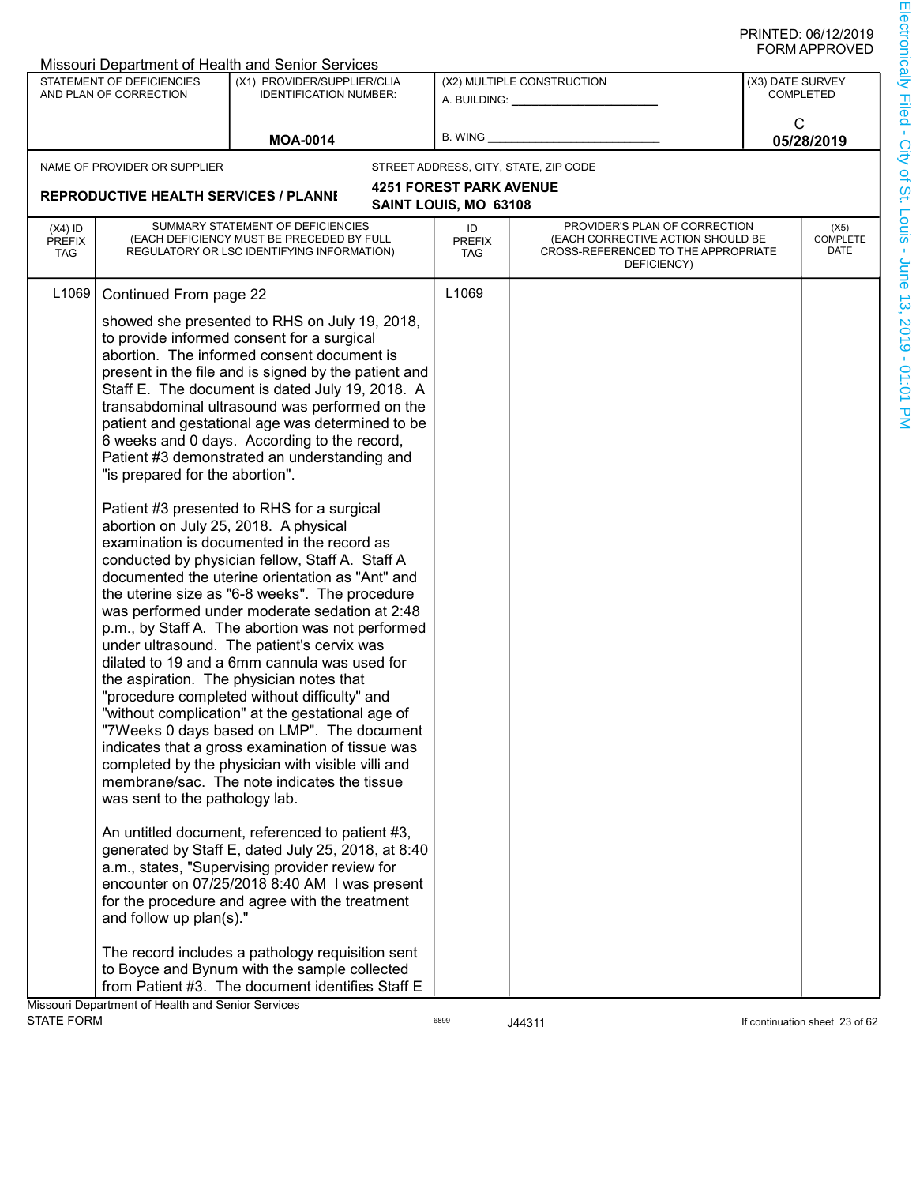Missouri Department of Health and Senior Services

| STATEMENT OF DEFICIENCIES AND PLAN OF CORRECTION | (X1) PROVIDER/SUPPLIER/CLIA IDENTIFICATION NUMBER: | (X2) MULTIPLE CONSTRUCTION | (X3) DATE SURVEY COMPLETED |
|---|---|---|---|
| | MOA-0014 | A. BUILDING: ______ B. WING ______ | C 05/28/2019 |

NAME OF PROVIDER OR SUPPLIER: **REPRODUCTIVE HEALTH SERVICES / PLANNE**

STREET ADDRESS, CITY, STATE, ZIP CODE: **4251 FOREST PARK AVENUE SAINT LOUIS, MO 63108**

| (X4) ID PREFIX TAG | SUMMARY STATEMENT OF DEFICIENCIES (EACH DEFICIENCY MUST BE PRECEDED BY FULL REGULATORY OR LSC IDENTIFYING INFORMATION) | ID PREFIX TAG | PROVIDER'S PLAN OF CORRECTION (EACH CORRECTIVE ACTION SHOULD BE CROSS-REFERENCED TO THE APPROPRIATE DEFICIENCY) | (X5) COMPLETE DATE |
|---|---|---|---|---|
| L1069 | Continued From page 22 | L1069 | | |

showed she presented to RHS on July 19, 2018, to provide informed consent for a surgical abortion. The informed consent document is present in the file and is signed by the patient and Staff E. The document is dated July 19, 2018. A transabdominal ultrasound was performed on the patient and gestational age was determined to be 6 weeks and 0 days. According to the record, Patient #3 demonstrated an understanding and "is prepared for the abortion".

Patient #3 presented to RHS for a surgical abortion on July 25, 2018. A physical examination is documented in the record as conducted by physician fellow, Staff A. Staff A documented the uterine orientation as "Ant" and the uterine size as "6-8 weeks". The procedure was performed under moderate sedation at 2:48 p.m., by Staff A. The abortion was not performed under ultrasound. The patient's cervix was dilated to 19 and a 6mm cannula was used for the aspiration. The physician notes that "procedure completed without difficulty" and "without complication" at the gestational age of "7Weeks 0 days based on LMP". The document indicates that a gross examination of tissue was completed by the physician with visible villi and membrane/sac. The note indicates the tissue was sent to the pathology lab.

An untitled document, referenced to patient #3, generated by Staff E, dated July 25, 2018, at 8:40 a.m., states, "Supervising provider review for encounter on 07/25/2018 8:40 AM I was present for the procedure and agree with the treatment and follow up plan(s)."

The record includes a pathology requisition sent to Boyce and Bynum with the sample collected from Patient #3. The document identifies Staff E

Missouri Department of Health and Senior Services
STATE FORM 6899 J44311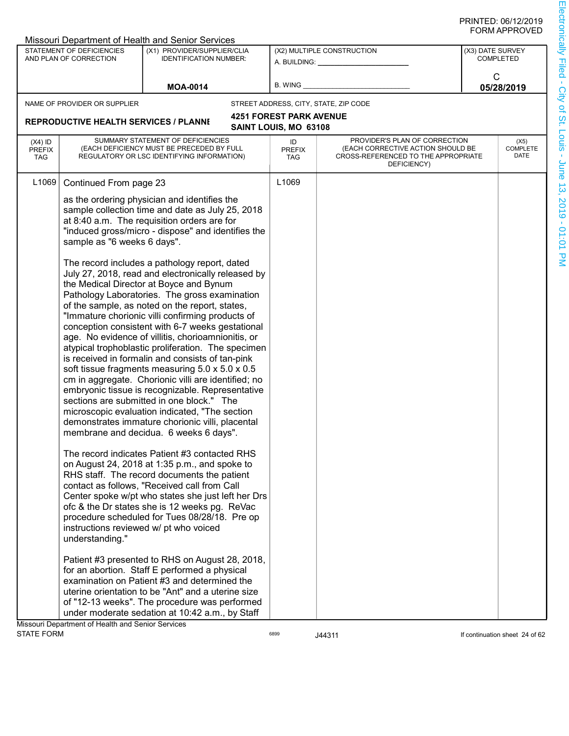| (X4) ID PREFIX TAG | SUMMARY STATEMENT OF DEFICIENCIES (EACH DEFICIENCY MUST BE PRECEDED BY FULL REGULATORY OR LSC IDENTIFYING INFORMATION) | ID PREFIX TAG | PROVIDER'S PLAN OF CORRECTION (EACH CORRECTIVE ACTION SHOULD BE CROSS-REFERENCED TO THE APPROPRIATE DEFICIENCY) | (X5) COMPLETE DATE |
|---|---|---|---|---|
| L1069 | Continued From page 23 | L1069 | | |

as the ordering physician and identifies the sample collection time and date as July 25, 2018 at 8:40 a.m. The requisition orders are for "induced gross/micro - dispose" and identifies the sample as "6 weeks 6 days".

The record includes a pathology report, dated July 27, 2018, read and electronically released by the Medical Director at Boyce and Bynum Pathology Laboratories. The gross examination of the sample, as noted on the report, states, "Immature chorionic villi confirming products of conception consistent with 6-7 weeks gestational age. No evidence of villitis, chorioamnionitis, or atypical trophoblastic proliferation. The specimen is received in formalin and consists of tan-pink soft tissue fragments measuring 5.0 x 5.0 x 0.5 cm in aggregate. Chorionic villi are identified; no embryonic tissue is recognizable. Representative sections are submitted in one block." The microscopic evaluation indicated, "The section demonstrates immature chorionic villi, placental membrane and decidua. 6 weeks 6 days".

The record indicates Patient #3 contacted RHS on August 24, 2018 at 1:35 p.m., and spoke to RHS staff. The record documents the patient contact as follows, "Received call from Call Center spoke w/pt who states she just left her Drs ofc & the Dr states she is 12 weeks pg. ReVac procedure scheduled for Tues 08/28/18. Pre op instructions reviewed w/ pt who voiced understanding."

Patient #3 presented to RHS on August 28, 2018, for an abortion. Staff E performed a physical examination on Patient #3 and determined the uterine orientation to be "Ant" and a uterine size of "12-13 weeks". The procedure was performed under moderate sedation at 10:42 a.m., by Staff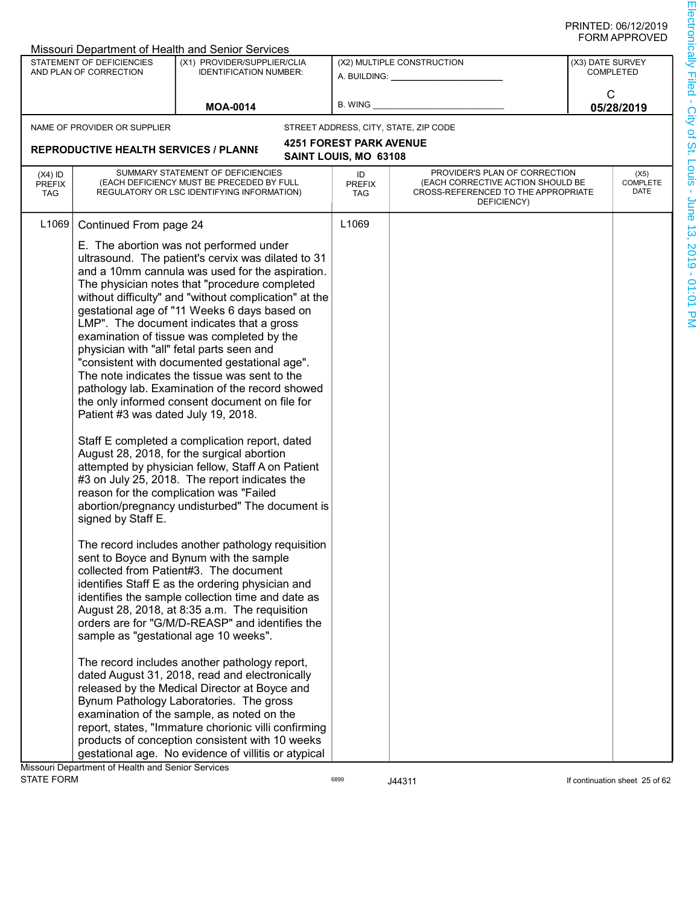Missouri Department of Health and Senior Services

| STATEMENT OF DEFICIENCIES AND PLAN OF CORRECTION | (X1) PROVIDER/SUPPLIER/CLIA IDENTIFICATION NUMBER: | (X2) MULTIPLE CONSTRUCTION | (X3) DATE SURVEY COMPLETED |
|---|---|---|---|
| | MOA-0014 | A. BUILDING: ______ B. WING ______ | C 05/28/2019 |

NAME OF PROVIDER OR SUPPLIER: **REPRODUCTIVE HEALTH SERVICES / PLANNE**

STREET ADDRESS, CITY, STATE, ZIP CODE: **4251 FOREST PARK AVENUE, SAINT LOUIS, MO 63108**

| (X4) ID PREFIX TAG | SUMMARY STATEMENT OF DEFICIENCIES (EACH DEFICIENCY MUST BE PRECEDED BY FULL REGULATORY OR LSC IDENTIFYING INFORMATION) | ID PREFIX TAG | PROVIDER'S PLAN OF CORRECTION (EACH CORRECTIVE ACTION SHOULD BE CROSS-REFERENCED TO THE APPROPRIATE DEFICIENCY) | (X5) COMPLETE DATE |
|---|---|---|---|---|
| L1069 | Continued From page 24 | L1069 | | |

E. The abortion was not performed under ultrasound. The patient's cervix was dilated to 31 and a 10mm cannula was used for the aspiration. The physician notes that "procedure completed without difficulty" and "without complication" at the gestational age of "11 Weeks 6 days based on LMP". The document indicates that a gross examination of tissue was completed by the physician with "all" fetal parts seen and "consistent with documented gestational age". The note indicates the tissue was sent to the pathology lab. Examination of the record showed the only informed consent document on file for Patient #3 was dated July 19, 2018.

Staff E completed a complication report, dated August 28, 2018, for the surgical abortion attempted by physician fellow, Staff A on Patient #3 on July 25, 2018. The report indicates the reason for the complication was "Failed abortion/pregnancy undisturbed" The document is signed by Staff E.

The record includes another pathology requisition sent to Boyce and Bynum with the sample collected from Patient#3. The document identifies Staff E as the ordering physician and identifies the sample collection time and date as August 28, 2018, at 8:35 a.m. The requisition orders are for "G/M/D-REASP" and identifies the sample as "gestational age 10 weeks".

The record includes another pathology report, dated August 31, 2018, read and electronically released by the Medical Director at Boyce and Bynum Pathology Laboratories. The gross examination of the sample, as noted on the report, states, "Immature chorionic villi confirming products of conception consistent with 10 weeks gestational age. No evidence of villitis or atypical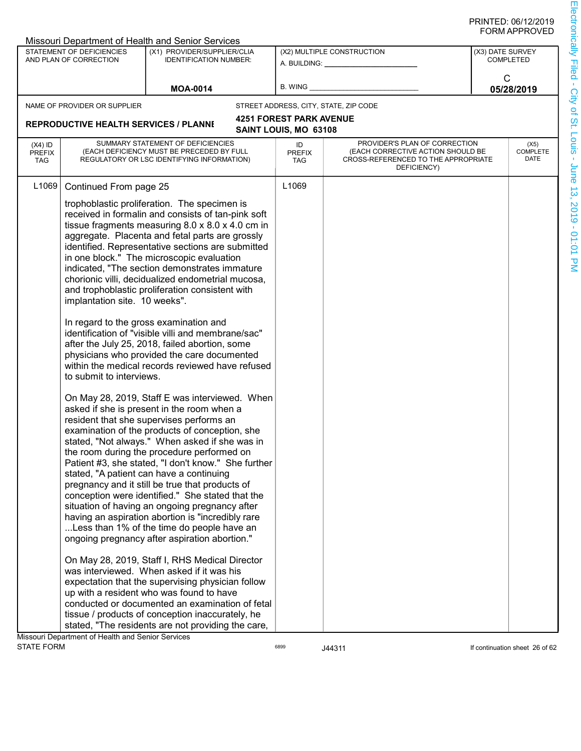L1069 Continued From page 25

trophoblastic proliferation. The specimen is received in formalin and consists of tan-pink soft tissue fragments measuring 8.0 x 8.0 x 4.0 cm in aggregate. Placenta and fetal parts are grossly identified. Representative sections are submitted in one block." The microscopic evaluation indicated, "The section demonstrates immature chorionic villi, decidualized endometrial mucosa, and trophoblastic proliferation consistent with implantation site. 10 weeks".

In regard to the gross examination and identification of "visible villi and membrane/sac" after the July 25, 2018, failed abortion, some physicians who provided the care documented within the medical records reviewed have refused to submit to interviews.

On May 28, 2019, Staff E was interviewed. When asked if she is present in the room when a resident that she supervises performs an examination of the products of conception, she stated, "Not always." When asked if she was in the room during the procedure performed on Patient #3, she stated, "I don't know." She further stated, "A patient can have a continuing pregnancy and it still be true that products of conception were identified." She stated that the situation of having an ongoing pregnancy after having an aspiration abortion is "incredibly rare ...Less than 1% of the time do people have an ongoing pregnancy after aspiration abortion."

On May 28, 2019, Staff I, RHS Medical Director was interviewed. When asked if it was his expectation that the supervising physician follow up with a resident who was found to have conducted or documented an examination of fetal tissue / products of conception inaccurately, he stated, "The residents are not providing the care,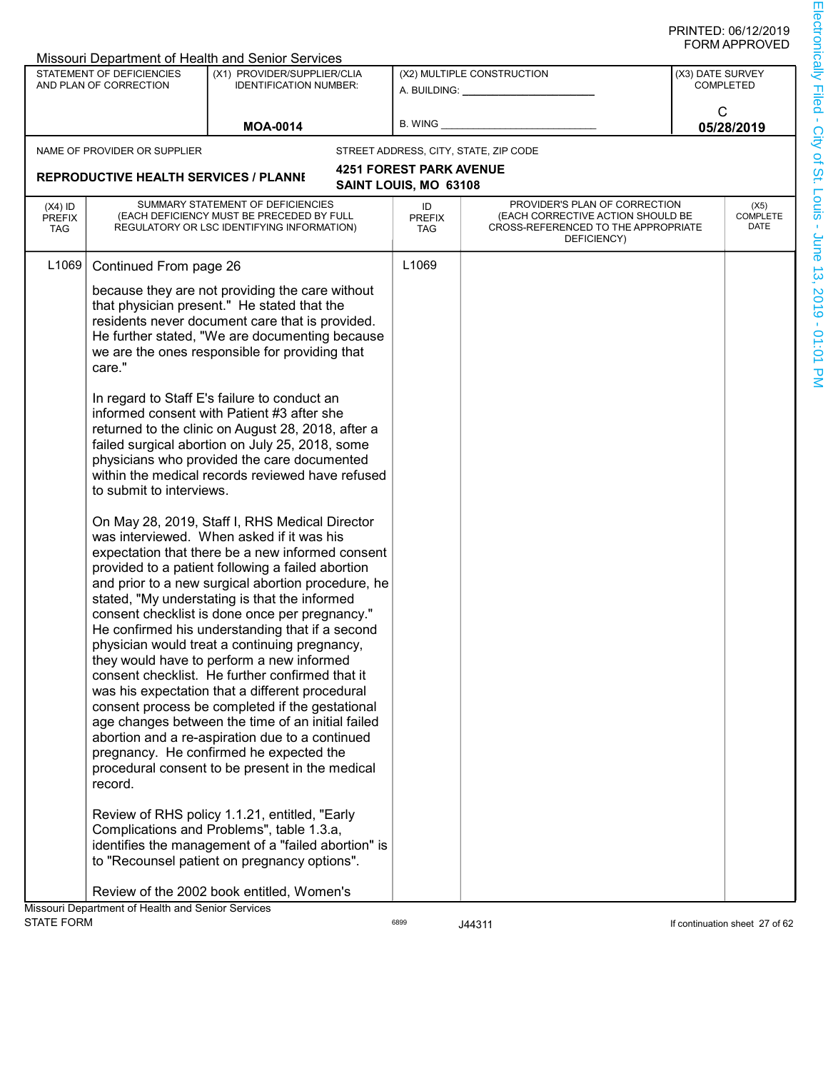| (X4) ID PREFIX TAG | SUMMARY STATEMENT OF DEFICIENCIES (EACH DEFICIENCY MUST BE PRECEDED BY FULL REGULATORY OR LSC IDENTIFYING INFORMATION) | ID PREFIX TAG | PROVIDER'S PLAN OF CORRECTION (EACH CORRECTIVE ACTION SHOULD BE CROSS-REFERENCED TO THE APPROPRIATE DEFICIENCY) | (X5) COMPLETE DATE |
|---|---|---|---|---|
| L1069 | Continued From page 26 | L1069 | | |

because they are not providing the care without that physician present." He stated that the residents never document care that is provided. He further stated, "We are documenting because we are the ones responsible for providing that care."

In regard to Staff E's failure to conduct an informed consent with Patient #3 after she returned to the clinic on August 28, 2018, after a failed surgical abortion on July 25, 2018, some physicians who provided the care documented within the medical records reviewed have refused to submit to interviews.

On May 28, 2019, Staff I, RHS Medical Director was interviewed. When asked if it was his expectation that there be a new informed consent provided to a patient following a failed abortion and prior to a new surgical abortion procedure, he stated, "My understating is that the informed consent checklist is done once per pregnancy." He confirmed his understanding that if a second physician would treat a continuing pregnancy, they would have to perform a new informed consent checklist. He further confirmed that it was his expectation that a different procedural consent process be completed if the gestational age changes between the time of an initial failed abortion and a re-aspiration due to a continued pregnancy. He confirmed he expected the procedural consent to be present in the medical record.

Review of RHS policy 1.1.21, entitled, "Early Complications and Problems", table 1.3.a, identifies the management of a "failed abortion" is to "Recounsel patient on pregnancy options".

Review of the 2002 book entitled, Women's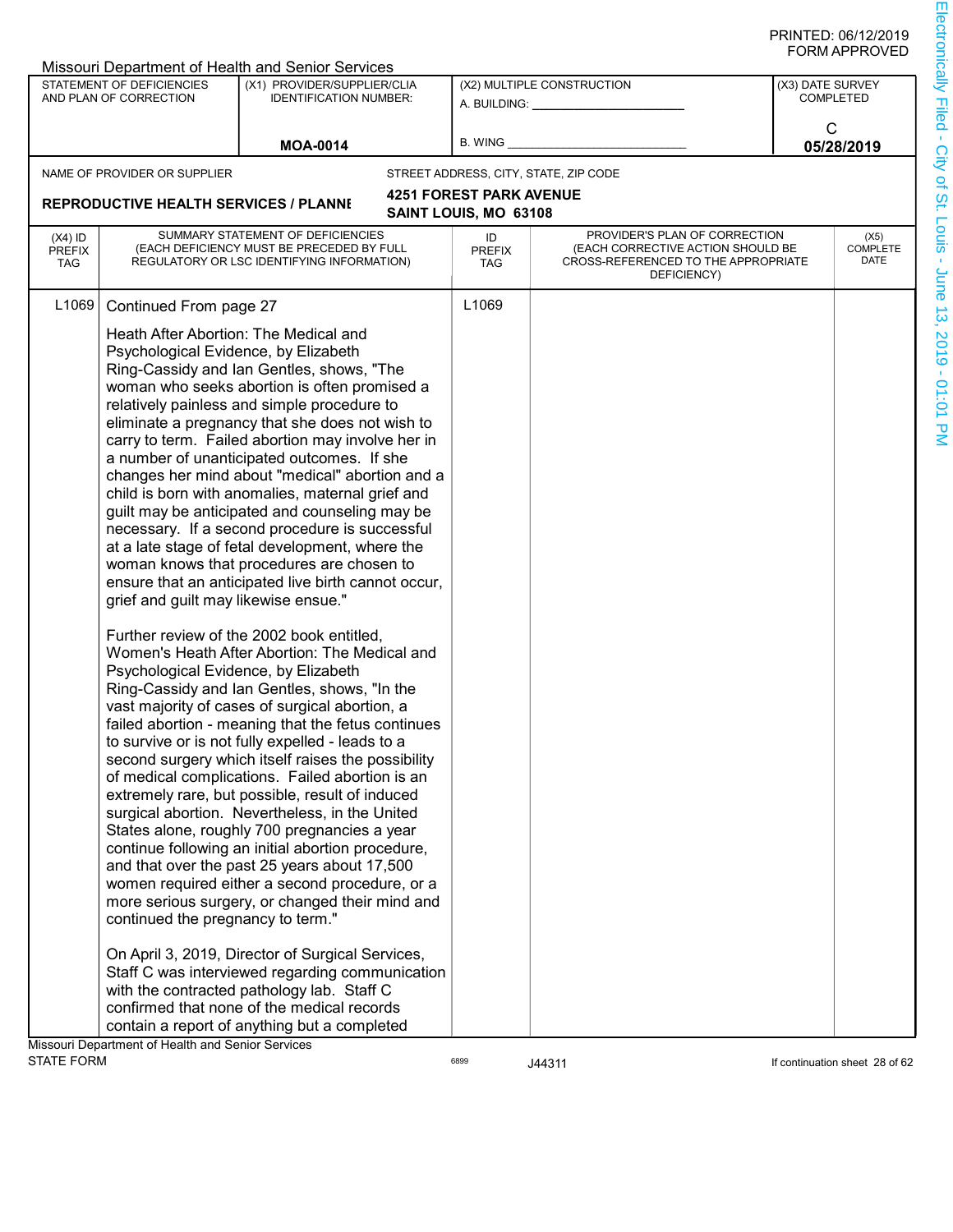| (X4) ID PREFIX TAG | SUMMARY STATEMENT OF DEFICIENCIES (EACH DEFICIENCY MUST BE PRECEDED BY FULL REGULATORY OR LSC IDENTIFYING INFORMATION) | ID PREFIX TAG | PROVIDER'S PLAN OF CORRECTION (EACH CORRECTIVE ACTION SHOULD BE CROSS-REFERENCED TO THE APPROPRIATE DEFICIENCY) | (X5) COMPLETE DATE |
|---|---|---|---|---|
| L1069 | Continued From page 27 | L1069 | | |

Heath After Abortion: The Medical and Psychological Evidence, by Elizabeth Ring-Cassidy and Ian Gentles, shows, "The woman who seeks abortion is often promised a relatively painless and simple procedure to eliminate a pregnancy that she does not wish to carry to term. Failed abortion may involve her in a number of unanticipated outcomes. If she changes her mind about "medical" abortion and a child is born with anomalies, maternal grief and guilt may be anticipated and counseling may be necessary. If a second procedure is successful at a late stage of fetal development, where the woman knows that procedures are chosen to ensure that an anticipated live birth cannot occur, grief and guilt may likewise ensue."

Further review of the 2002 book entitled, Women's Heath After Abortion: The Medical and Psychological Evidence, by Elizabeth Ring-Cassidy and Ian Gentles, shows, "In the vast majority of cases of surgical abortion, a failed abortion - meaning that the fetus continues to survive or is not fully expelled - leads to a second surgery which itself raises the possibility of medical complications. Failed abortion is an extremely rare, but possible, result of induced surgical abortion. Nevertheless, in the United States alone, roughly 700 pregnancies a year continue following an initial abortion procedure, and that over the past 25 years about 17,500 women required either a second procedure, or a more serious surgery, or changed their mind and continued the pregnancy to term."

On April 3, 2019, Director of Surgical Services, Staff C was interviewed regarding communication with the contracted pathology lab. Staff C confirmed that none of the medical records contain a report of anything but a completed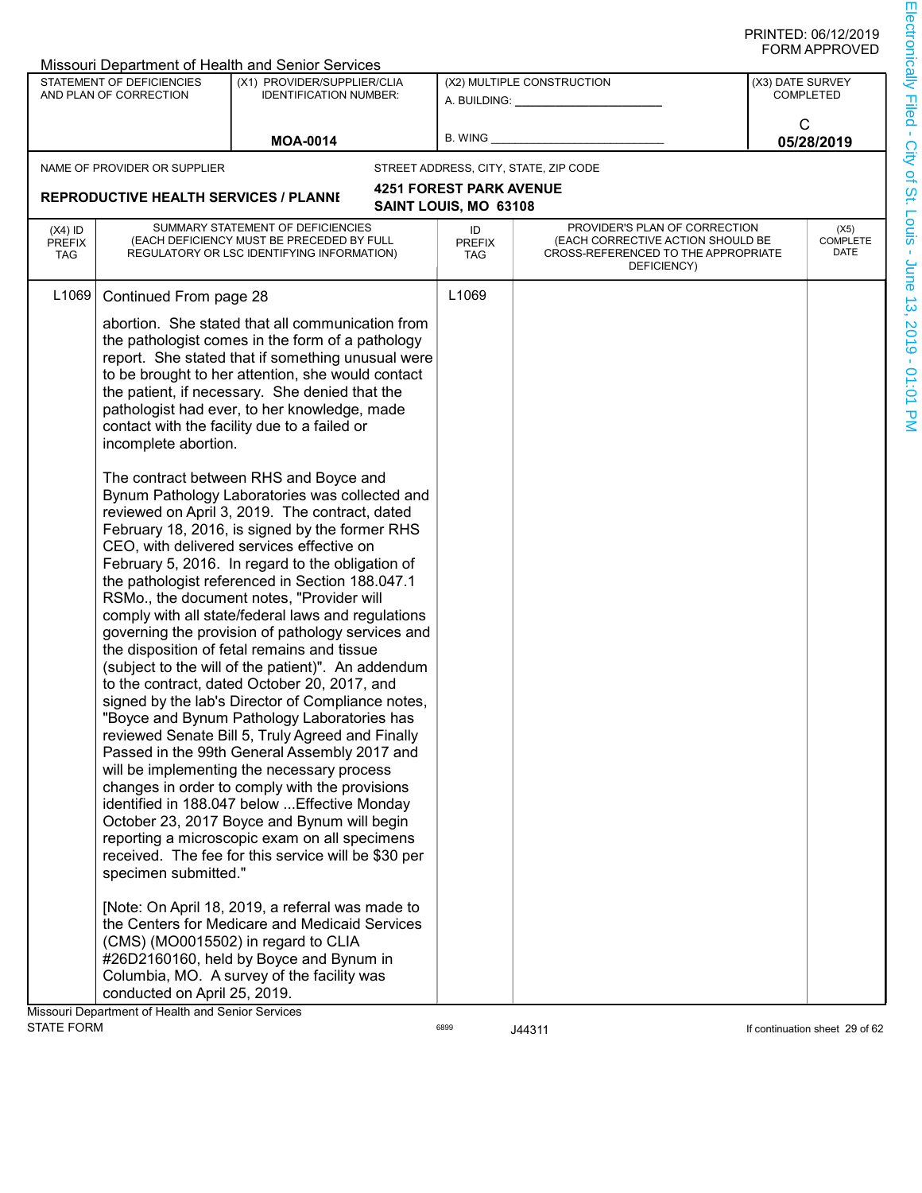Missouri Department of Health and Senior Services

| STATEMENT OF DEFICIENCIES AND PLAN OF CORRECTION | (X1) PROVIDER/SUPPLIER/CLIA IDENTIFICATION NUMBER: | (X2) MULTIPLE CONSTRUCTION | (X3) DATE SURVEY COMPLETED |
|---|---|---|---|
| | MOA-0014 | A. BUILDING: ______ B. WING ______ | C 05/28/2019 |

NAME OF PROVIDER OR SUPPLIER: REPRODUCTIVE HEALTH SERVICES / PLANNE

STREET ADDRESS, CITY, STATE, ZIP CODE: 4251 FOREST PARK AVENUE, SAINT LOUIS, MO 63108

| (X4) ID PREFIX TAG | SUMMARY STATEMENT OF DEFICIENCIES (EACH DEFICIENCY MUST BE PRECEDED BY FULL REGULATORY OR LSC IDENTIFYING INFORMATION) | ID PREFIX TAG | PROVIDER'S PLAN OF CORRECTION (EACH CORRECTIVE ACTION SHOULD BE CROSS-REFERENCED TO THE APPROPRIATE DEFICIENCY) | (X5) COMPLETE DATE |
|---|---|---|---|---|
| L1069 | Continued From page 28 | L1069 | | |

abortion. She stated that all communication from the pathologist comes in the form of a pathology report. She stated that if something unusual were to be brought to her attention, she would contact the patient, if necessary. She denied that the pathologist had ever, to her knowledge, made contact with the facility due to a failed or incomplete abortion.

The contract between RHS and Boyce and Bynum Pathology Laboratories was collected and reviewed on April 3, 2019. The contract, dated February 18, 2016, is signed by the former RHS CEO, with delivered services effective on February 5, 2016. In regard to the obligation of the pathologist referenced in Section 188.047.1 RSMo., the document notes, "Provider will comply with all state/federal laws and regulations governing the provision of pathology services and the disposition of fetal remains and tissue (subject to the will of the patient)". An addendum to the contract, dated October 20, 2017, and signed by the lab's Director of Compliance notes, "Boyce and Bynum Pathology Laboratories has reviewed Senate Bill 5, Truly Agreed and Finally Passed in the 99th General Assembly 2017 and will be implementing the necessary process changes in order to comply with the provisions identified in 188.047 below ...Effective Monday October 23, 2017 Boyce and Bynum will begin reporting a microscopic exam on all specimens received. The fee for this service will be $30 per specimen submitted."

[Note: On April 18, 2019, a referral was made to the Centers for Medicare and Medicaid Services (CMS) (MO0015502) in regard to CLIA #26D2160160, held by Boyce and Bynum in Columbia, MO. A survey of the facility was conducted on April 25, 2019.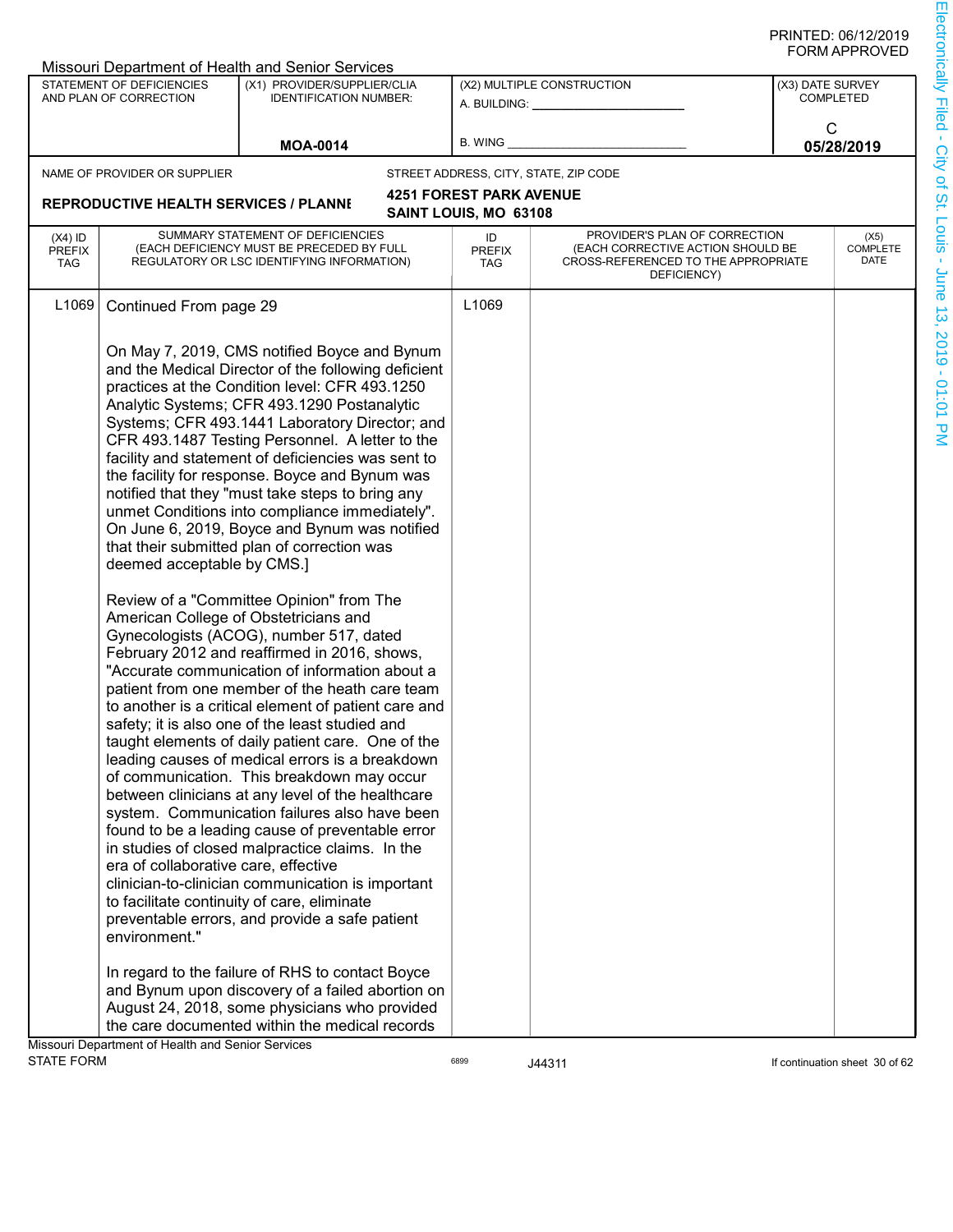| (X4) ID PREFIX TAG | SUMMARY STATEMENT OF DEFICIENCIES (EACH DEFICIENCY MUST BE PRECEDED BY FULL REGULATORY OR LSC IDENTIFYING INFORMATION) | ID PREFIX TAG | PROVIDER'S PLAN OF CORRECTION (EACH CORRECTIVE ACTION SHOULD BE CROSS-REFERENCED TO THE APPROPRIATE DEFICIENCY) | (X5) COMPLETE DATE |
|---|---|---|---|---|
| L1069 | Continued From page 29 | L1069 | | |

On May 7, 2019, CMS notified Boyce and Bynum and the Medical Director of the following deficient practices at the Condition level: CFR 493.1250 Analytic Systems; CFR 493.1290 Postanalytic Systems; CFR 493.1441 Laboratory Director; and CFR 493.1487 Testing Personnel. A letter to the facility and statement of deficiencies was sent to the facility for response. Boyce and Bynum was notified that they "must take steps to bring any unmet Conditions into compliance immediately". On June 6, 2019, Boyce and Bynum was notified that their submitted plan of correction was deemed acceptable by CMS.]

Review of a "Committee Opinion" from The American College of Obstetricians and Gynecologists (ACOG), number 517, dated February 2012 and reaffirmed in 2016, shows, "Accurate communication of information about a patient from one member of the heath care team to another is a critical element of patient care and safety; it is also one of the least studied and taught elements of daily patient care. One of the leading causes of medical errors is a breakdown of communication. This breakdown may occur between clinicians at any level of the healthcare system. Communication failures also have been found to be a leading cause of preventable error in studies of closed malpractice claims. In the era of collaborative care, effective clinician-to-clinician communication is important to facilitate continuity of care, eliminate preventable errors, and provide a safe patient environment."

In regard to the failure of RHS to contact Boyce and Bynum upon discovery of a failed abortion on August 24, 2018, some physicians who provided the care documented within the medical records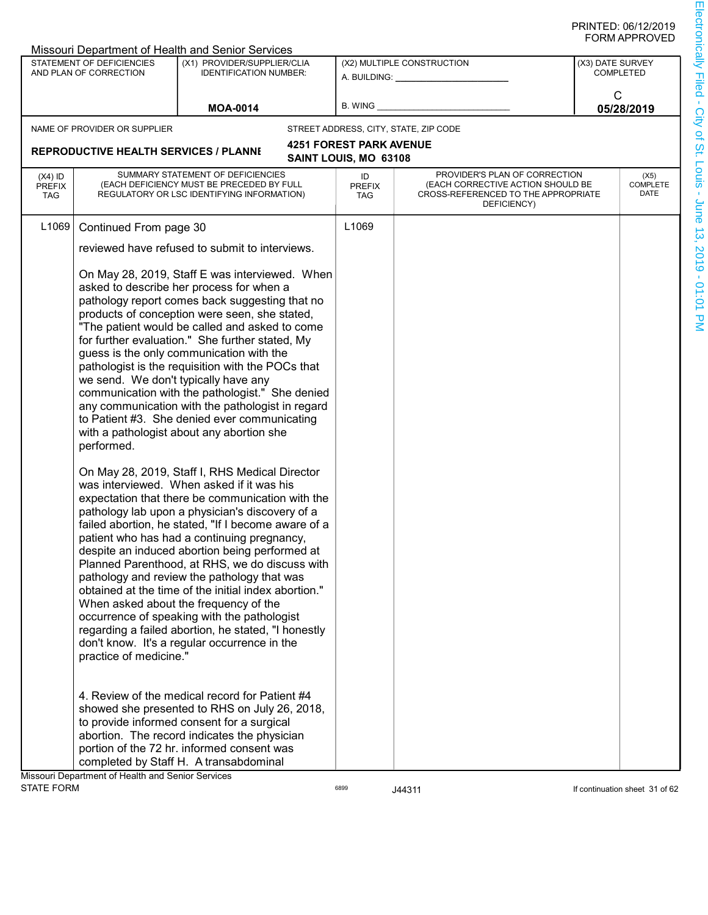| (X4) ID PREFIX TAG | SUMMARY STATEMENT OF DEFICIENCIES (EACH DEFICIENCY MUST BE PRECEDED BY FULL REGULATORY OR LSC IDENTIFYING INFORMATION) | ID PREFIX TAG | PROVIDER'S PLAN OF CORRECTION (EACH CORRECTIVE ACTION SHOULD BE CROSS-REFERENCED TO THE APPROPRIATE DEFICIENCY) | (X5) COMPLETE DATE |
|---|---|---|---|---|
| L1069 | Continued From page 30 | L1069 | | |

reviewed have refused to submit to interviews.

On May 28, 2019, Staff E was interviewed. When asked to describe her process for when a pathology report comes back suggesting that no products of conception were seen, she stated, "The patient would be called and asked to come for further evaluation." She further stated, My guess is the only communication with the pathologist is the requisition with the POCs that we send. We don't typically have any communication with the pathologist." She denied any communication with the pathologist in regard to Patient #3. She denied ever communicating with a pathologist about any abortion she performed.

On May 28, 2019, Staff I, RHS Medical Director was interviewed. When asked if it was his expectation that there be communication with the pathology lab upon a physician's discovery of a failed abortion, he stated, "If I become aware of a patient who has had a continuing pregnancy, despite an induced abortion being performed at Planned Parenthood, at RHS, we do discuss with pathology and review the pathology that was obtained at the time of the initial index abortion." When asked about the frequency of the occurrence of speaking with the pathologist regarding a failed abortion, he stated, "I honestly don't know. It's a regular occurrence in the practice of medicine."

4. Review of the medical record for Patient #4 showed she presented to RHS on July 26, 2018, to provide informed consent for a surgical abortion. The record indicates the physician portion of the 72 hr. informed consent was completed by Staff H. A transabdominal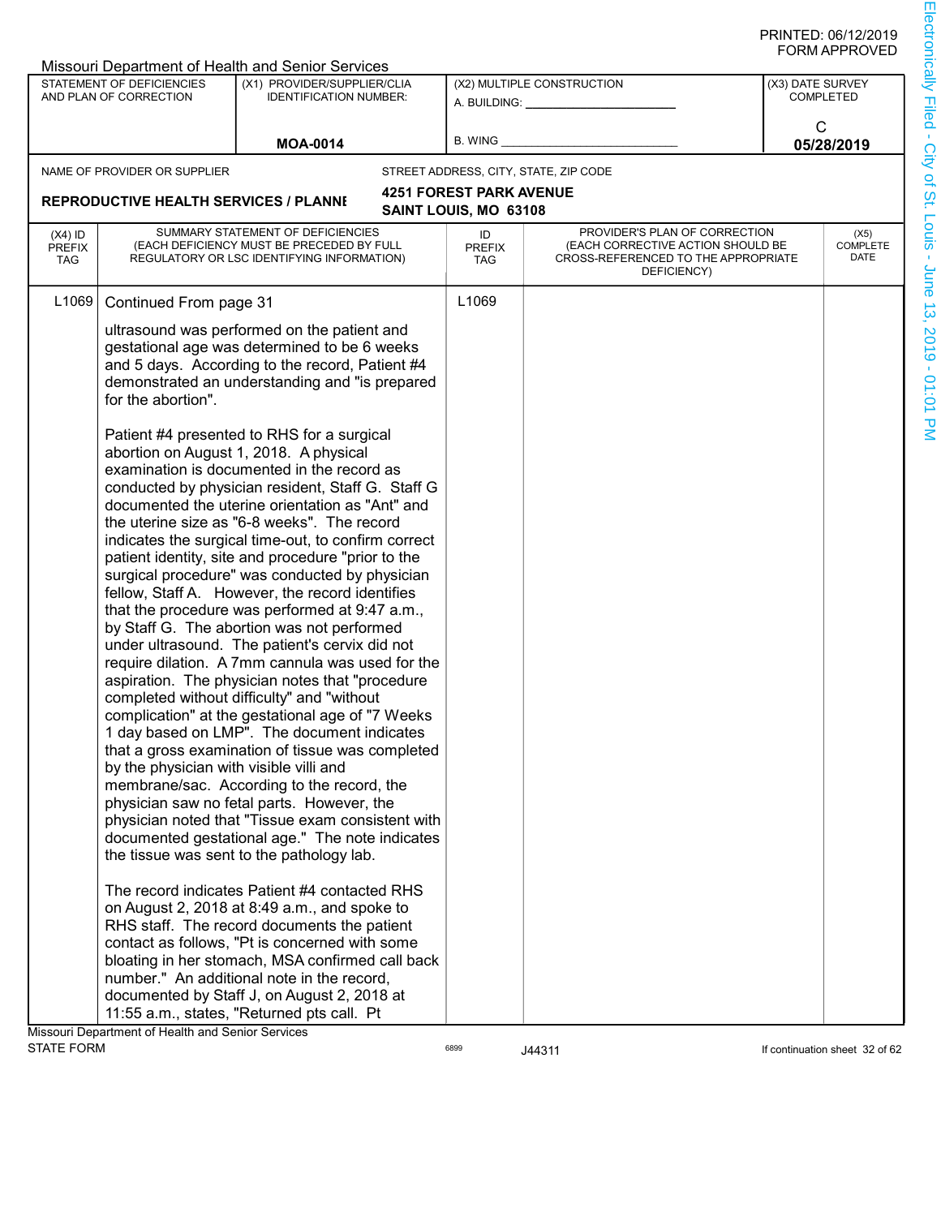Missouri Department of Health and Senior Services

| STATEMENT OF DEFICIENCIES AND PLAN OF CORRECTION | (X1) PROVIDER/SUPPLIER/CLIA IDENTIFICATION NUMBER: | (X2) MULTIPLE CONSTRUCTION | (X3) DATE SURVEY COMPLETED |
|---|---|---|---|
| | MOA-0014 | A. BUILDING: ____ B. WING ____ | C 05/28/2019 |

NAME OF PROVIDER OR SUPPLIER: **REPRODUCTIVE HEALTH SERVICES / PLANNE**

STREET ADDRESS, CITY, STATE, ZIP CODE: **4251 FOREST PARK AVENUE, SAINT LOUIS, MO 63108**

| (X4) ID PREFIX TAG | SUMMARY STATEMENT OF DEFICIENCIES (EACH DEFICIENCY MUST BE PRECEDED BY FULL REGULATORY OR LSC IDENTIFYING INFORMATION) | ID PREFIX TAG | PROVIDER'S PLAN OF CORRECTION (EACH CORRECTIVE ACTION SHOULD BE CROSS-REFERENCED TO THE APPROPRIATE DEFICIENCY) | (X5) COMPLETE DATE |
|---|---|---|---|---|
| L1069 | Continued From page 31 | L1069 | | |

ultrasound was performed on the patient and gestational age was determined to be 6 weeks and 5 days. According to the record, Patient #4 demonstrated an understanding and "is prepared for the abortion".

Patient #4 presented to RHS for a surgical abortion on August 1, 2018. A physical examination is documented in the record as conducted by physician resident, Staff G. Staff G documented the uterine orientation as "Ant" and the uterine size as "6-8 weeks". The record indicates the surgical time-out, to confirm correct patient identity, site and procedure "prior to the surgical procedure" was conducted by physician fellow, Staff A. However, the record identifies that the procedure was performed at 9:47 a.m., by Staff G. The abortion was not performed under ultrasound. The patient's cervix did not require dilation. A 7mm cannula was used for the aspiration. The physician notes that "procedure completed without difficulty" and "without complication" at the gestational age of "7 Weeks 1 day based on LMP". The document indicates that a gross examination of tissue was completed by the physician with visible villi and membrane/sac. According to the record, the physician saw no fetal parts. However, the physician noted that "Tissue exam consistent with documented gestational age." The note indicates the tissue was sent to the pathology lab.

The record indicates Patient #4 contacted RHS on August 2, 2018 at 8:49 a.m., and spoke to RHS staff. The record documents the patient contact as follows, "Pt is concerned with some bloating in her stomach, MSA confirmed call back number." An additional note in the record, documented by Staff J, on August 2, 2018 at 11:55 a.m., states, "Returned pts call. Pt

Missouri Department of Health and Senior Services
STATE FORM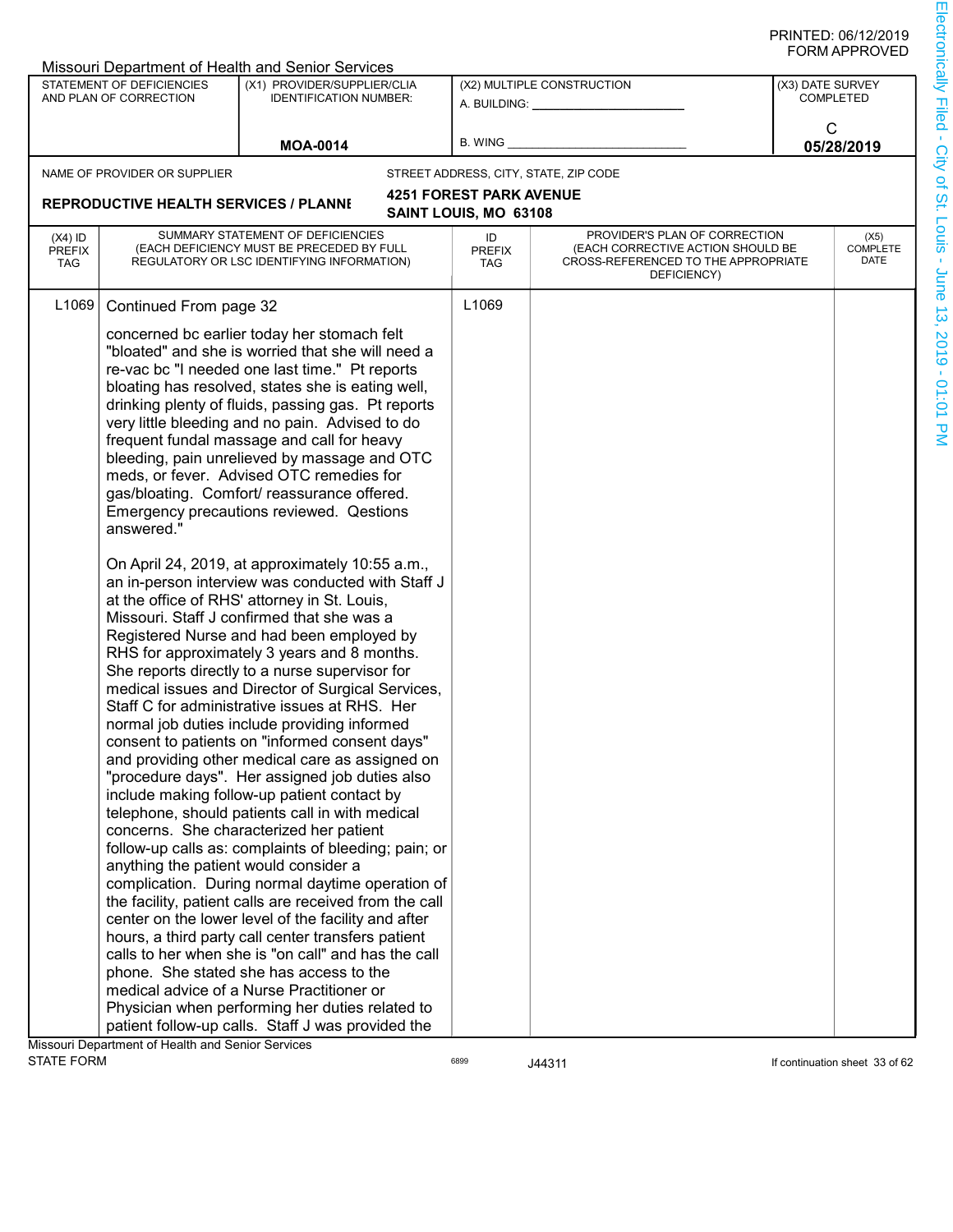Missouri Department of Health and Senior Services

| STATEMENT OF DEFICIENCIES AND PLAN OF CORRECTION | (X1) PROVIDER/SUPPLIER/CLIA IDENTIFICATION NUMBER: MOA-0014 | (X2) MULTIPLE CONSTRUCTION A. BUILDING: B. WING | (X3) DATE SURVEY COMPLETED C 05/28/2019 |
|---|---|---|---|

NAME OF PROVIDER OR SUPPLIER: **REPRODUCTIVE HEALTH SERVICES / PLANNE**

STREET ADDRESS, CITY, STATE, ZIP CODE: **4251 FOREST PARK AVENUE SAINT LOUIS, MO 63108**

| (X4) ID PREFIX TAG | SUMMARY STATEMENT OF DEFICIENCIES (EACH DEFICIENCY MUST BE PRECEDED BY FULL REGULATORY OR LSC IDENTIFYING INFORMATION) | ID PREFIX TAG | PROVIDER'S PLAN OF CORRECTION (EACH CORRECTIVE ACTION SHOULD BE CROSS-REFERENCED TO THE APPROPRIATE DEFICIENCY) | (X5) COMPLETE DATE |
|---|---|---|---|---|
| L1069 | Continued From page 32 | L1069 | | |

concerned bc earlier today her stomach felt "bloated" and she is worried that she will need a re-vac bc "I needed one last time." Pt reports bloating has resolved, states she is eating well, drinking plenty of fluids, passing gas. Pt reports very little bleeding and no pain. Advised to do frequent fundal massage and call for heavy bleeding, pain unrelieved by massage and OTC meds, or fever. Advised OTC remedies for gas/bloating. Comfort/ reassurance offered. Emergency precautions reviewed. Qestions answered."

On April 24, 2019, at approximately 10:55 a.m., an in-person interview was conducted with Staff J at the office of RHS' attorney in St. Louis, Missouri. Staff J confirmed that she was a Registered Nurse and had been employed by RHS for approximately 3 years and 8 months. She reports directly to a nurse supervisor for medical issues and Director of Surgical Services, Staff C for administrative issues at RHS. Her normal job duties include providing informed consent to patients on "informed consent days" and providing other medical care as assigned on "procedure days". Her assigned job duties also include making follow-up patient contact by telephone, should patients call in with medical concerns. She characterized her patient follow-up calls as: complaints of bleeding; pain; or anything the patient would consider a complication. During normal daytime operation of the facility, patient calls are received from the call center on the lower level of the facility and after hours, a third party call center transfers patient calls to her when she is "on call" and has the call phone. She stated she has access to the medical advice of a Nurse Practitioner or Physician when performing her duties related to patient follow-up calls. Staff J was provided the

Missouri Department of Health and Senior Services
STATE FORM 6899 J44311 If continuation sheet 33 of 62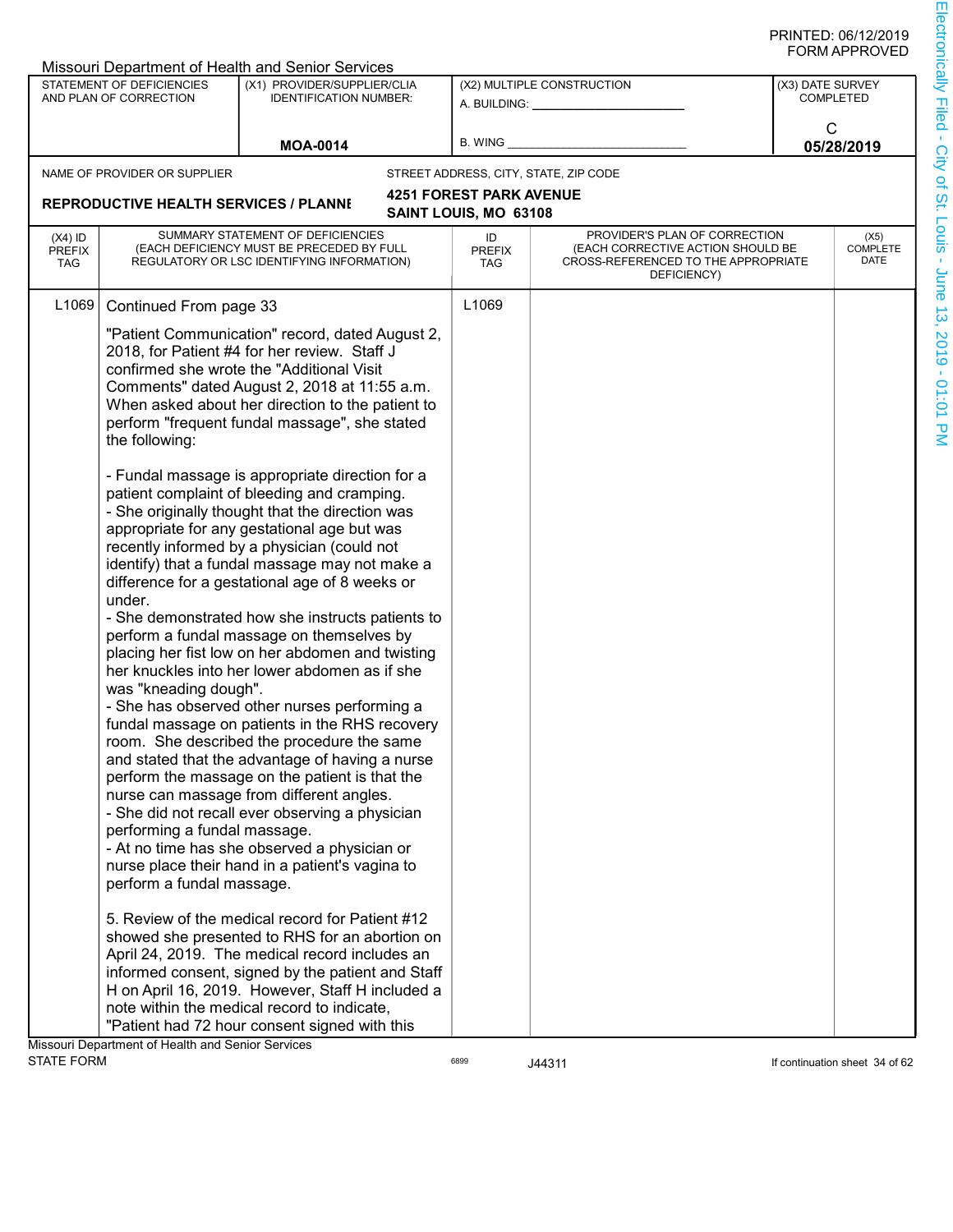Missouri Department of Health and Senior Services

| STATEMENT OF DEFICIENCIES AND PLAN OF CORRECTION | (X1) PROVIDER/SUPPLIER/CLIA IDENTIFICATION NUMBER: | (X2) MULTIPLE CONSTRUCTION | (X3) DATE SURVEY COMPLETED |
|---|---|---|---|
| | MOA-0014 | A. BUILDING: ______ B. WING ______ | C 05/28/2019 |

| NAME OF PROVIDER OR SUPPLIER | STREET ADDRESS, CITY, STATE, ZIP CODE |
|---|---|
| REPRODUCTIVE HEALTH SERVICES / PLANNE | 4251 FOREST PARK AVENUE SAINT LOUIS, MO 63108 |

| (X4) ID PREFIX TAG | SUMMARY STATEMENT OF DEFICIENCIES (EACH DEFICIENCY MUST BE PRECEDED BY FULL REGULATORY OR LSC IDENTIFYING INFORMATION) | ID PREFIX TAG | PROVIDER'S PLAN OF CORRECTION (EACH CORRECTIVE ACTION SHOULD BE CROSS-REFERENCED TO THE APPROPRIATE DEFICIENCY) | (X5) COMPLETE DATE |
|---|---|---|---|---|
| L1069 | Continued From page 33 | L1069 | | |

"Patient Communication" record, dated August 2, 2018, for Patient #4 for her review. Staff J confirmed she wrote the "Additional Visit Comments" dated August 2, 2018 at 11:55 a.m. When asked about her direction to the patient to perform "frequent fundal massage", she stated the following:

- Fundal massage is appropriate direction for a patient complaint of bleeding and cramping.
- She originally thought that the direction was appropriate for any gestational age but was recently informed by a physician (could not identify) that a fundal massage may not make a difference for a gestational age of 8 weeks or under.
- She demonstrated how she instructs patients to perform a fundal massage on themselves by placing her fist low on her abdomen and twisting her knuckles into her lower abdomen as if she was "kneading dough".
- She has observed other nurses performing a fundal massage on patients in the RHS recovery room. She described the procedure the same and stated that the advantage of having a nurse perform the massage on the patient is that the nurse can massage from different angles.
- She did not recall ever observing a physician performing a fundal massage.
- At no time has she observed a physician or nurse place their hand in a patient's vagina to perform a fundal massage.

5. Review of the medical record for Patient #12 showed she presented to RHS for an abortion on April 24, 2019. The medical record includes an informed consent, signed by the patient and Staff H on April 16, 2019. However, Staff H included a note within the medical record to indicate, "Patient had 72 hour consent signed with this

Missouri Department of Health and Senior Services
STATE FORM 6899 J44311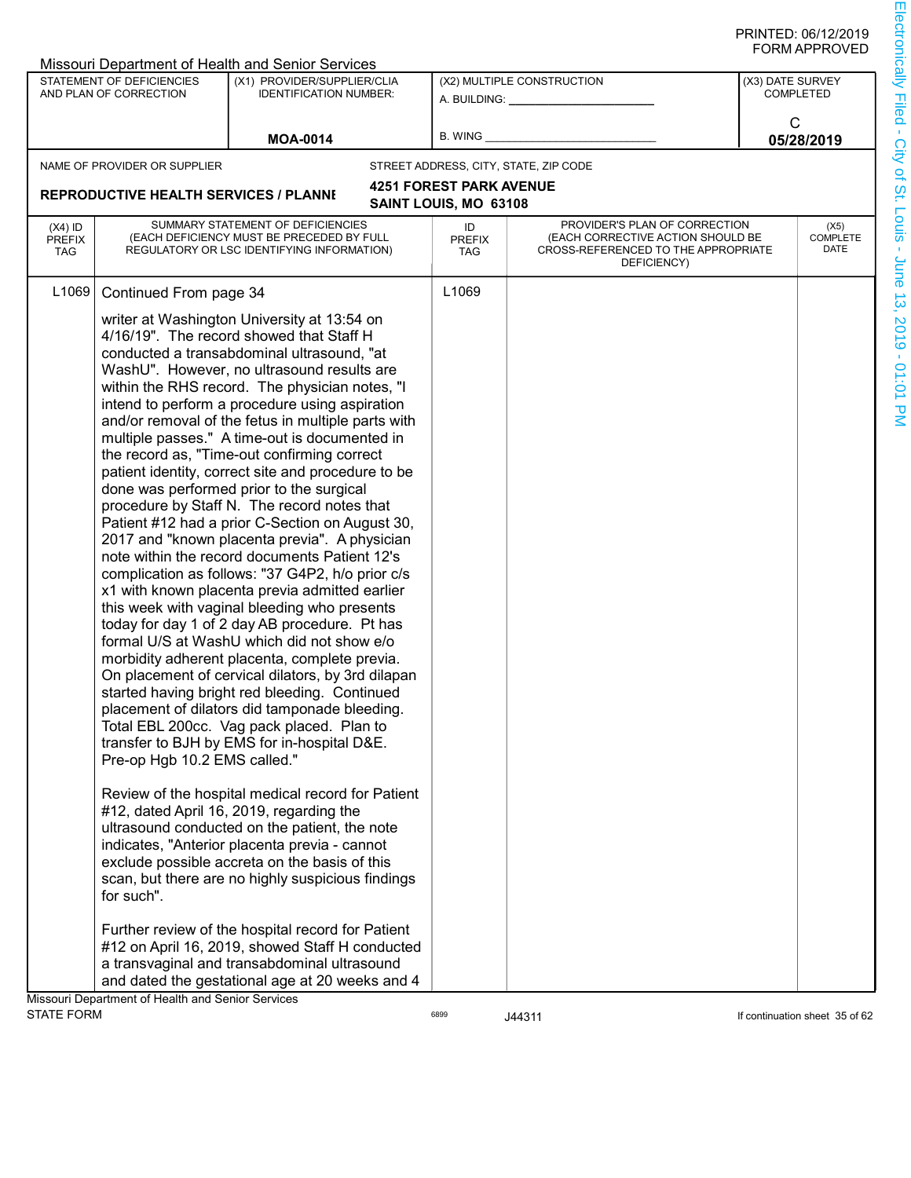Missouri Department of Health and Senior Services

| STATEMENT OF DEFICIENCIES AND PLAN OF CORRECTION | (X1) PROVIDER/SUPPLIER/CLIA IDENTIFICATION NUMBER: | (X2) MULTIPLE CONSTRUCTION | (X3) DATE SURVEY COMPLETED |
|---|---|---|---|
| | MOA-0014 | A. BUILDING: ______ B. WING ______ | C 05/28/2019 |

| NAME OF PROVIDER OR SUPPLIER | STREET ADDRESS, CITY, STATE, ZIP CODE |
|---|---|
| REPRODUCTIVE HEALTH SERVICES / PLANNE | 4251 FOREST PARK AVENUE SAINT LOUIS, MO 63108 |

| (X4) ID PREFIX TAG | SUMMARY STATEMENT OF DEFICIENCIES (EACH DEFICIENCY MUST BE PRECEDED BY FULL REGULATORY OR LSC IDENTIFYING INFORMATION) | ID PREFIX TAG | PROVIDER'S PLAN OF CORRECTION (EACH CORRECTIVE ACTION SHOULD BE CROSS-REFERENCED TO THE APPROPRIATE DEFICIENCY) | (X5) COMPLETE DATE |
|---|---|---|---|---|
| L1069 | Continued From page 34 | L1069 | | |

writer at Washington University at 13:54 on 4/16/19". The record showed that Staff H conducted a transabdominal ultrasound, "at WashU". However, no ultrasound results are within the RHS record. The physician notes, "I intend to perform a procedure using aspiration and/or removal of the fetus in multiple parts with multiple passes." A time-out is documented in the record as, "Time-out confirming correct patient identity, correct site and procedure to be done was performed prior to the surgical procedure by Staff N. The record notes that Patient #12 had a prior C-Section on August 30, 2017 and "known placenta previa". A physician note within the record documents Patient 12's complication as follows: "37 G4P2, h/o prior c/s x1 with known placenta previa admitted earlier this week with vaginal bleeding who presents today for day 1 of 2 day AB procedure. Pt has formal U/S at WashU which did not show e/o morbidity adherent placenta, complete previa. On placement of cervical dilators, by 3rd dilapan started having bright red bleeding. Continued placement of dilators did tamponade bleeding. Total EBL 200cc. Vag pack placed. Plan to transfer to BJH by EMS for in-hospital D&E. Pre-op Hgb 10.2 EMS called."

Review of the hospital medical record for Patient #12, dated April 16, 2019, regarding the ultrasound conducted on the patient, the note indicates, "Anterior placenta previa - cannot exclude possible accreta on the basis of this scan, but there are no highly suspicious findings for such".

Further review of the hospital record for Patient #12 on April 16, 2019, showed Staff H conducted a transvaginal and transabdominal ultrasound and dated the gestational age at 20 weeks and 4

Missouri Department of Health and Senior Services
STATE FORM 6899 J44311 If continuation sheet 35 of 62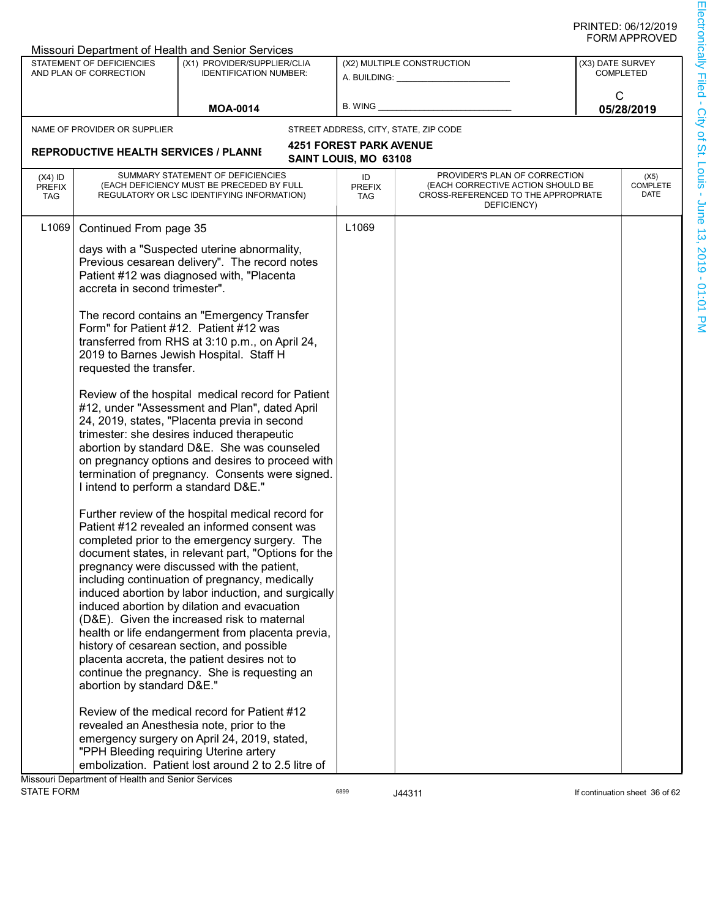Missouri Department of Health and Senior Services

| STATEMENT OF DEFICIENCIES AND PLAN OF CORRECTION | (X1) PROVIDER/SUPPLIER/CLIA IDENTIFICATION NUMBER: | (X2) MULTIPLE CONSTRUCTION | (X3) DATE SURVEY COMPLETED |
|---|---|---|---|
| | MOA-0014 | A. BUILDING: ______ B. WING ______ | C 05/28/2019 |

| NAME OF PROVIDER OR SUPPLIER | STREET ADDRESS, CITY, STATE, ZIP CODE |
|---|---|
| **REPRODUCTIVE HEALTH SERVICES / PLANNE** | **4251 FOREST PARK AVENUE SAINT LOUIS, MO 63108** |

| (X4) ID PREFIX TAG | SUMMARY STATEMENT OF DEFICIENCIES (EACH DEFICIENCY MUST BE PRECEDED BY FULL REGULATORY OR LSC IDENTIFYING INFORMATION) | ID PREFIX TAG | PROVIDER'S PLAN OF CORRECTION (EACH CORRECTIVE ACTION SHOULD BE CROSS-REFERENCED TO THE APPROPRIATE DEFICIENCY) | (X5) COMPLETE DATE |
|---|---|---|---|---|
| L1069 | Continued From page 35 | L1069 | | |

days with a "Suspected uterine abnormality, Previous cesarean delivery". The record notes Patient #12 was diagnosed with, "Placenta accreta in second trimester".

The record contains an "Emergency Transfer Form" for Patient #12. Patient #12 was transferred from RHS at 3:10 p.m., on April 24, 2019 to Barnes Jewish Hospital. Staff H requested the transfer.

Review of the hospital medical record for Patient #12, under "Assessment and Plan", dated April 24, 2019, states, "Placenta previa in second trimester: she desires induced therapeutic abortion by standard D&E. She was counseled on pregnancy options and desires to proceed with termination of pregnancy. Consents were signed. I intend to perform a standard D&E."

Further review of the hospital medical record for Patient #12 revealed an informed consent was completed prior to the emergency surgery. The document states, in relevant part, "Options for the pregnancy were discussed with the patient, including continuation of pregnancy, medically induced abortion by labor induction, and surgically induced abortion by dilation and evacuation (D&E). Given the increased risk to maternal health or life endangerment from placenta previa, history of cesarean section, and possible placenta accreta, the patient desires not to continue the pregnancy. She is requesting an abortion by standard D&E."

Review of the medical record for Patient #12 revealed an Anesthesia note, prior to the emergency surgery on April 24, 2019, stated, "PPH Bleeding requiring Uterine artery embolization. Patient lost around 2 to 2.5 litre of

Missouri Department of Health and Senior Services
STATE FORM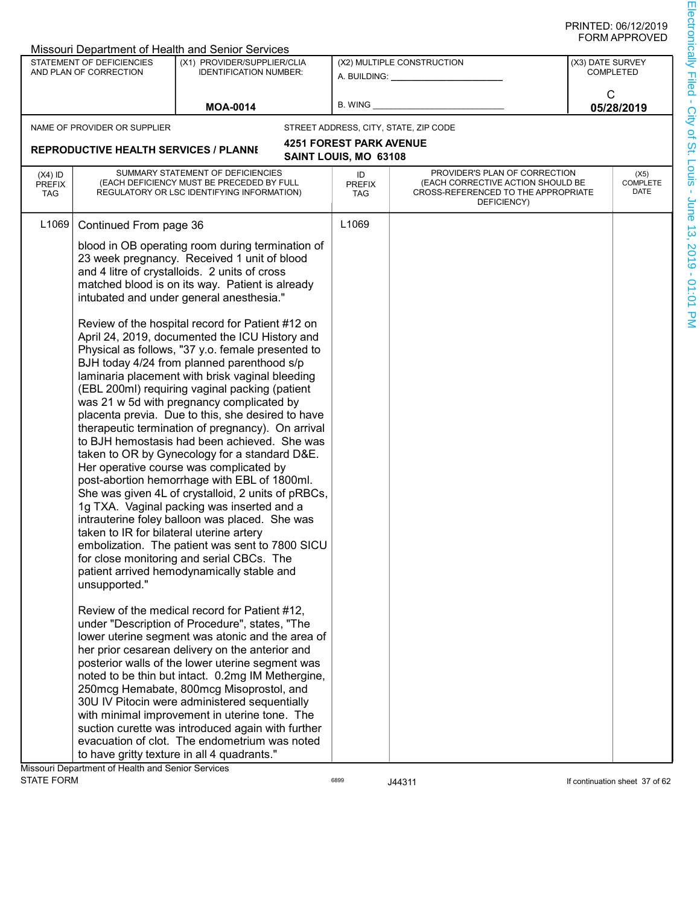Missouri Department of Health and Senior Services

| STATEMENT OF DEFICIENCIES AND PLAN OF CORRECTION | (X1) PROVIDER/SUPPLIER/CLIA IDENTIFICATION NUMBER: | (X2) MULTIPLE CONSTRUCTION | (X3) DATE SURVEY COMPLETED |
|---|---|---|---|
| | MOA-0014 | A. BUILDING: ______ B. WING ______ | C 05/28/2019 |

NAME OF PROVIDER OR SUPPLIER: REPRODUCTIVE HEALTH SERVICES / PLANNE

STREET ADDRESS, CITY, STATE, ZIP CODE: 4251 FOREST PARK AVENUE, SAINT LOUIS, MO 63108

| (X4) ID PREFIX TAG | SUMMARY STATEMENT OF DEFICIENCIES (EACH DEFICIENCY MUST BE PRECEDED BY FULL REGULATORY OR LSC IDENTIFYING INFORMATION) | ID PREFIX TAG | PROVIDER'S PLAN OF CORRECTION (EACH CORRECTIVE ACTION SHOULD BE CROSS-REFERENCED TO THE APPROPRIATE DEFICIENCY) | (X5) COMPLETE DATE |
|---|---|---|---|---|
| L1069 | Continued From page 36<br><br>blood in OB operating room during termination of 23 week pregnancy. Received 1 unit of blood and 4 litre of crystalloids. 2 units of cross matched blood is on its way. Patient is already intubated and under general anesthesia."<br><br>Review of the hospital record for Patient #12 on April 24, 2019, documented the ICU History and Physical as follows, "37 y.o. female presented to BJH today 4/24 from planned parenthood s/p laminaria placement with brisk vaginal bleeding (EBL 200ml) requiring vaginal packing (patient was 21 w 5d with pregnancy complicated by placenta previa. Due to this, she desired to have therapeutic termination of pregnancy). On arrival to BJH hemostasis had been achieved. She was taken to OR by Gynecology for a standard D&E. Her operative course was complicated by post-abortion hemorrhage with EBL of 1800ml. She was given 4L of crystalloid, 2 units of pRBCs, 1g TXA. Vaginal packing was inserted and a intrauterine foley balloon was placed. She was taken to IR for bilateral uterine artery embolization. The patient was sent to 7800 SICU for close monitoring and serial CBCs. The patient arrived hemodynamically stable and unsupported."<br><br>Review of the medical record for Patient #12, under "Description of Procedure", states, "The lower uterine segment was atonic and the area of her prior cesarean delivery on the anterior and posterior walls of the lower uterine segment was noted to be thin but intact. 0.2mg IM Methergine, 250mcg Hemabate, 800mcg Misoprostol, and 30U IV Pitocin were administered sequentially with minimal improvement in uterine tone. The suction curette was introduced again with further evacuation of clot. The endometrium was noted to have gritty texture in all 4 quadrants." | L1069 | | |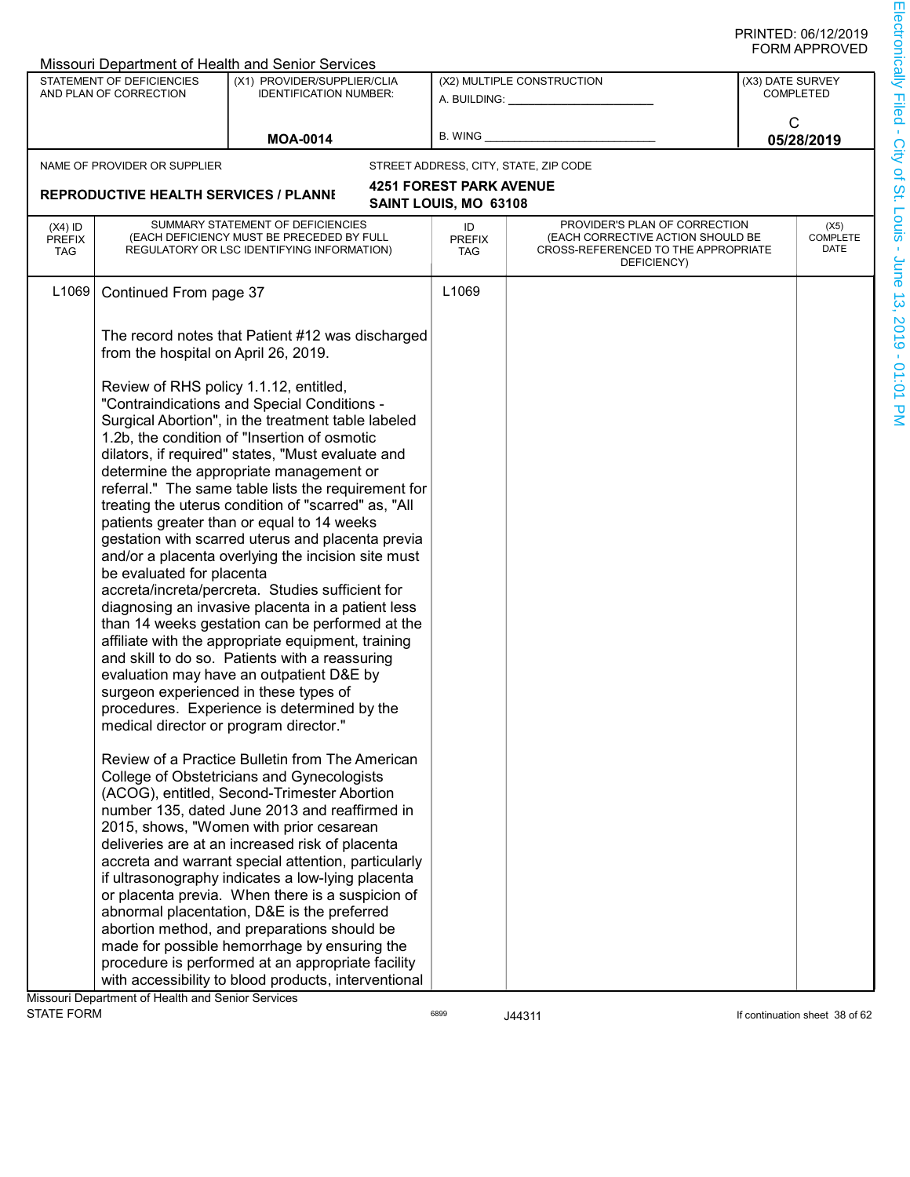| (X4) ID PREFIX TAG | SUMMARY STATEMENT OF DEFICIENCIES (EACH DEFICIENCY MUST BE PRECEDED BY FULL REGULATORY OR LSC IDENTIFYING INFORMATION) | ID PREFIX TAG | PROVIDER'S PLAN OF CORRECTION (EACH CORRECTIVE ACTION SHOULD BE CROSS-REFERENCED TO THE APPROPRIATE DEFICIENCY) | (X5) COMPLETE DATE |
|---|---|---|---|---|
| L1069 | Continued From page 37 | L1069 | | |

The record notes that Patient #12 was discharged from the hospital on April 26, 2019.

Review of RHS policy 1.1.12, entitled, "Contraindications and Special Conditions - Surgical Abortion", in the treatment table labeled 1.2b, the condition of "Insertion of osmotic dilators, if required" states, "Must evaluate and determine the appropriate management or referral." The same table lists the requirement for treating the uterus condition of "scarred" as, "All patients greater than or equal to 14 weeks gestation with scarred uterus and placenta previa and/or a placenta overlying the incision site must be evaluated for placenta accreta/increta/percreta. Studies sufficient for diagnosing an invasive placenta in a patient less than 14 weeks gestation can be performed at the affiliate with the appropriate equipment, training and skill to do so. Patients with a reassuring evaluation may have an outpatient D&E by surgeon experienced in these types of procedures. Experience is determined by the medical director or program director."

Review of a Practice Bulletin from The American College of Obstetricians and Gynecologists (ACOG), entitled, Second-Trimester Abortion number 135, dated June 2013 and reaffirmed in 2015, shows, "Women with prior cesarean deliveries are at an increased risk of placenta accreta and warrant special attention, particularly if ultrasonography indicates a low-lying placenta or placenta previa. When there is a suspicion of abnormal placentation, D&E is the preferred abortion method, and preparations should be made for possible hemorrhage by ensuring the procedure is performed at an appropriate facility with accessibility to blood products, interventional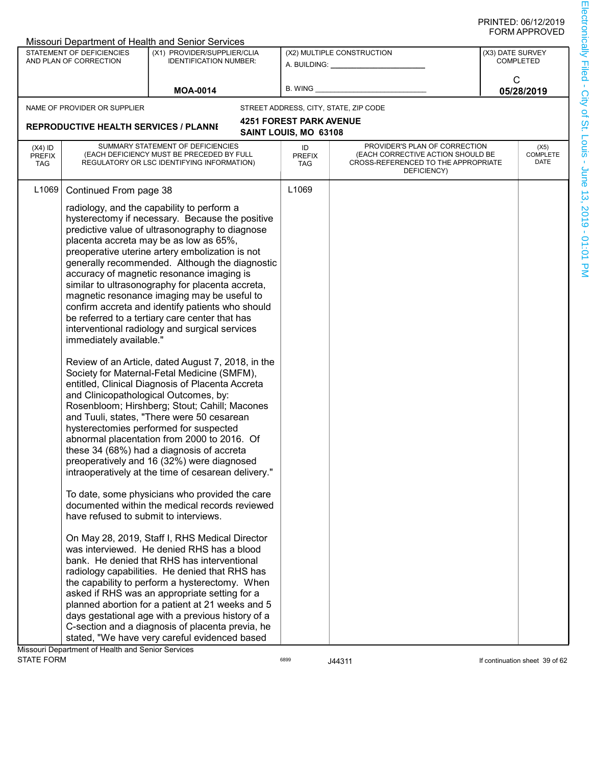| (X4) ID PREFIX TAG | SUMMARY STATEMENT OF DEFICIENCIES (EACH DEFICIENCY MUST BE PRECEDED BY FULL REGULATORY OR LSC IDENTIFYING INFORMATION) | ID PREFIX TAG | PROVIDER'S PLAN OF CORRECTION (EACH CORRECTIVE ACTION SHOULD BE CROSS-REFERENCED TO THE APPROPRIATE DEFICIENCY) | (X5) COMPLETE DATE |
|---|---|---|---|---|
| L1069 | Continued From page 38 | L1069 | | |

radiology, and the capability to perform a hysterectomy if necessary. Because the positive predictive value of ultrasonography to diagnose placenta accreta may be as low as 65%, preoperative uterine artery embolization is not generally recommended. Although the diagnostic accuracy of magnetic resonance imaging is similar to ultrasonography for placenta accreta, magnetic resonance imaging may be useful to confirm accreta and identify patients who should be referred to a tertiary care center that has interventional radiology and surgical services immediately available."

Review of an Article, dated August 7, 2018, in the Society for Maternal-Fetal Medicine (SMFM), entitled, Clinical Diagnosis of Placenta Accreta and Clinicopathological Outcomes, by: Rosenbloom; Hirshberg; Stout; Cahill; Macones and Tuuli, states, "There were 50 cesarean hysterectomies performed for suspected abnormal placentation from 2000 to 2016. Of these 34 (68%) had a diagnosis of accreta preoperatively and 16 (32%) were diagnosed intraoperatively at the time of cesarean delivery."

To date, some physicians who provided the care documented within the medical records reviewed have refused to submit to interviews.

On May 28, 2019, Staff I, RHS Medical Director was interviewed. He denied RHS has a blood bank. He denied that RHS has interventional radiology capabilities. He denied that RHS has the capability to perform a hysterectomy. When asked if RHS was an appropriate setting for a planned abortion for a patient at 21 weeks and 5 days gestational age with a previous history of a C-section and a diagnosis of placenta previa, he stated, "We have very careful evidenced based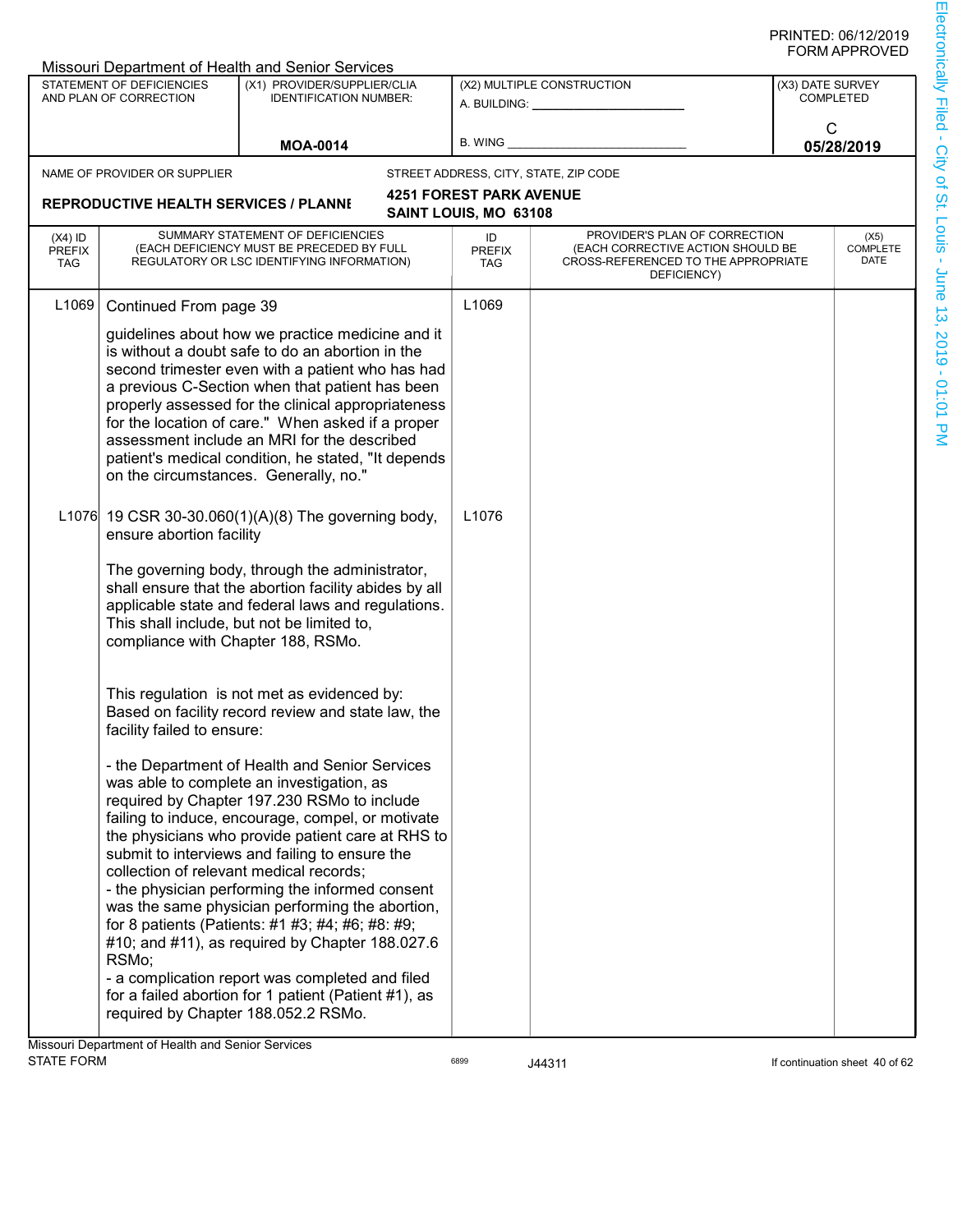Missouri Department of Health and Senior Services

| STATEMENT OF DEFICIENCIES AND PLAN OF CORRECTION | (X1) PROVIDER/SUPPLIER/CLIA IDENTIFICATION NUMBER: | (X2) MULTIPLE CONSTRUCTION | (X3) DATE SURVEY COMPLETED |
|---|---|---|---|
| | MOA-0014 | A. BUILDING: ______ B. WING ______ | C 05/28/2019 |

| NAME OF PROVIDER OR SUPPLIER | STREET ADDRESS, CITY, STATE, ZIP CODE |
|---|---|
| REPRODUCTIVE HEALTH SERVICES / PLANNE | 4251 FOREST PARK AVENUE SAINT LOUIS, MO 63108 |

| (X4) ID PREFIX TAG | SUMMARY STATEMENT OF DEFICIENCIES (EACH DEFICIENCY MUST BE PRECEDED BY FULL REGULATORY OR LSC IDENTIFYING INFORMATION) | ID PREFIX TAG | PROVIDER'S PLAN OF CORRECTION (EACH CORRECTIVE ACTION SHOULD BE CROSS-REFERENCED TO THE APPROPRIATE DEFICIENCY) | (X5) COMPLETE DATE |
|---|---|---|---|---|
| L1069 | Continued From page 39<br><br>guidelines about how we practice medicine and it is without a doubt safe to do an abortion in the second trimester even with a patient who has had a previous C-Section when that patient has been properly assessed for the clinical appropriateness for the location of care." When asked if a proper assessment include an MRI for the described patient's medical condition, he stated, "It depends on the circumstances. Generally, no." | L1069 | | |
| L1076 | 19 CSR 30-30.060(1)(A)(8) The governing body, ensure abortion facility<br><br>The governing body, through the administrator, shall ensure that the abortion facility abides by all applicable state and federal laws and regulations. This shall include, but not be limited to, compliance with Chapter 188, RSMo.<br><br>This regulation is not met as evidenced by:<br>Based on facility record review and state law, the facility failed to ensure:<br><br>- the Department of Health and Senior Services was able to complete an investigation, as required by Chapter 197.230 RSMo to include failing to induce, encourage, compel, or motivate the physicians who provide patient care at RHS to submit to interviews and failing to ensure the collection of relevant medical records;<br>- the physician performing the informed consent was the same physician performing the abortion, for 8 patients (Patients: #1 #3; #4; #6; #8: #9; #10; and #11), as required by Chapter 188.027.6 RSMo;<br>- a complication report was completed and filed for a failed abortion for 1 patient (Patient #1), as required by Chapter 188.052.2 RSMo. | L1076 | | |

Missouri Department of Health and Senior Services
STATE FORM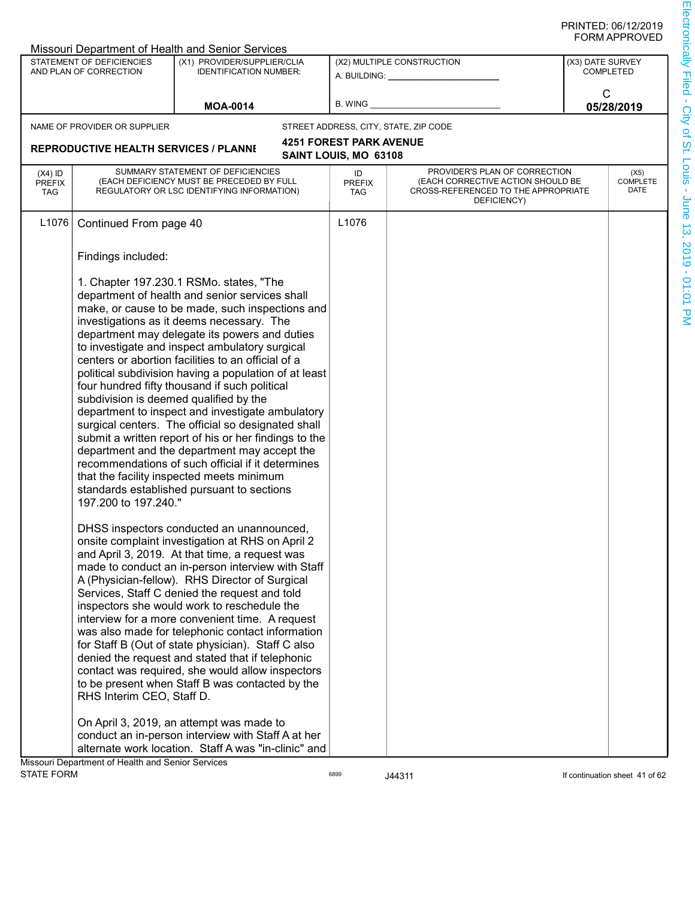Missouri Department of Health and Senior Services

| STATEMENT OF DEFICIENCIES AND PLAN OF CORRECTION | (X1) PROVIDER/SUPPLIER/CLIA IDENTIFICATION NUMBER: | (X2) MULTIPLE CONSTRUCTION | (X3) DATE SURVEY COMPLETED |
|---|---|---|---|
| | MOA-0014 | A. BUILDING: ______ B. WING ______ | C 05/28/2019 |

| NAME OF PROVIDER OR SUPPLIER | STREET ADDRESS, CITY, STATE, ZIP CODE |
|---|---|
| REPRODUCTIVE HEALTH SERVICES / PLANNE | 4251 FOREST PARK AVENUE SAINT LOUIS, MO 63108 |

| (X4) ID PREFIX TAG | SUMMARY STATEMENT OF DEFICIENCIES (EACH DEFICIENCY MUST BE PRECEDED BY FULL REGULATORY OR LSC IDENTIFYING INFORMATION) | ID PREFIX TAG | PROVIDER'S PLAN OF CORRECTION (EACH CORRECTIVE ACTION SHOULD BE CROSS-REFERENCED TO THE APPROPRIATE DEFICIENCY) | (X5) COMPLETE DATE |
|---|---|---|---|---|
| L1076 | Continued From page 40 | L1076 | | |

Findings included:

1. Chapter 197.230.1 RSMo. states, "The department of health and senior services shall make, or cause to be made, such inspections and investigations as it deems necessary. The department may delegate its powers and duties to investigate and inspect ambulatory surgical centers or abortion facilities to an official of a political subdivision having a population of at least four hundred fifty thousand if such political subdivision is deemed qualified by the department to inspect and investigate ambulatory surgical centers. The official so designated shall submit a written report of his or her findings to the department and the department may accept the recommendations of such official if it determines that the facility inspected meets minimum standards established pursuant to sections 197.200 to 197.240."

DHSS inspectors conducted an unannounced, onsite complaint investigation at RHS on April 2 and April 3, 2019. At that time, a request was made to conduct an in-person interview with Staff A (Physician-fellow). RHS Director of Surgical Services, Staff C denied the request and told inspectors she would work to reschedule the interview for a more convenient time. A request was also made for telephonic contact information for Staff B (Out of state physician). Staff C also denied the request and stated that if telephonic contact was required, she would allow inspectors to be present when Staff B was contacted by the RHS Interim CEO, Staff D.

On April 3, 2019, an attempt was made to conduct an in-person interview with Staff A at her alternate work location. Staff A was "in-clinic" and

Missouri Department of Health and Senior Services
STATE FORM 6899 J44311 If continuation sheet 41 of 62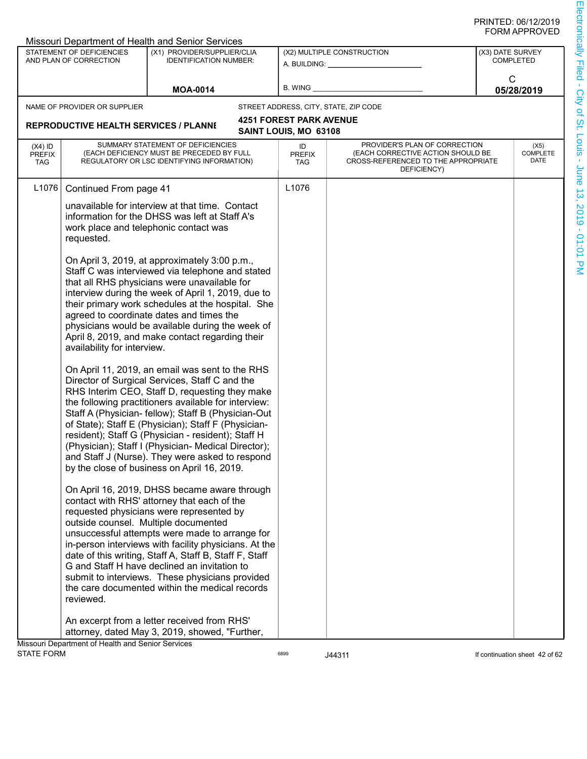Missouri Department of Health and Senior Services

| STATEMENT OF DEFICIENCIES AND PLAN OF CORRECTION | (X1) PROVIDER/SUPPLIER/CLIA IDENTIFICATION NUMBER: | (X2) MULTIPLE CONSTRUCTION | (X3) DATE SURVEY COMPLETED |
|---|---|---|---|
| | MOA-0014 | A. BUILDING: ______ B. WING ______ | C 05/28/2019 |

NAME OF PROVIDER OR SUPPLIER: **REPRODUCTIVE HEALTH SERVICES / PLANNE**

STREET ADDRESS, CITY, STATE, ZIP CODE: **4251 FOREST PARK AVENUE SAINT LOUIS, MO 63108**

| (X4) ID PREFIX TAG | SUMMARY STATEMENT OF DEFICIENCIES (EACH DEFICIENCY MUST BE PRECEDED BY FULL REGULATORY OR LSC IDENTIFYING INFORMATION) | ID PREFIX TAG | PROVIDER'S PLAN OF CORRECTION (EACH CORRECTIVE ACTION SHOULD BE CROSS-REFERENCED TO THE APPROPRIATE DEFICIENCY) | (X5) COMPLETE DATE |
|---|---|---|---|---|
| L1076 | Continued From page 41 | L1076 | | |

unavailable for interview at that time. Contact information for the DHSS was left at Staff A's work place and telephonic contact was requested.

On April 3, 2019, at approximately 3:00 p.m., Staff C was interviewed via telephone and stated that all RHS physicians were unavailable for interview during the week of April 1, 2019, due to their primary work schedules at the hospital. She agreed to coordinate dates and times the physicians would be available during the week of April 8, 2019, and make contact regarding their availability for interview.

On April 11, 2019, an email was sent to the RHS Director of Surgical Services, Staff C and the RHS Interim CEO, Staff D, requesting they make the following practitioners available for interview: Staff A (Physician- fellow); Staff B (Physician-Out of State); Staff E (Physician); Staff F (Physician-resident); Staff G (Physician - resident); Staff H (Physician); Staff I (Physician- Medical Director); and Staff J (Nurse). They were asked to respond by the close of business on April 16, 2019.

On April 16, 2019, DHSS became aware through contact with RHS' attorney that each of the requested physicians were represented by outside counsel. Multiple documented unsuccessful attempts were made to arrange for in-person interviews with facility physicians. At the date of this writing, Staff A, Staff B, Staff F, Staff G and Staff H have declined an invitation to submit to interviews. These physicians provided the care documented within the medical records reviewed.

An excerpt from a letter received from RHS' attorney, dated May 3, 2019, showed, "Further,

Missouri Department of Health and Senior Services
STATE FORM 6899 J44311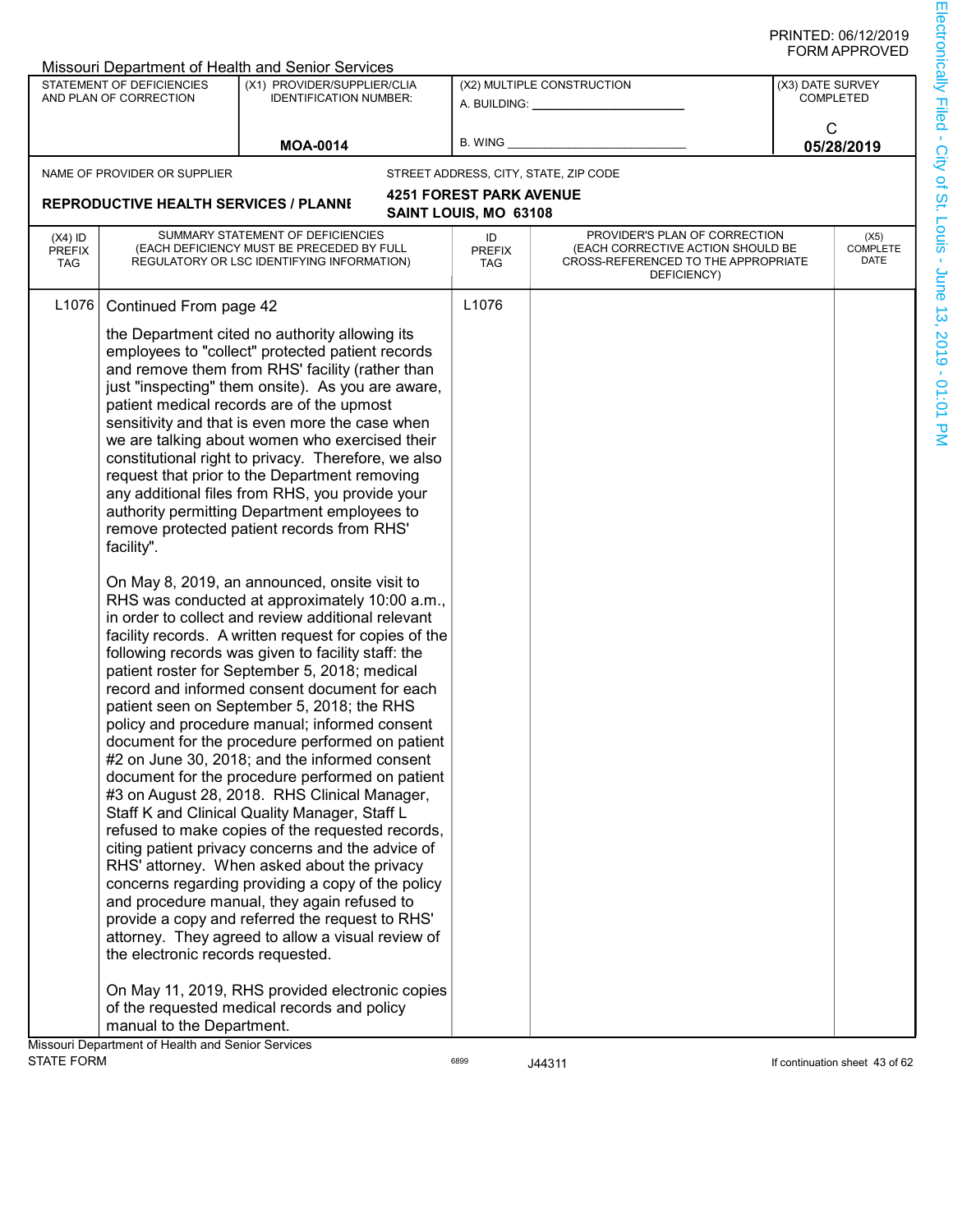| (X4) ID PREFIX TAG | SUMMARY STATEMENT OF DEFICIENCIES (EACH DEFICIENCY MUST BE PRECEDED BY FULL REGULATORY OR LSC IDENTIFYING INFORMATION) | ID PREFIX TAG | PROVIDER'S PLAN OF CORRECTION (EACH CORRECTIVE ACTION SHOULD BE CROSS-REFERENCED TO THE APPROPRIATE DEFICIENCY) | (X5) COMPLETE DATE |
|---|---|---|---|---|
| L1076 | Continued From page 42 | L1076 | | |

the Department cited no authority allowing its employees to "collect" protected patient records and remove them from RHS' facility (rather than just "inspecting" them onsite). As you are aware, patient medical records are of the upmost sensitivity and that is even more the case when we are talking about women who exercised their constitutional right to privacy. Therefore, we also request that prior to the Department removing any additional files from RHS, you provide your authority permitting Department employees to remove protected patient records from RHS' facility".

On May 8, 2019, an announced, onsite visit to RHS was conducted at approximately 10:00 a.m., in order to collect and review additional relevant facility records. A written request for copies of the following records was given to facility staff: the patient roster for September 5, 2018; medical record and informed consent document for each patient seen on September 5, 2018; the RHS policy and procedure manual; informed consent document for the procedure performed on patient #2 on June 30, 2018; and the informed consent document for the procedure performed on patient #3 on August 28, 2018. RHS Clinical Manager, Staff K and Clinical Quality Manager, Staff L refused to make copies of the requested records, citing patient privacy concerns and the advice of RHS' attorney. When asked about the privacy concerns regarding providing a copy of the policy and procedure manual, they again refused to provide a copy and referred the request to RHS' attorney. They agreed to allow a visual review of the electronic records requested.

On May 11, 2019, RHS provided electronic copies of the requested medical records and policy manual to the Department.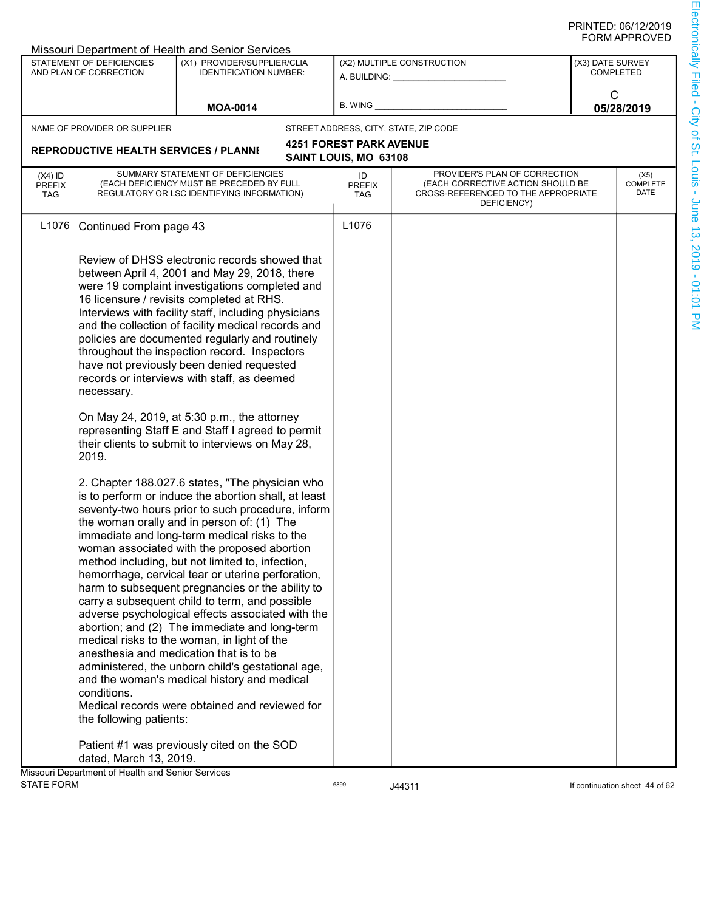Missouri Department of Health and Senior Services

| STATEMENT OF DEFICIENCIES AND PLAN OF CORRECTION | (X1) PROVIDER/SUPPLIER/CLIA IDENTIFICATION NUMBER: | (X2) MULTIPLE CONSTRUCTION | (X3) DATE SURVEY COMPLETED |
|---|---|---|---|
| | MOA-0014 | A. BUILDING: ______ B. WING ______ | C 05/28/2019 |

| NAME OF PROVIDER OR SUPPLIER | STREET ADDRESS, CITY, STATE, ZIP CODE |
|---|---|
| REPRODUCTIVE HEALTH SERVICES / PLANNE | 4251 FOREST PARK AVENUE SAINT LOUIS, MO 63108 |

| (X4) ID PREFIX TAG | SUMMARY STATEMENT OF DEFICIENCIES (EACH DEFICIENCY MUST BE PRECEDED BY FULL REGULATORY OR LSC IDENTIFYING INFORMATION) | ID PREFIX TAG | PROVIDER'S PLAN OF CORRECTION (EACH CORRECTIVE ACTION SHOULD BE CROSS-REFERENCED TO THE APPROPRIATE DEFICIENCY) | (X5) COMPLETE DATE |
|---|---|---|---|---|
| L1076 | Continued From page 43 | L1076 | | |

Review of DHSS electronic records showed that between April 4, 2001 and May 29, 2018, there were 19 complaint investigations completed and 16 licensure / revisits completed at RHS. Interviews with facility staff, including physicians and the collection of facility medical records and policies are documented regularly and routinely throughout the inspection record. Inspectors have not previously been denied requested records or interviews with staff, as deemed necessary.

On May 24, 2019, at 5:30 p.m., the attorney representing Staff E and Staff I agreed to permit their clients to submit to interviews on May 28, 2019.

2. Chapter 188.027.6 states, "The physician who is to perform or induce the abortion shall, at least seventy-two hours prior to such procedure, inform the woman orally and in person of: (1) The immediate and long-term medical risks to the woman associated with the proposed abortion method including, but not limited to, infection, hemorrhage, cervical tear or uterine perforation, harm to subsequent pregnancies or the ability to carry a subsequent child to term, and possible adverse psychological effects associated with the abortion; and (2) The immediate and long-term medical risks to the woman, in light of the anesthesia and medication that is to be administered, the unborn child's gestational age, and the woman's medical history and medical conditions.
Medical records were obtained and reviewed for the following patients:

Patient #1 was previously cited on the SOD dated, March 13, 2019.

Missouri Department of Health and Senior Services
STATE FORM — 6899 — J44311 — If continuation sheet 44 of 62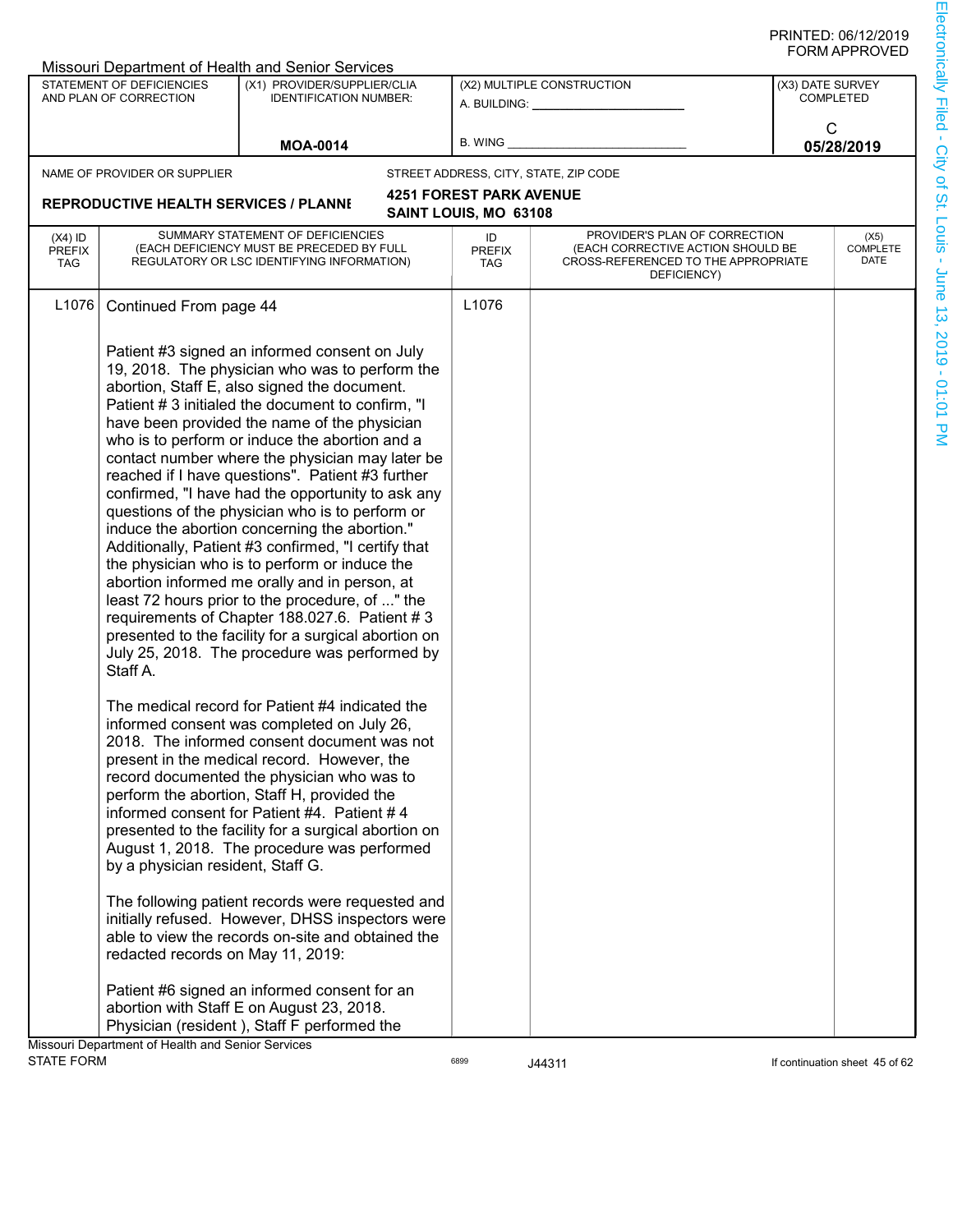Missouri Department of Health and Senior Services

| STATEMENT OF DEFICIENCIES AND PLAN OF CORRECTION | (X1) PROVIDER/SUPPLIER/CLIA IDENTIFICATION NUMBER: | (X2) MULTIPLE CONSTRUCTION | (X3) DATE SURVEY COMPLETED |
|---|---|---|---|
| | MOA-0014 | A. BUILDING: ______ B. WING ______ | C 05/28/2019 |

| NAME OF PROVIDER OR SUPPLIER | STREET ADDRESS, CITY, STATE, ZIP CODE |
|---|---|
| REPRODUCTIVE HEALTH SERVICES / PLANNE | 4251 FOREST PARK AVENUE SAINT LOUIS, MO 63108 |

| (X4) ID PREFIX TAG | SUMMARY STATEMENT OF DEFICIENCIES (EACH DEFICIENCY MUST BE PRECEDED BY FULL REGULATORY OR LSC IDENTIFYING INFORMATION) | ID PREFIX TAG | PROVIDER'S PLAN OF CORRECTION (EACH CORRECTIVE ACTION SHOULD BE CROSS-REFERENCED TO THE APPROPRIATE DEFICIENCY) | (X5) COMPLETE DATE |
|---|---|---|---|---|
| L1076 | Continued From page 44 | L1076 | | |

Patient #3 signed an informed consent on July 19, 2018. The physician who was to perform the abortion, Staff E, also signed the document. Patient # 3 initialed the document to confirm, "I have been provided the name of the physician who is to perform or induce the abortion and a contact number where the physician may later be reached if I have questions". Patient #3 further confirmed, "I have had the opportunity to ask any questions of the physician who is to perform or induce the abortion concerning the abortion." Additionally, Patient #3 confirmed, "I certify that the physician who is to perform or induce the abortion informed me orally and in person, at least 72 hours prior to the procedure, of ..." the requirements of Chapter 188.027.6. Patient # 3 presented to the facility for a surgical abortion on July 25, 2018. The procedure was performed by Staff A.

The medical record for Patient #4 indicated the informed consent was completed on July 26, 2018. The informed consent document was not present in the medical record. However, the record documented the physician who was to perform the abortion, Staff H, provided the informed consent for Patient #4. Patient # 4 presented to the facility for a surgical abortion on August 1, 2018. The procedure was performed by a physician resident, Staff G.

The following patient records were requested and initially refused. However, DHSS inspectors were able to view the records on-site and obtained the redacted records on May 11, 2019:

Patient #6 signed an informed consent for an abortion with Staff E on August 23, 2018. Physician (resident ), Staff F performed the

Missouri Department of Health and Senior Services
STATE FORM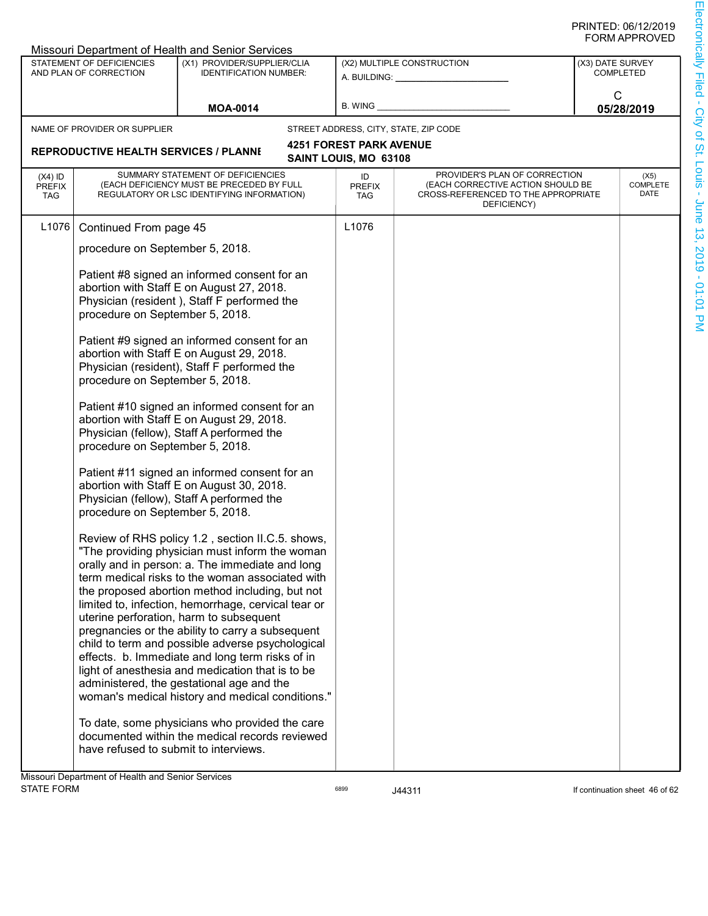Missouri Department of Health and Senior Services

| STATEMENT OF DEFICIENCIES AND PLAN OF CORRECTION | (X1) PROVIDER/SUPPLIER/CLIA IDENTIFICATION NUMBER: | (X2) MULTIPLE CONSTRUCTION | (X3) DATE SURVEY COMPLETED |
|---|---|---|---|
| | MOA-0014 | A. BUILDING: ______ B. WING ______ | C 05/28/2019 |

| NAME OF PROVIDER OR SUPPLIER | STREET ADDRESS, CITY, STATE, ZIP CODE |
|---|---|
| REPRODUCTIVE HEALTH SERVICES / PLANNE | 4251 FOREST PARK AVENUE SAINT LOUIS, MO 63108 |

| (X4) ID PREFIX TAG | SUMMARY STATEMENT OF DEFICIENCIES (EACH DEFICIENCY MUST BE PRECEDED BY FULL REGULATORY OR LSC IDENTIFYING INFORMATION) | ID PREFIX TAG | PROVIDER'S PLAN OF CORRECTION (EACH CORRECTIVE ACTION SHOULD BE CROSS-REFERENCED TO THE APPROPRIATE DEFICIENCY) | (X5) COMPLETE DATE |
|---|---|---|---|---|
| L1076 | Continued From page 45 | L1076 | | |

procedure on September 5, 2018.

Patient #8 signed an informed consent for an abortion with Staff E on August 27, 2018. Physician (resident ), Staff F performed the procedure on September 5, 2018.

Patient #9 signed an informed consent for an abortion with Staff E on August 29, 2018. Physician (resident), Staff F performed the procedure on September 5, 2018.

Patient #10 signed an informed consent for an abortion with Staff E on August 29, 2018. Physician (fellow), Staff A performed the procedure on September 5, 2018.

Patient #11 signed an informed consent for an abortion with Staff E on August 30, 2018. Physician (fellow), Staff A performed the procedure on September 5, 2018.

Review of RHS policy 1.2 , section II.C.5. shows, "The providing physician must inform the woman orally and in person: a. The immediate and long term medical risks to the woman associated with the proposed abortion method including, but not limited to, infection, hemorrhage, cervical tear or uterine perforation, harm to subsequent pregnancies or the ability to carry a subsequent child to term and possible adverse psychological effects. b. Immediate and long term risks of in light of anesthesia and medication that is to be administered, the gestational age and the woman's medical history and medical conditions."

To date, some physicians who provided the care documented within the medical records reviewed have refused to submit to interviews.

Missouri Department of Health and Senior Services
STATE FORM 6899 J44311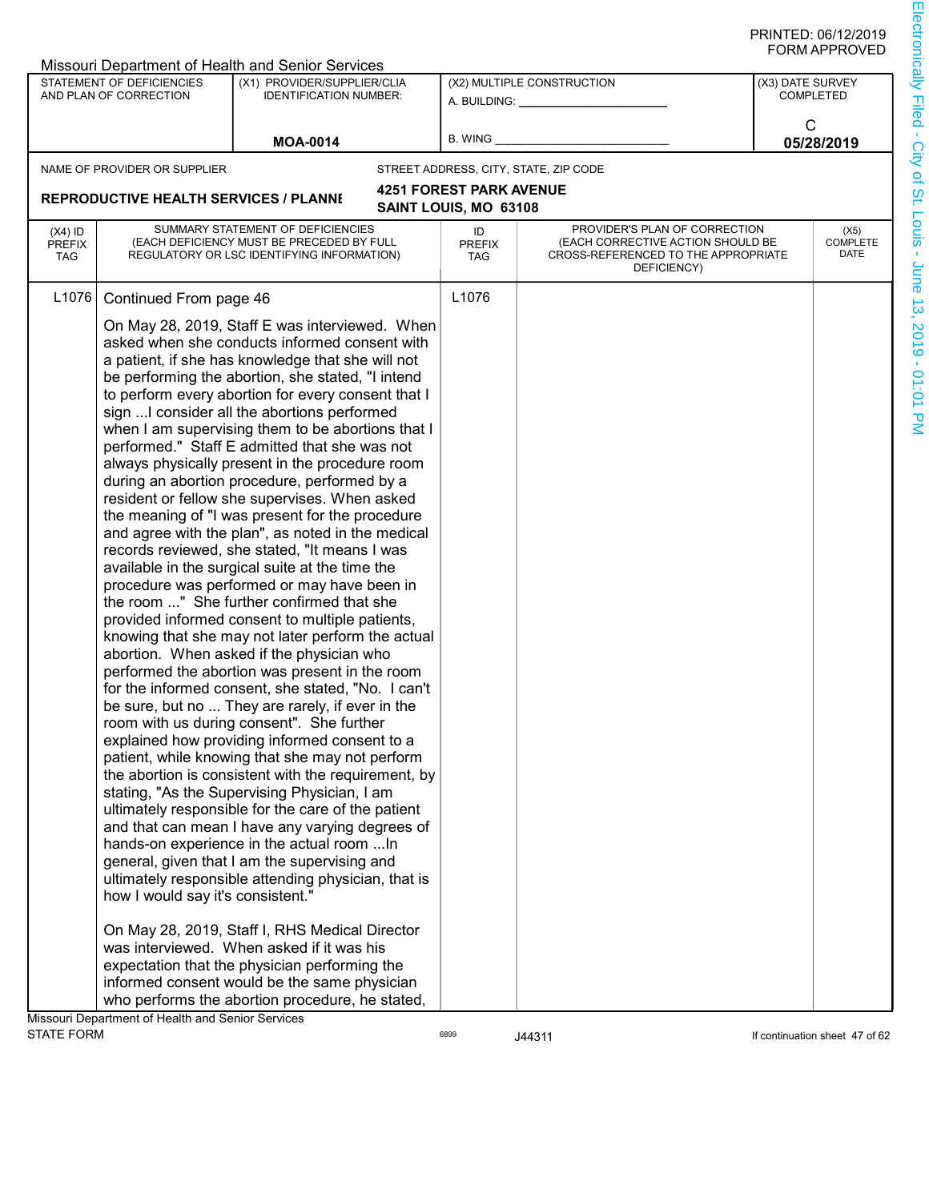Missouri Department of Health and Senior Services

| STATEMENT OF DEFICIENCIES AND PLAN OF CORRECTION | (X1) PROVIDER/SUPPLIER/CLIA IDENTIFICATION NUMBER: | (X2) MULTIPLE CONSTRUCTION | (X3) DATE SURVEY COMPLETED |
|---|---|---|---|
| | MOA-0014 | A. BUILDING: ______ B. WING ______ | C 05/28/2019 |

| NAME OF PROVIDER OR SUPPLIER | STREET ADDRESS, CITY, STATE, ZIP CODE |
|---|---|
| REPRODUCTIVE HEALTH SERVICES / PLANNE | 4251 FOREST PARK AVENUE SAINT LOUIS, MO 63108 |

| (X4) ID PREFIX TAG | SUMMARY STATEMENT OF DEFICIENCIES (EACH DEFICIENCY MUST BE PRECEDED BY FULL REGULATORY OR LSC IDENTIFYING INFORMATION) | ID PREFIX TAG | PROVIDER'S PLAN OF CORRECTION (EACH CORRECTIVE ACTION SHOULD BE CROSS-REFERENCED TO THE APPROPRIATE DEFICIENCY) | (X5) COMPLETE DATE |
|---|---|---|---|---|
| L1076 | Continued From page 46 | L1076 | | |

On May 28, 2019, Staff E was interviewed. When asked when she conducts informed consent with a patient, if she has knowledge that she will not be performing the abortion, she stated, "I intend to perform every abortion for every consent that I sign ...I consider all the abortions performed when I am supervising them to be abortions that I performed." Staff E admitted that she was not always physically present in the procedure room during an abortion procedure, performed by a resident or fellow she supervises. When asked the meaning of "I was present for the procedure and agree with the plan", as noted in the medical records reviewed, she stated, "It means I was available in the surgical suite at the time the procedure was performed or may have been in the room ..." She further confirmed that she provided informed consent to multiple patients, knowing that she may not later perform the actual abortion. When asked if the physician who performed the abortion was present in the room for the informed consent, she stated, "No. I can't be sure, but no ... They are rarely, if ever in the room with us during consent". She further explained how providing informed consent to a patient, while knowing that she may not perform the abortion is consistent with the requirement, by stating, "As the Supervising Physician, I am ultimately responsible for the care of the patient and that can mean I have any varying degrees of hands-on experience in the actual room ...In general, given that I am the supervising and ultimately responsible attending physician, that is how I would say it's consistent."

On May 28, 2019, Staff I, RHS Medical Director was interviewed. When asked if it was his expectation that the physician performing the informed consent would be the same physician who performs the abortion procedure, he stated,

Missouri Department of Health and Senior Services
STATE FORM 6899 J44311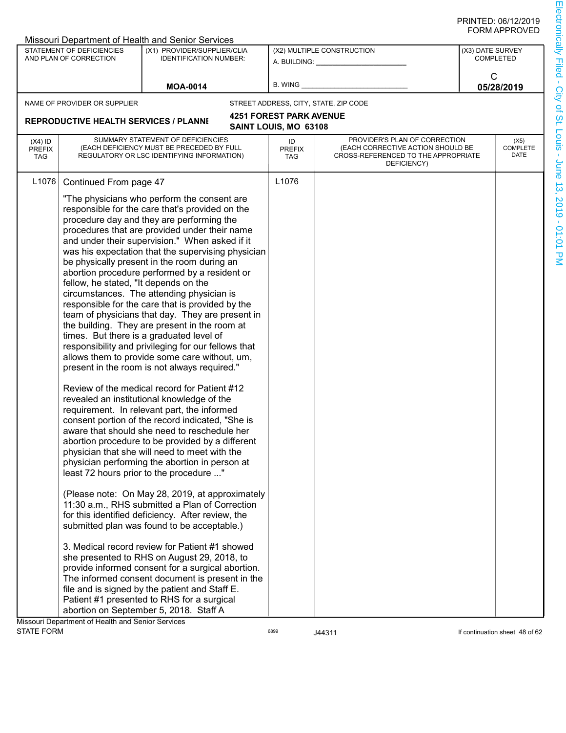| (X4) ID PREFIX TAG | SUMMARY STATEMENT OF DEFICIENCIES (EACH DEFICIENCY MUST BE PRECEDED BY FULL REGULATORY OR LSC IDENTIFYING INFORMATION) | ID PREFIX TAG | PROVIDER'S PLAN OF CORRECTION (EACH CORRECTIVE ACTION SHOULD BE CROSS-REFERENCED TO THE APPROPRIATE DEFICIENCY) | (X5) COMPLETE DATE |
|---|---|---|---|---|
| L1076 | Continued From page 47 | L1076 | | |

"The physicians who perform the consent are responsible for the care that's provided on the procedure day and they are performing the procedures that are provided under their name and under their supervision." When asked if it was his expectation that the supervising physician be physically present in the room during an abortion procedure performed by a resident or fellow, he stated, "It depends on the circumstances. The attending physician is responsible for the care that is provided by the team of physicians that day. They are present in the building. They are present in the room at times. But there is a graduated level of responsibility and privileging for our fellows that allows them to provide some care without, um, present in the room is not always required."

Review of the medical record for Patient #12 revealed an institutional knowledge of the requirement. In relevant part, the informed consent portion of the record indicated, "She is aware that should she need to reschedule her abortion procedure to be provided by a different physician that she will need to meet with the physician performing the abortion in person at least 72 hours prior to the procedure ..."

(Please note: On May 28, 2019, at approximately 11:30 a.m., RHS submitted a Plan of Correction for this identified deficiency. After review, the submitted plan was found to be acceptable.)

3. Medical record review for Patient #1 showed she presented to RHS on August 29, 2018, to provide informed consent for a surgical abortion. The informed consent document is present in the file and is signed by the patient and Staff E. Patient #1 presented to RHS for a surgical abortion on September 5, 2018. Staff A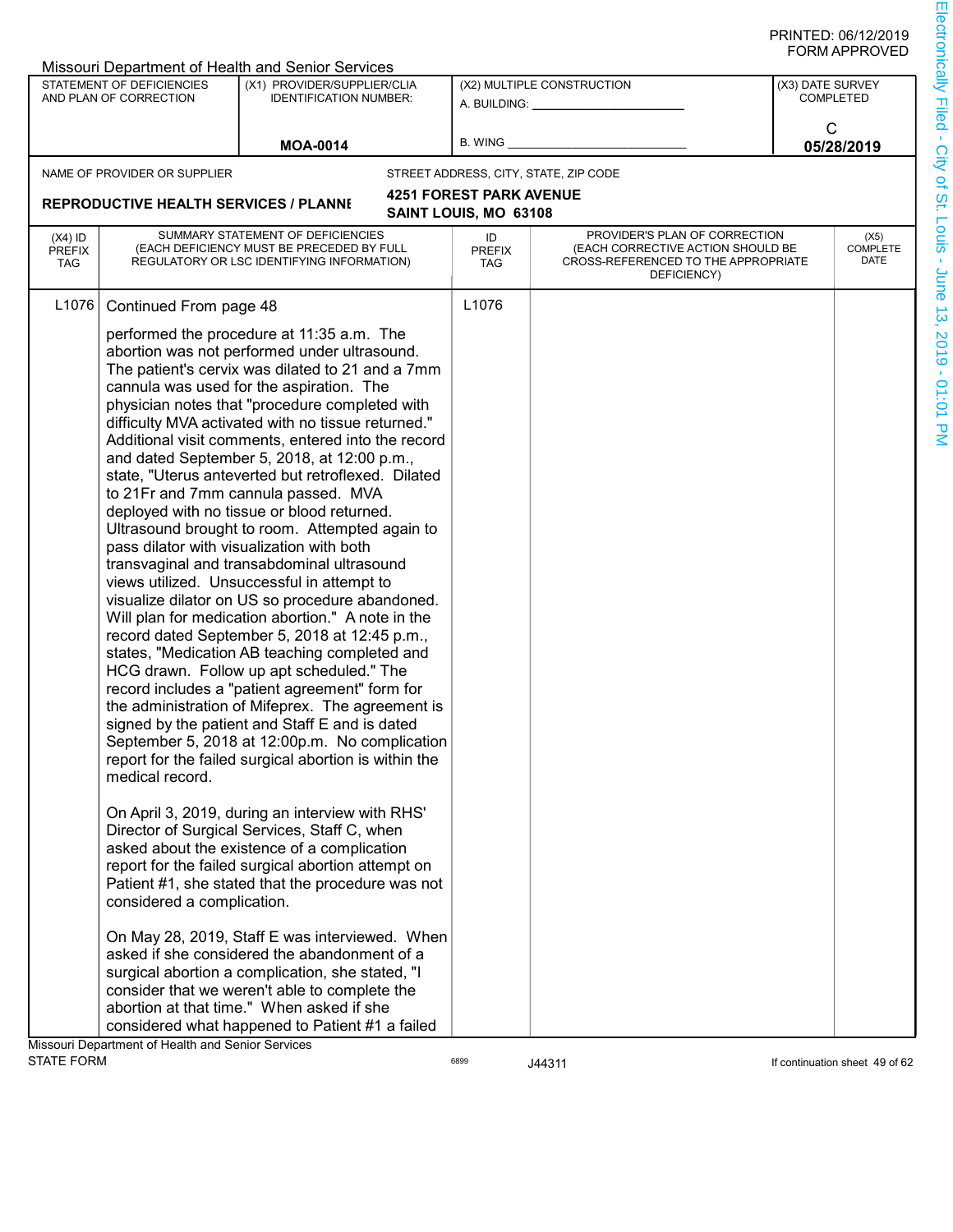Missouri Department of Health and Senior Services

| STATEMENT OF DEFICIENCIES AND PLAN OF CORRECTION | (X1) PROVIDER/SUPPLIER/CLIA IDENTIFICATION NUMBER: | (X2) MULTIPLE CONSTRUCTION | (X3) DATE SURVEY COMPLETED |
|---|---|---|---|
| | MOA-0014 | A. BUILDING: ______ B. WING ______ | C 05/28/2019 |

NAME OF PROVIDER OR SUPPLIER: **REPRODUCTIVE HEALTH SERVICES / PLANNE**

STREET ADDRESS, CITY, STATE, ZIP CODE: **4251 FOREST PARK AVENUE SAINT LOUIS, MO 63108**

| (X4) ID PREFIX TAG | SUMMARY STATEMENT OF DEFICIENCIES (EACH DEFICIENCY MUST BE PRECEDED BY FULL REGULATORY OR LSC IDENTIFYING INFORMATION) | ID PREFIX TAG | PROVIDER'S PLAN OF CORRECTION (EACH CORRECTIVE ACTION SHOULD BE CROSS-REFERENCED TO THE APPROPRIATE DEFICIENCY) | (X5) COMPLETE DATE |
|---|---|---|---|---|
| L1076 | Continued From page 48 | L1076 | | |

performed the procedure at 11:35 a.m. The abortion was not performed under ultrasound. The patient's cervix was dilated to 21 and a 7mm cannula was used for the aspiration. The physician notes that "procedure completed with difficulty MVA activated with no tissue returned." Additional visit comments, entered into the record and dated September 5, 2018, at 12:00 p.m., state, "Uterus anteverted but retroflexed. Dilated to 21Fr and 7mm cannula passed. MVA deployed with no tissue or blood returned. Ultrasound brought to room. Attempted again to pass dilator with visualization with both transvaginal and transabdominal ultrasound views utilized. Unsuccessful in attempt to visualize dilator on US so procedure abandoned. Will plan for medication abortion." A note in the record dated September 5, 2018 at 12:45 p.m., states, "Medication AB teaching completed and HCG drawn. Follow up apt scheduled." The record includes a "patient agreement" form for the administration of Mifeprex. The agreement is signed by the patient and Staff E and is dated September 5, 2018 at 12:00p.m. No complication report for the failed surgical abortion is within the medical record.

On April 3, 2019, during an interview with RHS' Director of Surgical Services, Staff C, when asked about the existence of a complication report for the failed surgical abortion attempt on Patient #1, she stated that the procedure was not considered a complication.

On May 28, 2019, Staff E was interviewed. When asked if she considered the abandonment of a surgical abortion a complication, she stated, "I consider that we weren't able to complete the abortion at that time." When asked if she considered what happened to Patient #1 a failed

Missouri Department of Health and Senior Services
STATE FORM 6899 J44311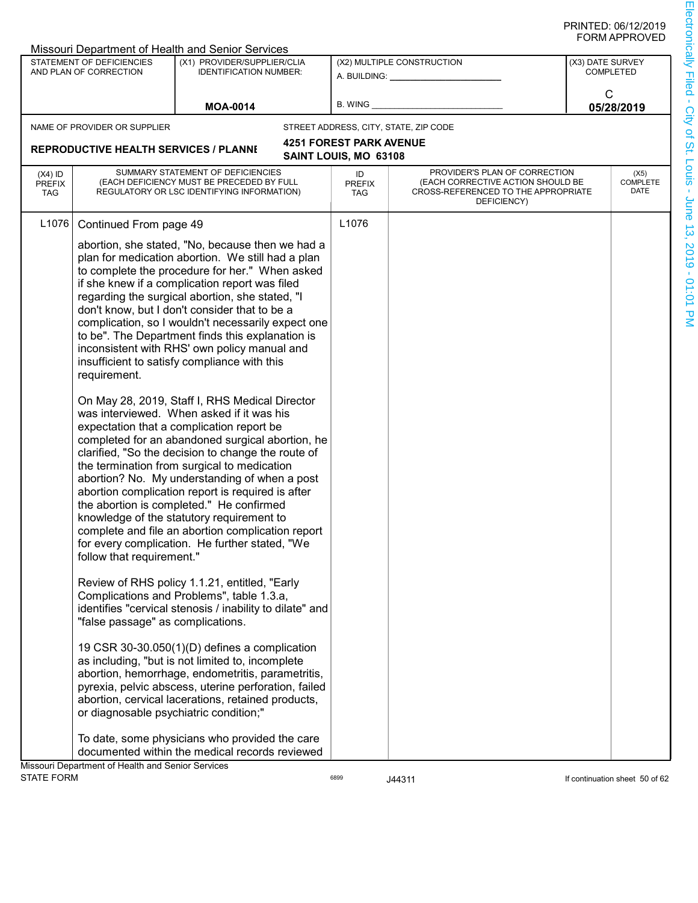Missouri Department of Health and Senior Services

| STATEMENT OF DEFICIENCIES AND PLAN OF CORRECTION | (X1) PROVIDER/SUPPLIER/CLIA IDENTIFICATION NUMBER: | (X2) MULTIPLE CONSTRUCTION | (X3) DATE SURVEY COMPLETED |
|---|---|---|---|
| | MOA-0014 | A. BUILDING: ______ B. WING ______ | C 05/28/2019 |

| NAME OF PROVIDER OR SUPPLIER | STREET ADDRESS, CITY, STATE, ZIP CODE |
|---|---|
| REPRODUCTIVE HEALTH SERVICES / PLANNE | 4251 FOREST PARK AVENUE SAINT LOUIS, MO 63108 |

| (X4) ID PREFIX TAG | SUMMARY STATEMENT OF DEFICIENCIES (EACH DEFICIENCY MUST BE PRECEDED BY FULL REGULATORY OR LSC IDENTIFYING INFORMATION) | ID PREFIX TAG | PROVIDER'S PLAN OF CORRECTION (EACH CORRECTIVE ACTION SHOULD BE CROSS-REFERENCED TO THE APPROPRIATE DEFICIENCY) | (X5) COMPLETE DATE |
|---|---|---|---|---|
| L1076 | Continued From page 49 | L1076 | | |

abortion, she stated, "No, because then we had a plan for medication abortion. We still had a plan to complete the procedure for her." When asked if she knew if a complication report was filed regarding the surgical abortion, she stated, "I don't know, but I don't consider that to be a complication, so I wouldn't necessarily expect one to be". The Department finds this explanation is inconsistent with RHS' own policy manual and insufficient to satisfy compliance with this requirement.

On May 28, 2019, Staff I, RHS Medical Director was interviewed. When asked if it was his expectation that a complication report be completed for an abandoned surgical abortion, he clarified, "So the decision to change the route of the termination from surgical to medication abortion? No. My understanding of when a post abortion complication report is required is after the abortion is completed." He confirmed knowledge of the statutory requirement to complete and file an abortion complication report for every complication. He further stated, "We follow that requirement."

Review of RHS policy 1.1.21, entitled, "Early Complications and Problems", table 1.3.a, identifies "cervical stenosis / inability to dilate" and "false passage" as complications.

19 CSR 30-30.050(1)(D) defines a complication as including, "but is not limited to, incomplete abortion, hemorrhage, endometritis, parametritis, pyrexia, pelvic abscess, uterine perforation, failed abortion, cervical lacerations, retained products, or diagnosable psychiatric condition;"

To date, some physicians who provided the care documented within the medical records reviewed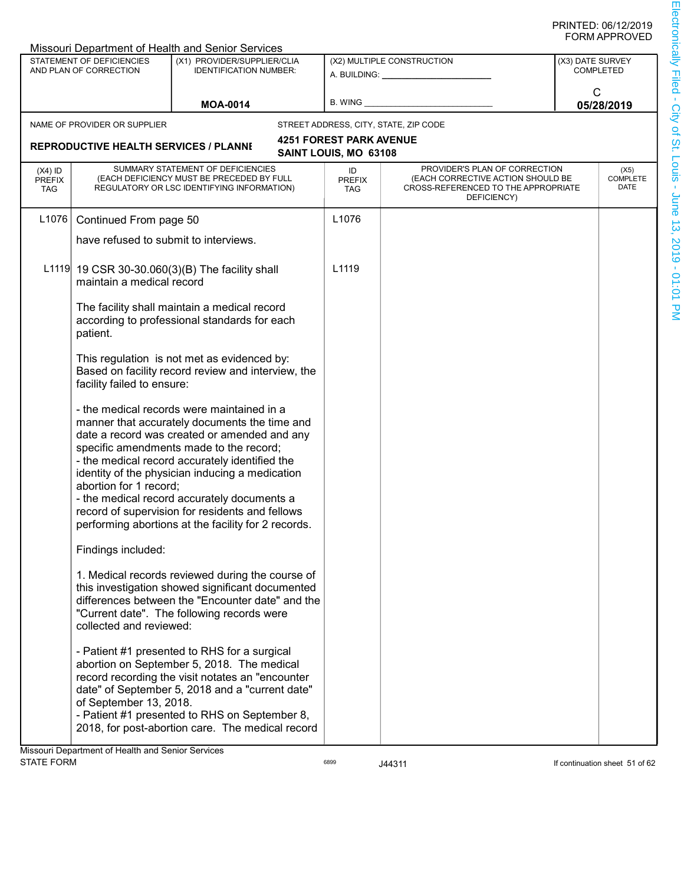Missouri Department of Health and Senior Services

| STATEMENT OF DEFICIENCIES AND PLAN OF CORRECTION | (X1) PROVIDER/SUPPLIER/CLIA IDENTIFICATION NUMBER: | (X2) MULTIPLE CONSTRUCTION | (X3) DATE SURVEY COMPLETED |
|---|---|---|---|
| | MOA-0014 | A. BUILDING: ______ B. WING ______ | C 05/28/2019 |

NAME OF PROVIDER OR SUPPLIER: **REPRODUCTIVE HEALTH SERVICES / PLANNE**

STREET ADDRESS, CITY, STATE, ZIP CODE: **4251 FOREST PARK AVENUE, SAINT LOUIS, MO 63108**

| (X4) ID PREFIX TAG | SUMMARY STATEMENT OF DEFICIENCIES (EACH DEFICIENCY MUST BE PRECEDED BY FULL REGULATORY OR LSC IDENTIFYING INFORMATION) | ID PREFIX TAG | PROVIDER'S PLAN OF CORRECTION (EACH CORRECTIVE ACTION SHOULD BE CROSS-REFERENCED TO THE APPROPRIATE DEFICIENCY) | (X5) COMPLETE DATE |
|---|---|---|---|---|
| L1076 | Continued From page 50<br><br>have refused to submit to interviews. | L1076 | | |
| L1119 | 19 CSR 30-30.060(3)(B) The facility shall maintain a medical record<br><br>The facility shall maintain a medical record according to professional standards for each patient.<br><br>This regulation is not met as evidenced by:<br>Based on facility record review and interview, the facility failed to ensure:<br><br>- the medical records were maintained in a manner that accurately documents the time and date a record was created or amended and any specific amendments made to the record;<br>- the medical record accurately identified the identity of the physician inducing a medication abortion for 1 record;<br>- the medical record accurately documents a record of supervision for residents and fellows performing abortions at the facility for 2 records.<br><br>Findings included:<br><br>1. Medical records reviewed during the course of this investigation showed significant documented differences between the "Encounter date" and the "Current date". The following records were collected and reviewed:<br><br>- Patient #1 presented to RHS for a surgical abortion on September 5, 2018. The medical record recording the visit notates an "encounter date" of September 5, 2018 and a "current date" of September 13, 2018.<br>- Patient #1 presented to RHS on September 8, 2018, for post-abortion care. The medical record | L1119 | | |

Missouri Department of Health and Senior Services
STATE FORM 6899 J44311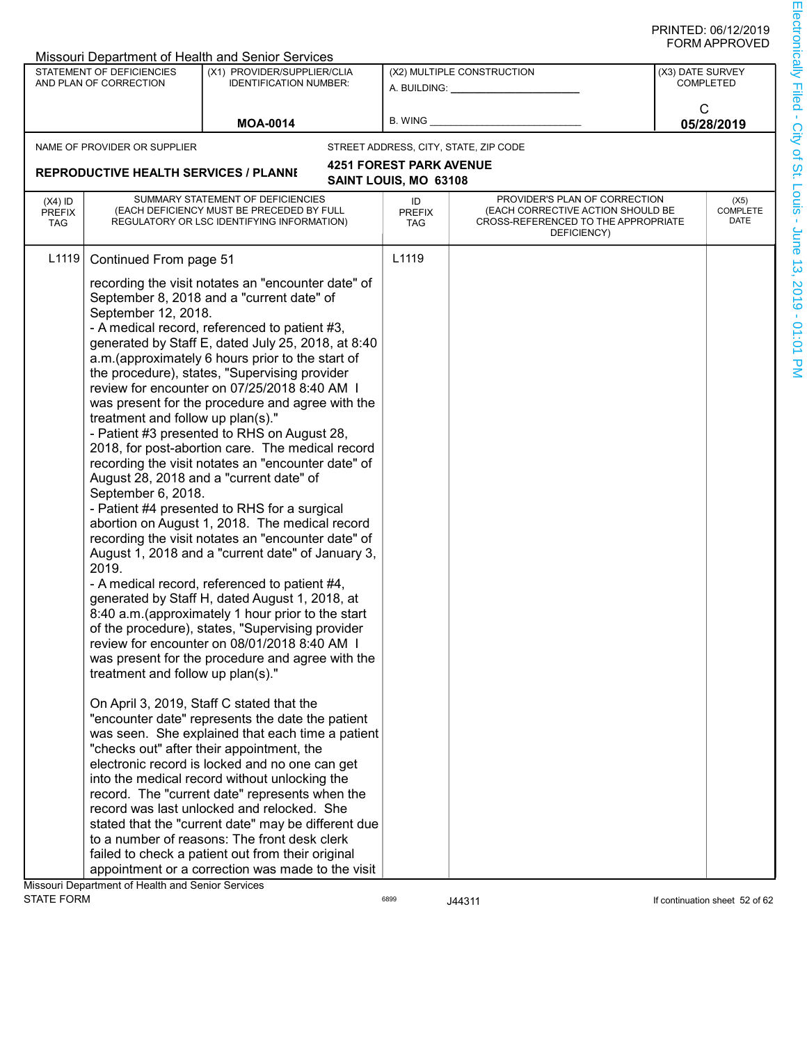Missouri Department of Health and Senior Services

| STATEMENT OF DEFICIENCIES AND PLAN OF CORRECTION | (X1) PROVIDER/SUPPLIER/CLIA IDENTIFICATION NUMBER: | (X2) MULTIPLE CONSTRUCTION | (X3) DATE SURVEY COMPLETED |
|---|---|---|---|
| | MOA-0014 | A. BUILDING: ______ B. WING ______ | C 05/28/2019 |

NAME OF PROVIDER OR SUPPLIER: **REPRODUCTIVE HEALTH SERVICES / PLANNE**

STREET ADDRESS, CITY, STATE, ZIP CODE: **4251 FOREST PARK AVENUE SAINT LOUIS, MO 63108**

| (X4) ID PREFIX TAG | SUMMARY STATEMENT OF DEFICIENCIES (EACH DEFICIENCY MUST BE PRECEDED BY FULL REGULATORY OR LSC IDENTIFYING INFORMATION) | ID PREFIX TAG | PROVIDER'S PLAN OF CORRECTION (EACH CORRECTIVE ACTION SHOULD BE CROSS-REFERENCED TO THE APPROPRIATE DEFICIENCY) | (X5) COMPLETE DATE |
|---|---|---|---|---|
| L1119 | Continued From page 51<br><br>recording the visit notates an "encounter date" of September 8, 2018 and a "current date" of September 12, 2018.<br>- A medical record, referenced to patient #3, generated by Staff E, dated July 25, 2018, at 8:40 a.m.(approximately 6 hours prior to the start of the procedure), states, "Supervising provider review for encounter on 07/25/2018 8:40 AM I was present for the procedure and agree with the treatment and follow up plan(s)."<br>- Patient #3 presented to RHS on August 28, 2018, for post-abortion care. The medical record recording the visit notates an "encounter date" of August 28, 2018 and a "current date" of September 6, 2018.<br>- Patient #4 presented to RHS for a surgical abortion on August 1, 2018. The medical record recording the visit notates an "encounter date" of August 1, 2018 and a "current date" of January 3, 2019.<br>- A medical record, referenced to patient #4, generated by Staff H, dated August 1, 2018, at 8:40 a.m.(approximately 1 hour prior to the start of the procedure), states, "Supervising provider review for encounter on 08/01/2018 8:40 AM I was present for the procedure and agree with the treatment and follow up plan(s)."<br><br>On April 3, 2019, Staff C stated that the "encounter date" represents the date the patient was seen. She explained that each time a patient "checks out" after their appointment, the electronic record is locked and no one can get into the medical record without unlocking the record. The "current date" represents when the record was last unlocked and relocked. She stated that the "current date" may be different due to a number of reasons: The front desk clerk failed to check a patient out from their original appointment or a correction was made to the visit | L1119 | | |

Missouri Department of Health and Senior Services
STATE FORM 6899 J44311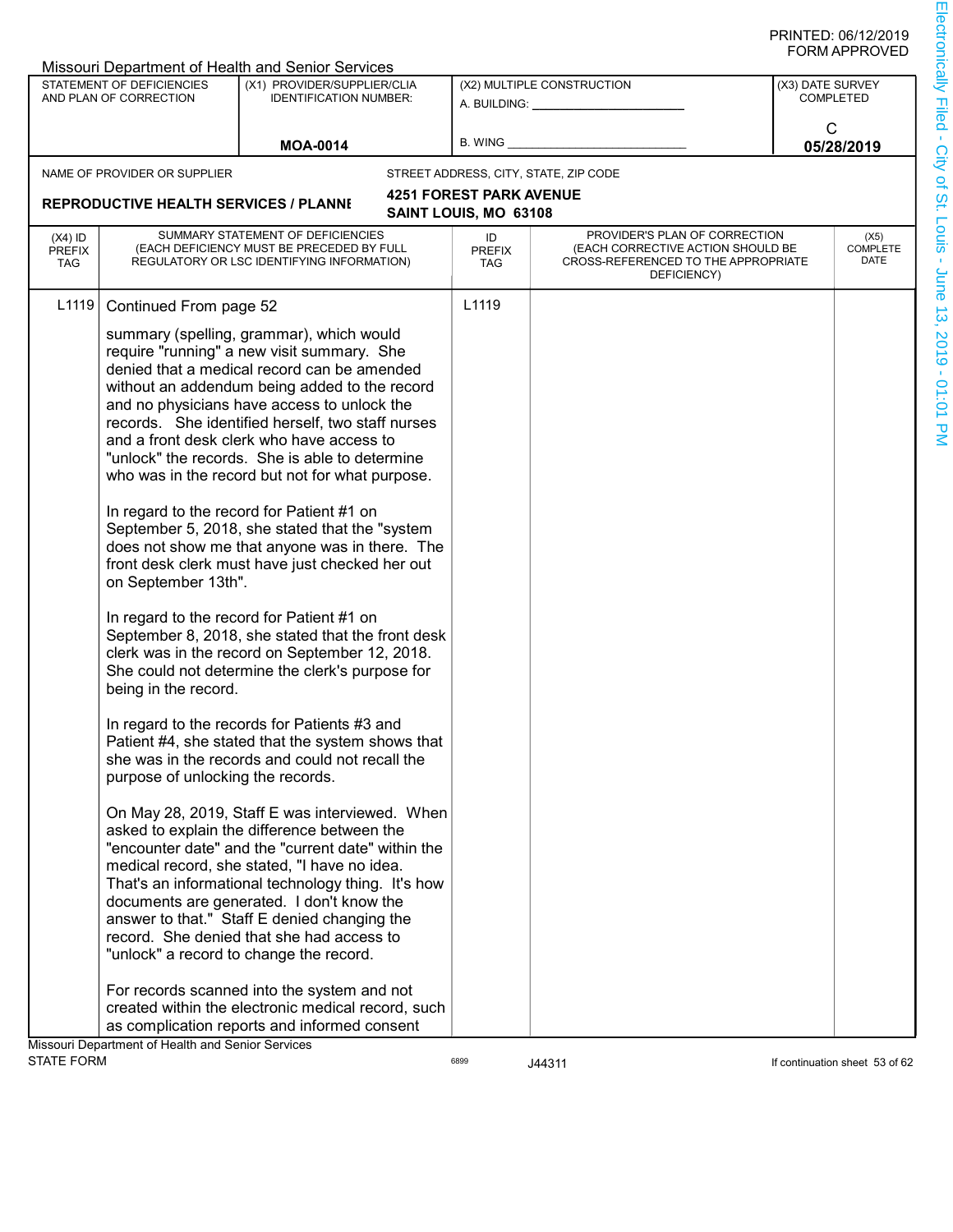Missouri Department of Health and Senior Services

| STATEMENT OF DEFICIENCIES AND PLAN OF CORRECTION | (X1) PROVIDER/SUPPLIER/CLIA IDENTIFICATION NUMBER: | (X2) MULTIPLE CONSTRUCTION | (X3) DATE SURVEY COMPLETED |
|---|---|---|---|
| | MOA-0014 | A. BUILDING: ______ B. WING ______ | C 05/28/2019 |

| NAME OF PROVIDER OR SUPPLIER | STREET ADDRESS, CITY, STATE, ZIP CODE |
|---|---|
| REPRODUCTIVE HEALTH SERVICES / PLANNE | 4251 FOREST PARK AVENUE SAINT LOUIS, MO 63108 |

| (X4) ID PREFIX TAG | SUMMARY STATEMENT OF DEFICIENCIES (EACH DEFICIENCY MUST BE PRECEDED BY FULL REGULATORY OR LSC IDENTIFYING INFORMATION) | ID PREFIX TAG | PROVIDER'S PLAN OF CORRECTION (EACH CORRECTIVE ACTION SHOULD BE CROSS-REFERENCED TO THE APPROPRIATE DEFICIENCY) | (X5) COMPLETE DATE |
|---|---|---|---|---|
| L1119 | Continued From page 52 | L1119 | | |

summary (spelling, grammar), which would require "running" a new visit summary. She denied that a medical record can be amended without an addendum being added to the record and no physicians have access to unlock the records. She identified herself, two staff nurses and a front desk clerk who have access to "unlock" the records. She is able to determine who was in the record but not for what purpose.

In regard to the record for Patient #1 on September 5, 2018, she stated that the "system does not show me that anyone was in there. The front desk clerk must have just checked her out on September 13th".

In regard to the record for Patient #1 on September 8, 2018, she stated that the front desk clerk was in the record on September 12, 2018. She could not determine the clerk's purpose for being in the record.

In regard to the records for Patients #3 and Patient #4, she stated that the system shows that she was in the records and could not recall the purpose of unlocking the records.

On May 28, 2019, Staff E was interviewed. When asked to explain the difference between the "encounter date" and the "current date" within the medical record, she stated, "I have no idea. That's an informational technology thing. It's how documents are generated. I don't know the answer to that." Staff E denied changing the record. She denied that she had access to "unlock" a record to change the record.

For records scanned into the system and not created within the electronic medical record, such as complication reports and informed consent

Missouri Department of Health and Senior Services
STATE FORM 6899 J44311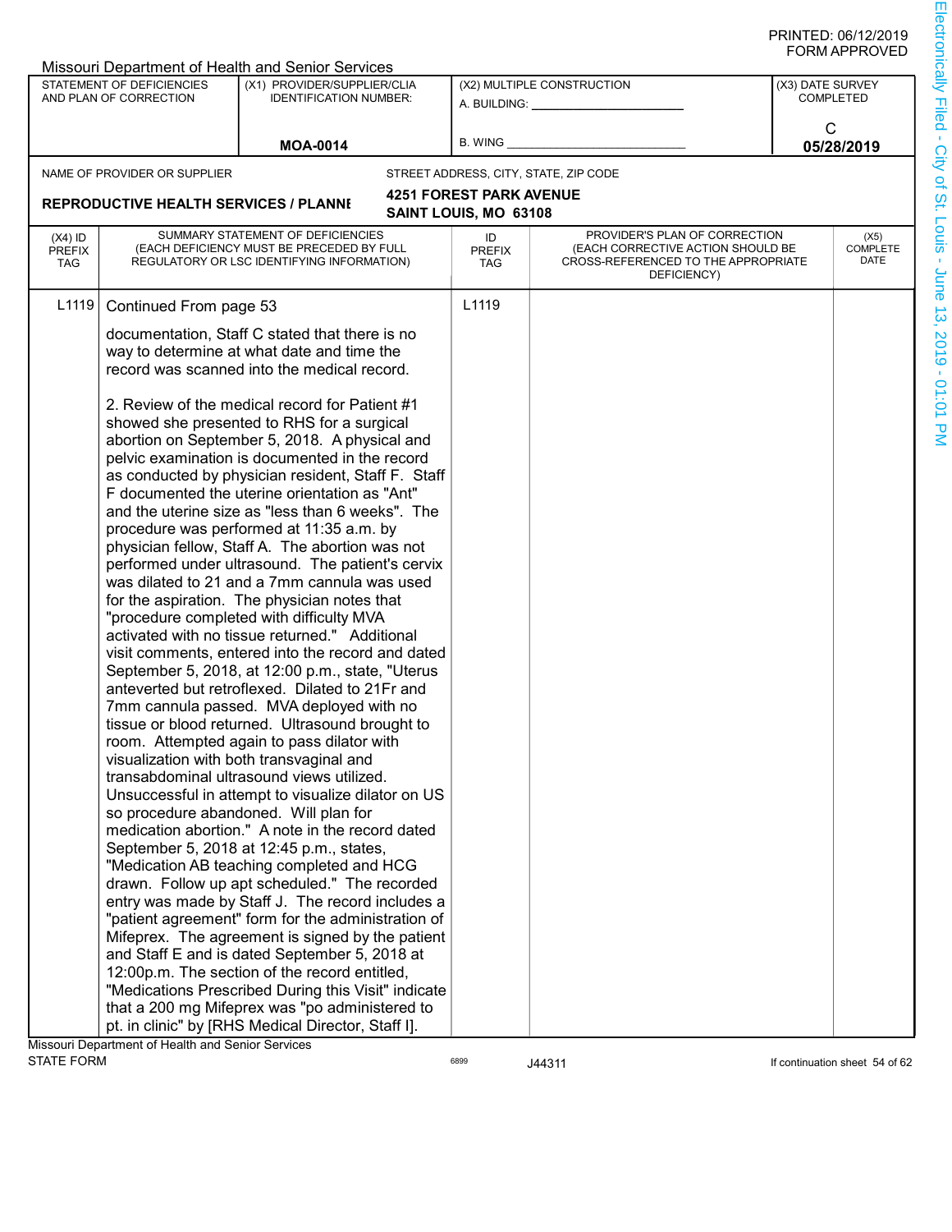Missouri Department of Health and Senior Services

| STATEMENT OF DEFICIENCIES AND PLAN OF CORRECTION | (X1) PROVIDER/SUPPLIER/CLIA IDENTIFICATION NUMBER: | (X2) MULTIPLE CONSTRUCTION | (X3) DATE SURVEY COMPLETED |
|---|---|---|---|
| | MOA-0014 | A. BUILDING: ______ B. WING ______ | C 05/28/2019 |

| NAME OF PROVIDER OR SUPPLIER | STREET ADDRESS, CITY, STATE, ZIP CODE |
|---|---|
| REPRODUCTIVE HEALTH SERVICES / PLANNE | 4251 FOREST PARK AVENUE SAINT LOUIS, MO 63108 |

| (X4) ID PREFIX TAG | SUMMARY STATEMENT OF DEFICIENCIES (EACH DEFICIENCY MUST BE PRECEDED BY FULL REGULATORY OR LSC IDENTIFYING INFORMATION) | ID PREFIX TAG | PROVIDER'S PLAN OF CORRECTION (EACH CORRECTIVE ACTION SHOULD BE CROSS-REFERENCED TO THE APPROPRIATE DEFICIENCY) | (X5) COMPLETE DATE |
|---|---|---|---|---|
| L1119 | Continued From page 53 | L1119 | | |

documentation, Staff C stated that there is no way to determine at what date and time the record was scanned into the medical record.

2. Review of the medical record for Patient #1 showed she presented to RHS for a surgical abortion on September 5, 2018. A physical and pelvic examination is documented in the record as conducted by physician resident, Staff F. Staff F documented the uterine orientation as "Ant" and the uterine size as "less than 6 weeks". The procedure was performed at 11:35 a.m. by physician fellow, Staff A. The abortion was not performed under ultrasound. The patient's cervix was dilated to 21 and a 7mm cannula was used for the aspiration. The physician notes that "procedure completed with difficulty MVA activated with no tissue returned." Additional visit comments, entered into the record and dated September 5, 2018, at 12:00 p.m., state, "Uterus anteverted but retroflexed. Dilated to 21Fr and 7mm cannula passed. MVA deployed with no tissue or blood returned. Ultrasound brought to room. Attempted again to pass dilator with visualization with both transvaginal and transabdominal ultrasound views utilized. Unsuccessful in attempt to visualize dilator on US so procedure abandoned. Will plan for medication abortion." A note in the record dated September 5, 2018 at 12:45 p.m., states, "Medication AB teaching completed and HCG drawn. Follow up apt scheduled." The recorded entry was made by Staff J. The record includes a "patient agreement" form for the administration of Mifeprex. The agreement is signed by the patient and Staff E and is dated September 5, 2018 at 12:00p.m. The section of the record entitled, "Medications Prescribed During this Visit" indicate that a 200 mg Mifeprex was "po administered to pt. in clinic" by [RHS Medical Director, Staff I].

Missouri Department of Health and Senior Services
STATE FORM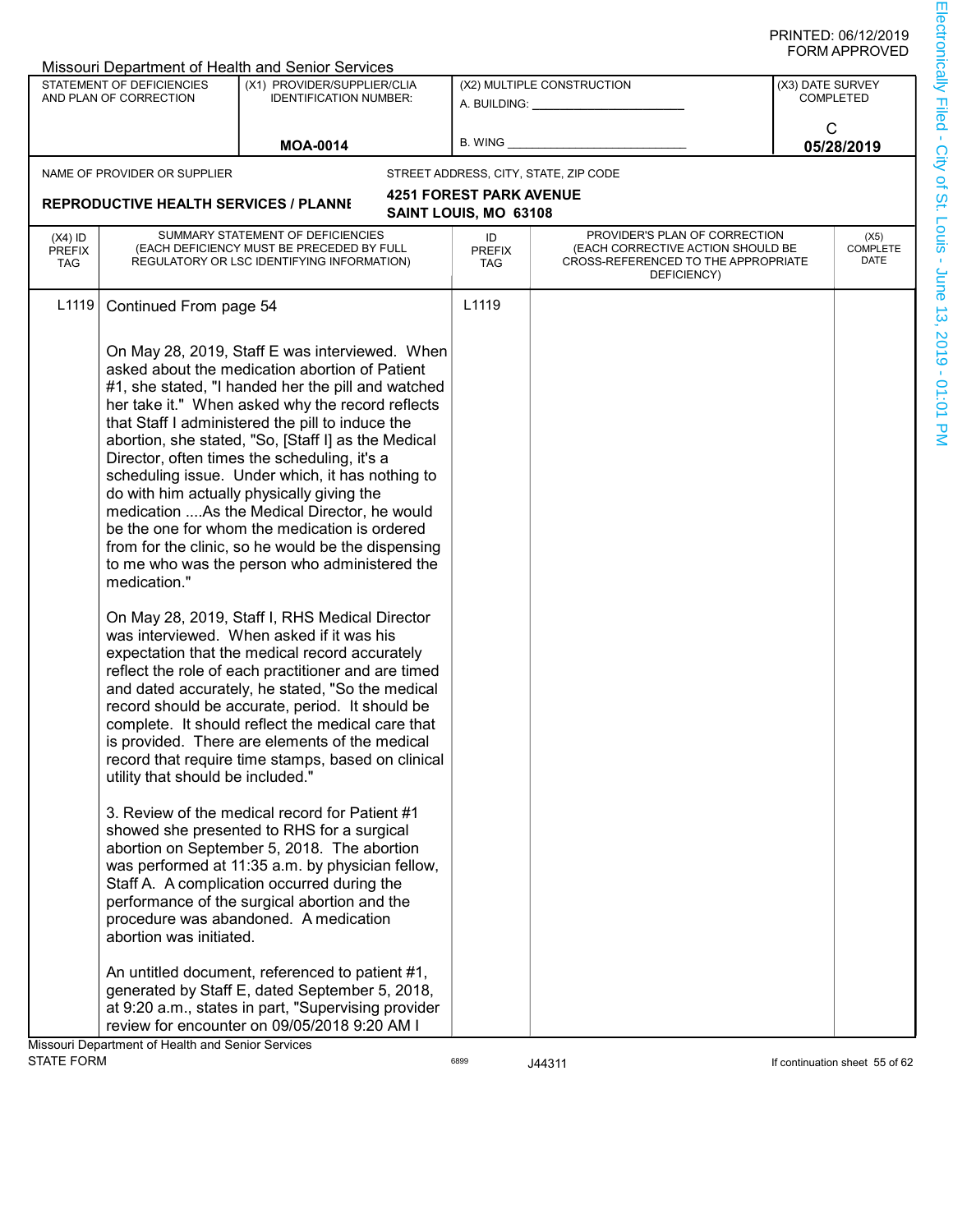Missouri Department of Health and Senior Services

| STATEMENT OF DEFICIENCIES AND PLAN OF CORRECTION | (X1) PROVIDER/SUPPLIER/CLIA IDENTIFICATION NUMBER: | (X2) MULTIPLE CONSTRUCTION | (X3) DATE SURVEY COMPLETED |
|---|---|---|---|
| | MOA-0014 | A. BUILDING: ______ B. WING ______ | C 05/28/2019 |

| NAME OF PROVIDER OR SUPPLIER | STREET ADDRESS, CITY, STATE, ZIP CODE |
|---|---|
| REPRODUCTIVE HEALTH SERVICES / PLANNE | 4251 FOREST PARK AVENUE SAINT LOUIS, MO 63108 |

| (X4) ID PREFIX TAG | SUMMARY STATEMENT OF DEFICIENCIES (EACH DEFICIENCY MUST BE PRECEDED BY FULL REGULATORY OR LSC IDENTIFYING INFORMATION) | ID PREFIX TAG | PROVIDER'S PLAN OF CORRECTION (EACH CORRECTIVE ACTION SHOULD BE CROSS-REFERENCED TO THE APPROPRIATE DEFICIENCY) | (X5) COMPLETE DATE |
|---|---|---|---|---|
| L1119 | Continued From page 54 | L1119 | | |

On May 28, 2019, Staff E was interviewed. When asked about the medication abortion of Patient #1, she stated, "I handed her the pill and watched her take it." When asked why the record reflects that Staff I administered the pill to induce the abortion, she stated, "So, [Staff I] as the Medical Director, often times the scheduling, it's a scheduling issue. Under which, it has nothing to do with him actually physically giving the medication ....As the Medical Director, he would be the one for whom the medication is ordered from for the clinic, so he would be the dispensing to me who was the person who administered the medication."

On May 28, 2019, Staff I, RHS Medical Director was interviewed. When asked if it was his expectation that the medical record accurately reflect the role of each practitioner and are timed and dated accurately, he stated, "So the medical record should be accurate, period. It should be complete. It should reflect the medical care that is provided. There are elements of the medical record that require time stamps, based on clinical utility that should be included."

3. Review of the medical record for Patient #1 showed she presented to RHS for a surgical abortion on September 5, 2018. The abortion was performed at 11:35 a.m. by physician fellow, Staff A. A complication occurred during the performance of the surgical abortion and the procedure was abandoned. A medication abortion was initiated.

An untitled document, referenced to patient #1, generated by Staff E, dated September 5, 2018, at 9:20 a.m., states in part, "Supervising provider review for encounter on 09/05/2018 9:20 AM I

Missouri Department of Health and Senior Services
STATE FORM 6899 J44311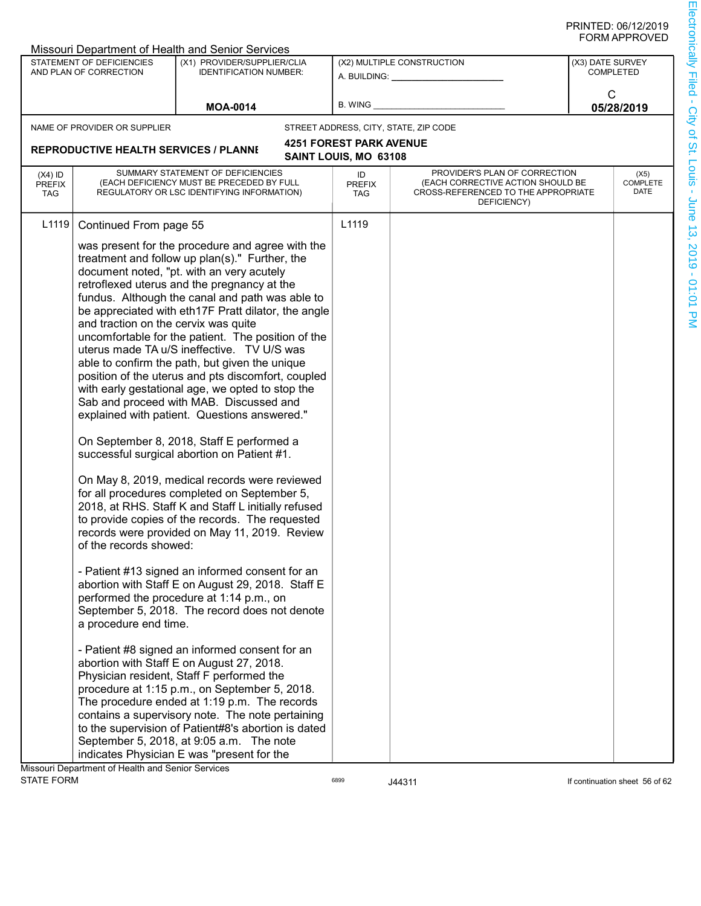Missouri Department of Health and Senior Services

| STATEMENT OF DEFICIENCIES AND PLAN OF CORRECTION | (X1) PROVIDER/SUPPLIER/CLIA IDENTIFICATION NUMBER: MOA-0014 | (X2) MULTIPLE CONSTRUCTION A. BUILDING: B. WING | (X3) DATE SURVEY COMPLETED C 05/28/2019 |
|---|---|---|---|

NAME OF PROVIDER OR SUPPLIER: **REPRODUCTIVE HEALTH SERVICES / PLANNE**

STREET ADDRESS, CITY, STATE, ZIP CODE: **4251 FOREST PARK AVENUE, SAINT LOUIS, MO 63108**

| (X4) ID PREFIX TAG | SUMMARY STATEMENT OF DEFICIENCIES (EACH DEFICIENCY MUST BE PRECEDED BY FULL REGULATORY OR LSC IDENTIFYING INFORMATION) | ID PREFIX TAG | PROVIDER'S PLAN OF CORRECTION (EACH CORRECTIVE ACTION SHOULD BE CROSS-REFERENCED TO THE APPROPRIATE DEFICIENCY) | (X5) COMPLETE DATE |
|---|---|---|---|---|
| L1119 | Continued From page 55 | L1119 | | |

was present for the procedure and agree with the treatment and follow up plan(s)." Further, the document noted, "pt. with an very acutely retroflexed uterus and the pregnancy at the fundus. Although the canal and path was able to be appreciated with eth17F Pratt dilator, the angle and traction on the cervix was quite uncomfortable for the patient. The position of the uterus made TA u/S ineffective. TV U/S was able to confirm the path, but given the unique position of the uterus and pts discomfort, coupled with early gestational age, we opted to stop the Sab and proceed with MAB. Discussed and explained with patient. Questions answered."

On September 8, 2018, Staff E performed a successful surgical abortion on Patient #1.

On May 8, 2019, medical records were reviewed for all procedures completed on September 5, 2018, at RHS. Staff K and Staff L initially refused to provide copies of the records. The requested records were provided on May 11, 2019. Review of the records showed:

- Patient #13 signed an informed consent for an abortion with Staff E on August 29, 2018. Staff E performed the procedure at 1:14 p.m., on September 5, 2018. The record does not denote a procedure end time.

- Patient #8 signed an informed consent for an abortion with Staff E on August 27, 2018. Physician resident, Staff F performed the procedure at 1:15 p.m., on September 5, 2018. The procedure ended at 1:19 p.m. The records contains a supervisory note. The note pertaining to the supervision of Patient#8's abortion is dated September 5, 2018, at 9:05 a.m. The note indicates Physician E was "present for the

Missouri Department of Health and Senior Services
STATE FORM 6899 J44311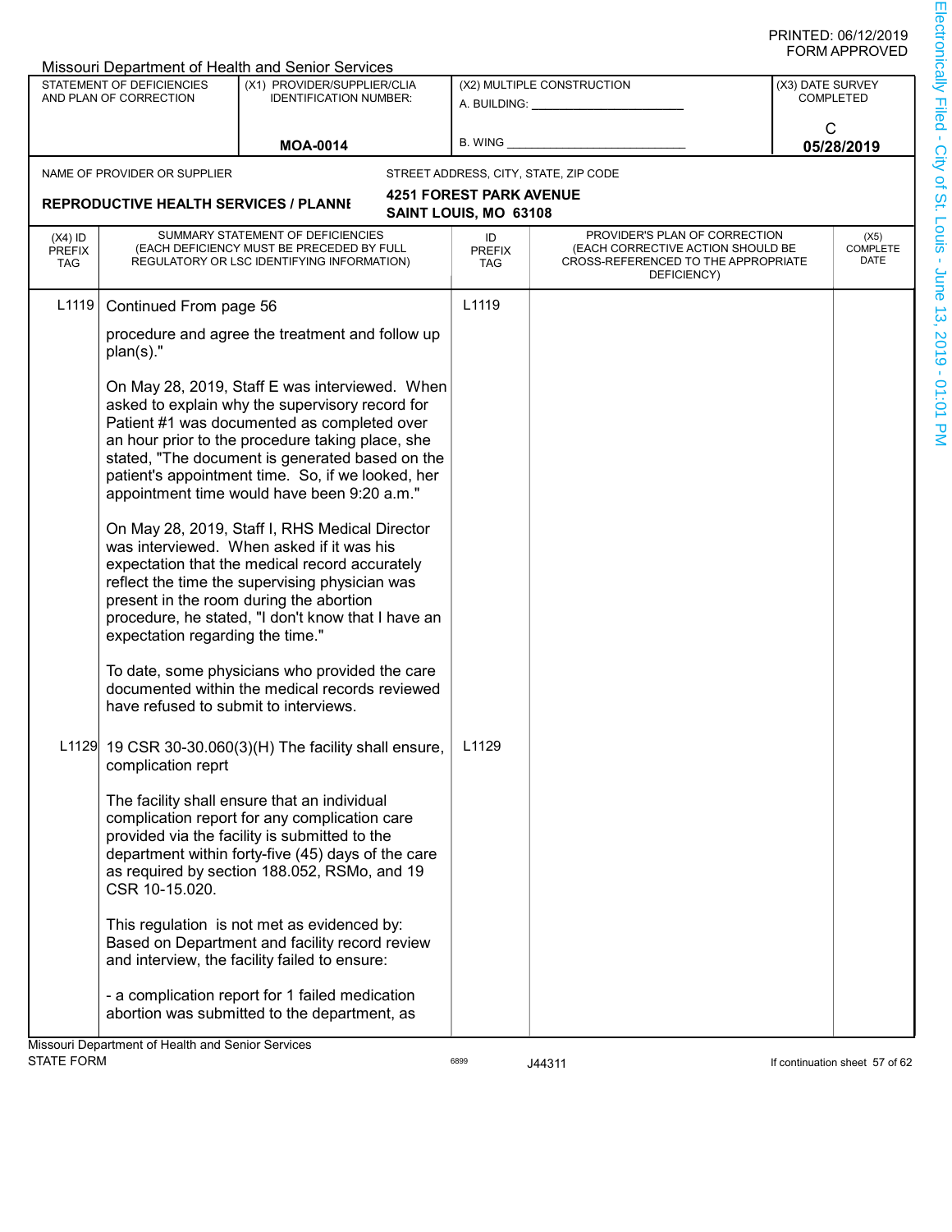Missouri Department of Health and Senior Services

| STATEMENT OF DEFICIENCIES AND PLAN OF CORRECTION | (X1) PROVIDER/SUPPLIER/CLIA IDENTIFICATION NUMBER: | (X2) MULTIPLE CONSTRUCTION | (X3) DATE SURVEY COMPLETED |
|---|---|---|---|
| | MOA-0014 | A. BUILDING: ______ B. WING ______ | C 05/28/2019 |

NAME OF PROVIDER OR SUPPLIER: **REPRODUCTIVE HEALTH SERVICES / PLANNE**

STREET ADDRESS, CITY, STATE, ZIP CODE: **4251 FOREST PARK AVENUE, SAINT LOUIS, MO 63108**

| (X4) ID PREFIX TAG | SUMMARY STATEMENT OF DEFICIENCIES (EACH DEFICIENCY MUST BE PRECEDED BY FULL REGULATORY OR LSC IDENTIFYING INFORMATION) | ID PREFIX TAG | PROVIDER'S PLAN OF CORRECTION (EACH CORRECTIVE ACTION SHOULD BE CROSS-REFERENCED TO THE APPROPRIATE DEFICIENCY) | (X5) COMPLETE DATE |
|---|---|---|---|---|
| L1119 | Continued From page 56<br><br>procedure and agree the treatment and follow up plan(s)."<br><br>On May 28, 2019, Staff E was interviewed. When asked to explain why the supervisory record for Patient #1 was documented as completed over an hour prior to the procedure taking place, she stated, "The document is generated based on the patient's appointment time. So, if we looked, her appointment time would have been 9:20 a.m."<br><br>On May 28, 2019, Staff I, RHS Medical Director was interviewed. When asked if it was his expectation that the medical record accurately reflect the time the supervising physician was present in the room during the abortion procedure, he stated, "I don't know that I have an expectation regarding the time."<br><br>To date, some physicians who provided the care documented within the medical records reviewed have refused to submit to interviews. | L1119 | | |
| L1129 | 19 CSR 30-30.060(3)(H) The facility shall ensure, complication reprt<br><br>The facility shall ensure that an individual complication report for any complication care provided via the facility is submitted to the department within forty-five (45) days of the care as required by section 188.052, RSMo, and 19 CSR 10-15.020.<br><br>This regulation is not met as evidenced by: Based on Department and facility record review and interview, the facility failed to ensure:<br><br>- a complication report for 1 failed medication abortion was submitted to the department, as | L1129 | | |

Missouri Department of Health and Senior Services
STATE FORM 6899 J44311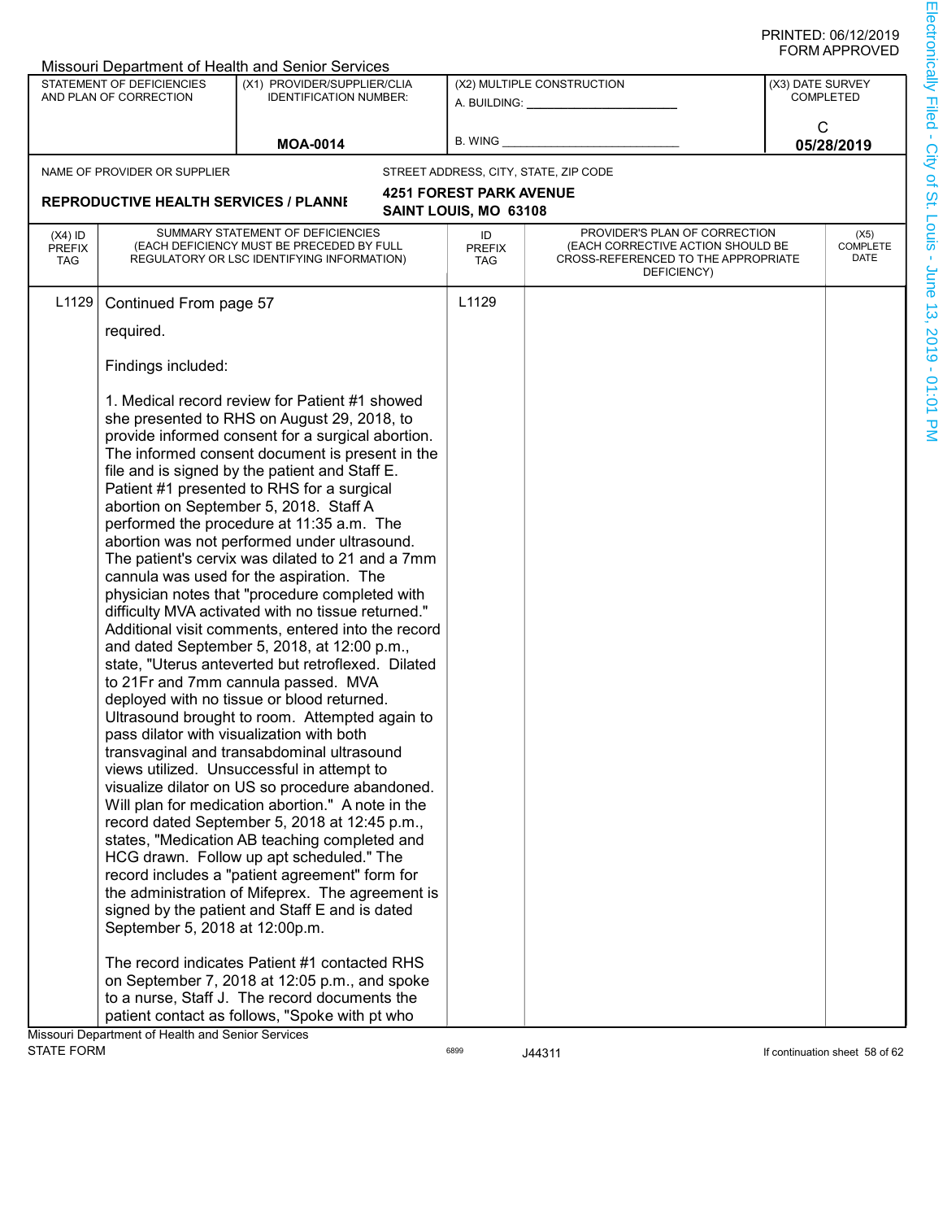Missouri Department of Health and Senior Services

| STATEMENT OF DEFICIENCIES AND PLAN OF CORRECTION | (X1) PROVIDER/SUPPLIER/CLIA IDENTIFICATION NUMBER: | (X2) MULTIPLE CONSTRUCTION | (X3) DATE SURVEY COMPLETED |
|---|---|---|---|
| | MOA-0014 | A. BUILDING: ______ B. WING ______ | C 05/28/2019 |

| NAME OF PROVIDER OR SUPPLIER | STREET ADDRESS, CITY, STATE, ZIP CODE |
|---|---|
| REPRODUCTIVE HEALTH SERVICES / PLANNE | 4251 FOREST PARK AVENUE SAINT LOUIS, MO 63108 |

| (X4) ID PREFIX TAG | SUMMARY STATEMENT OF DEFICIENCIES (EACH DEFICIENCY MUST BE PRECEDED BY FULL REGULATORY OR LSC IDENTIFYING INFORMATION) | ID PREFIX TAG | PROVIDER'S PLAN OF CORRECTION (EACH CORRECTIVE ACTION SHOULD BE CROSS-REFERENCED TO THE APPROPRIATE DEFICIENCY) | (X5) COMPLETE DATE |
|---|---|---|---|---|
| L1129 | Continued From page 57 | L1129 | | |

required.

Findings included:

1. Medical record review for Patient #1 showed she presented to RHS on August 29, 2018, to provide informed consent for a surgical abortion. The informed consent document is present in the file and is signed by the patient and Staff E. Patient #1 presented to RHS for a surgical abortion on September 5, 2018. Staff A performed the procedure at 11:35 a.m. The abortion was not performed under ultrasound. The patient's cervix was dilated to 21 and a 7mm cannula was used for the aspiration. The physician notes that "procedure completed with difficulty MVA activated with no tissue returned." Additional visit comments, entered into the record and dated September 5, 2018, at 12:00 p.m., state, "Uterus anteverted but retroflexed. Dilated to 21Fr and 7mm cannula passed. MVA deployed with no tissue or blood returned. Ultrasound brought to room. Attempted again to pass dilator with visualization with both transvaginal and transabdominal ultrasound views utilized. Unsuccessful in attempt to visualize dilator on US so procedure abandoned. Will plan for medication abortion." A note in the record dated September 5, 2018 at 12:45 p.m., states, "Medication AB teaching completed and HCG drawn. Follow up apt scheduled." The record includes a "patient agreement" form for the administration of Mifeprex. The agreement is signed by the patient and Staff E and is dated September 5, 2018 at 12:00p.m.

The record indicates Patient #1 contacted RHS on September 7, 2018 at 12:05 p.m., and spoke to a nurse, Staff J. The record documents the patient contact as follows, "Spoke with pt who

Missouri Department of Health and Senior Services
STATE FORM 6899 J44311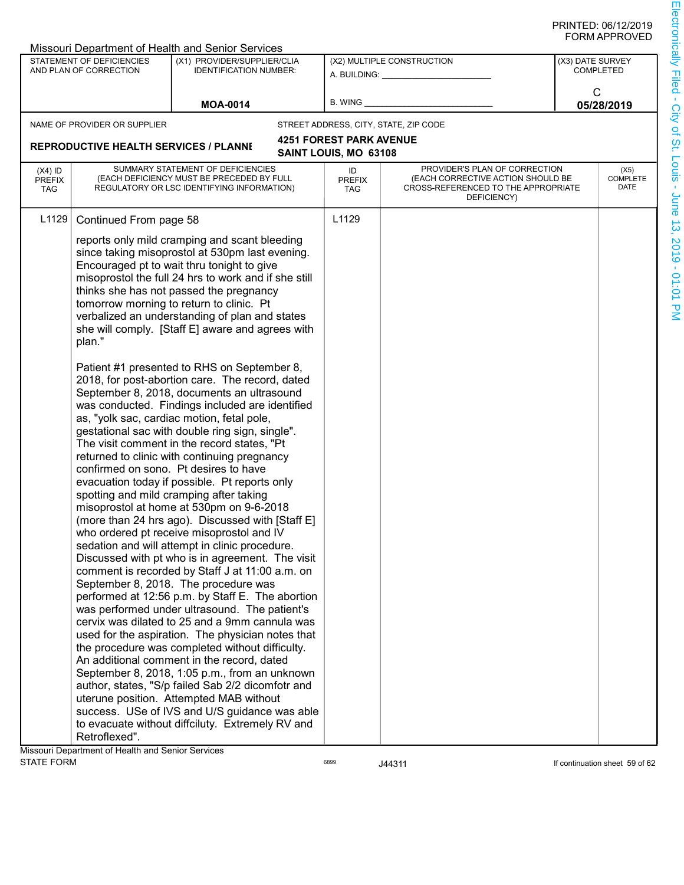Missouri Department of Health and Senior Services

| STATEMENT OF DEFICIENCIES AND PLAN OF CORRECTION | (X1) PROVIDER/SUPPLIER/CLIA IDENTIFICATION NUMBER: | (X2) MULTIPLE CONSTRUCTION | (X3) DATE SURVEY COMPLETED |
|---|---|---|---|
| | MOA-0014 | A. BUILDING: ___ B. WING ___ | C 05/28/2019 |

NAME OF PROVIDER OR SUPPLIER: **REPRODUCTIVE HEALTH SERVICES / PLANNE**

STREET ADDRESS, CITY, STATE, ZIP CODE: **4251 FOREST PARK AVENUE SAINT LOUIS, MO 63108**

| (X4) ID PREFIX TAG | SUMMARY STATEMENT OF DEFICIENCIES (EACH DEFICIENCY MUST BE PRECEDED BY FULL REGULATORY OR LSC IDENTIFYING INFORMATION) | ID PREFIX TAG | PROVIDER'S PLAN OF CORRECTION (EACH CORRECTIVE ACTION SHOULD BE CROSS-REFERENCED TO THE APPROPRIATE DEFICIENCY) | (X5) COMPLETE DATE |
|---|---|---|---|---|
| L1129 | Continued From page 58 | L1129 | | |

reports only mild cramping and scant bleeding since taking misoprostol at 530pm last evening. Encouraged pt to wait thru tonight to give misoprostol the full 24 hrs to work and if she still thinks she has not passed the pregnancy tomorrow morning to return to clinic. Pt verbalized an understanding of plan and states she will comply. [Staff E] aware and agrees with plan."

Patient #1 presented to RHS on September 8, 2018, for post-abortion care. The record, dated September 8, 2018, documents an ultrasound was conducted. Findings included are identified as, "yolk sac, cardiac motion, fetal pole, gestational sac with double ring sign, single". The visit comment in the record states, "Pt returned to clinic with continuing pregnancy confirmed on sono. Pt desires to have evacuation today if possible. Pt reports only spotting and mild cramping after taking misoprostol at home at 530pm on 9-6-2018 (more than 24 hrs ago). Discussed with [Staff E] who ordered pt receive misoprostol and IV sedation and will attempt in clinic procedure. Discussed with pt who is in agreement. The visit comment is recorded by Staff J at 11:00 a.m. on September 8, 2018. The procedure was performed at 12:56 p.m. by Staff E. The abortion was performed under ultrasound. The patient's cervix was dilated to 25 and a 9mm cannula was used for the aspiration. The physician notes that the procedure was completed without difficulty. An additional comment in the record, dated September 8, 2018, 1:05 p.m., from an unknown author, states, "S/p failed Sab 2/2 dicomfotr and uterune position. Attempted MAB without success. USe of IVS and U/S guidance was able to evacuate without diffciluty. Extremely RV and Retroflexed".

Missouri Department of Health and Senior Services
STATE FORM 6899 J44311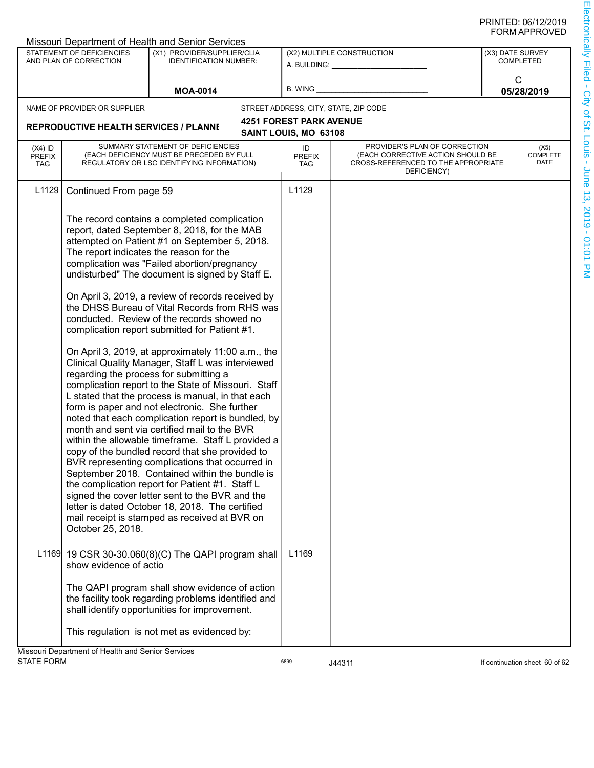Missouri Department of Health and Senior Services

| STATEMENT OF DEFICIENCIES AND PLAN OF CORRECTION | (X1) PROVIDER/SUPPLIER/CLIA IDENTIFICATION NUMBER: | (X2) MULTIPLE CONSTRUCTION | (X3) DATE SURVEY COMPLETED |
|---|---|---|---|
| | **MOA-0014** | A. BUILDING: ______ B. WING ______ | C **05/28/2019** |

| NAME OF PROVIDER OR SUPPLIER | STREET ADDRESS, CITY, STATE, ZIP CODE |
|---|---|
| **REPRODUCTIVE HEALTH SERVICES / PLANNE** | **4251 FOREST PARK AVENUE SAINT LOUIS, MO 63108** |

| (X4) ID PREFIX TAG | SUMMARY STATEMENT OF DEFICIENCIES (EACH DEFICIENCY MUST BE PRECEDED BY FULL REGULATORY OR LSC IDENTIFYING INFORMATION) | ID PREFIX TAG | PROVIDER'S PLAN OF CORRECTION (EACH CORRECTIVE ACTION SHOULD BE CROSS-REFERENCED TO THE APPROPRIATE DEFICIENCY) | (X5) COMPLETE DATE |
|---|---|---|---|---|
| L1129 | Continued From page 59<br><br>The record contains a completed complication report, dated September 8, 2018, for the MAB attempted on Patient #1 on September 5, 2018. The report indicates the reason for the complication was "Failed abortion/pregnancy undisturbed" The document is signed by Staff E.<br><br>On April 3, 2019, a review of records received by the DHSS Bureau of Vital Records from RHS was conducted. Review of the records showed no complication report submitted for Patient #1.<br><br>On April 3, 2019, at approximately 11:00 a.m., the Clinical Quality Manager, Staff L was interviewed regarding the process for submitting a complication report to the State of Missouri. Staff L stated that the process is manual, in that each form is paper and not electronic. She further noted that each complication report is bundled, by month and sent via certified mail to the BVR within the allowable timeframe. Staff L provided a copy of the bundled record that she provided to BVR representing complications that occurred in September 2018. Contained within the bundle is the complication report for Patient #1. Staff L signed the cover letter sent to the BVR and the letter is dated October 18, 2018. The certified mail receipt is stamped as received at BVR on October 25, 2018. | L1129 | | |
| L1169 | 19 CSR 30-30.060(8)(C) The QAPI program shall show evidence of actio<br><br>The QAPI program shall show evidence of action the facility took regarding problems identified and shall identify opportunities for improvement.<br><br>This regulation is not met as evidenced by: | L1169 | | |

Missouri Department of Health and Senior Services
STATE FORM 6899 J44311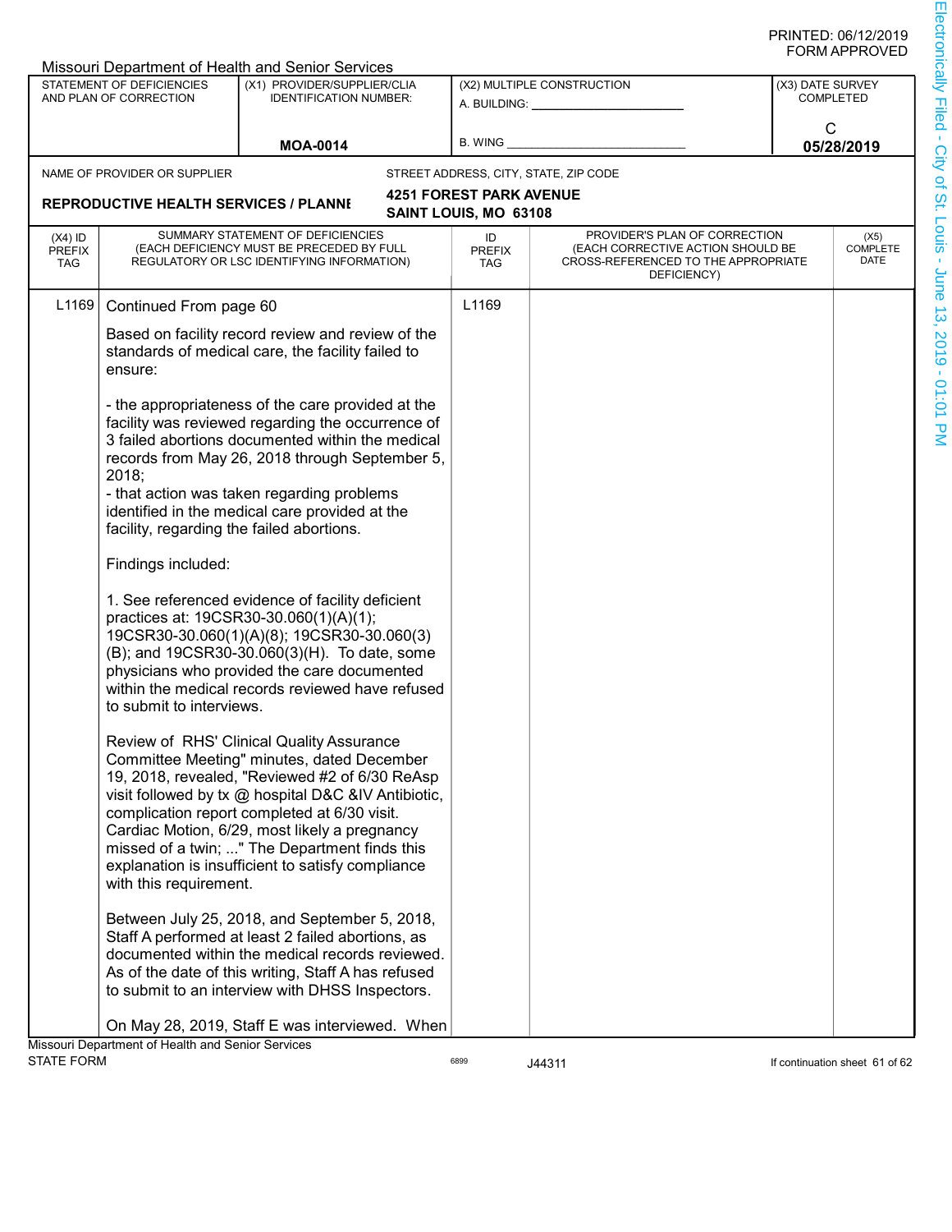Missouri Department of Health and Senior Services

| STATEMENT OF DEFICIENCIES AND PLAN OF CORRECTION | (X1) PROVIDER/SUPPLIER/CLIA IDENTIFICATION NUMBER: | (X2) MULTIPLE CONSTRUCTION | (X3) DATE SURVEY COMPLETED |
|---|---|---|---|
| | MOA-0014 | A. BUILDING: ______ B. WING ______ | C 05/28/2019 |

NAME OF PROVIDER OR SUPPLIER: **REPRODUCTIVE HEALTH SERVICES / PLANNE**

STREET ADDRESS, CITY, STATE, ZIP CODE: **4251 FOREST PARK AVENUE SAINT LOUIS, MO 63108**

| (X4) ID PREFIX TAG | SUMMARY STATEMENT OF DEFICIENCIES (EACH DEFICIENCY MUST BE PRECEDED BY FULL REGULATORY OR LSC IDENTIFYING INFORMATION) | ID PREFIX TAG | PROVIDER'S PLAN OF CORRECTION (EACH CORRECTIVE ACTION SHOULD BE CROSS-REFERENCED TO THE APPROPRIATE DEFICIENCY) | (X5) COMPLETE DATE |
|---|---|---|---|---|
| L1169 | Continued From page 60 | L1169 | | |

Based on facility record review and review of the standards of medical care, the facility failed to ensure:

- the appropriateness of the care provided at the facility was reviewed regarding the occurrence of 3 failed abortions documented within the medical records from May 26, 2018 through September 5, 2018;
- that action was taken regarding problems identified in the medical care provided at the facility, regarding the failed abortions.

Findings included:

1. See referenced evidence of facility deficient practices at: 19CSR30-30.060(1)(A)(1); 19CSR30-30.060(1)(A)(8); 19CSR30-30.060(3)(B); and 19CSR30-30.060(3)(H). To date, some physicians who provided the care documented within the medical records reviewed have refused to submit to interviews.

Review of RHS' Clinical Quality Assurance Committee Meeting" minutes, dated December 19, 2018, revealed, "Reviewed #2 of 6/30 ReAsp visit followed by tx @ hospital D&C &IV Antibiotic, complication report completed at 6/30 visit. Cardiac Motion, 6/29, most likely a pregnancy missed of a twin; ..." The Department finds this explanation is insufficient to satisfy compliance with this requirement.

Between July 25, 2018, and September 5, 2018, Staff A performed at least 2 failed abortions, as documented within the medical records reviewed. As of the date of this writing, Staff A has refused to submit to an interview with DHSS Inspectors.

On May 28, 2019, Staff E was interviewed. When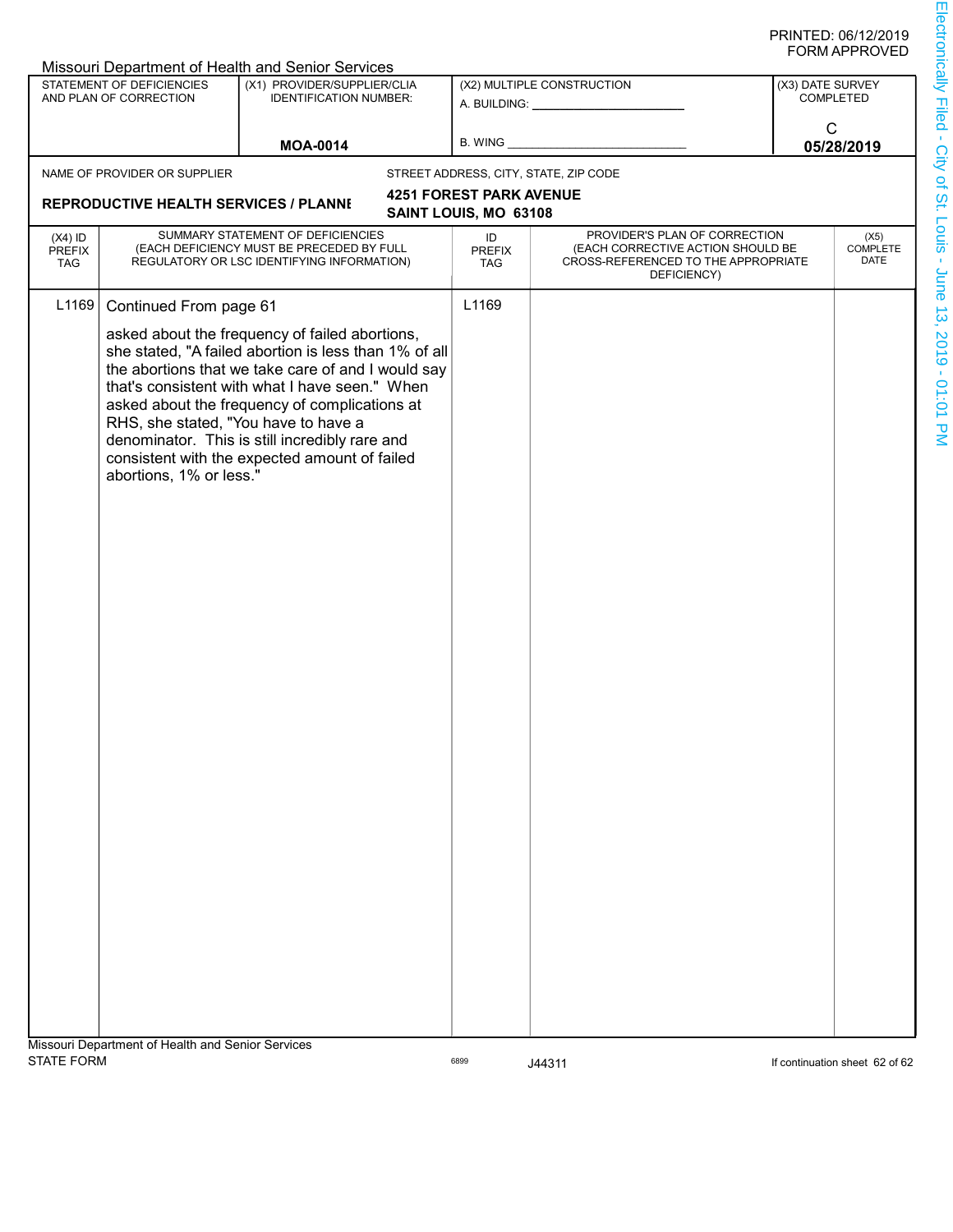Missouri Department of Health and Senior Services

| STATEMENT OF DEFICIENCIES AND PLAN OF CORRECTION | (X1) PROVIDER/SUPPLIER/CLIA IDENTIFICATION NUMBER: | (X2) MULTIPLE CONSTRUCTION | (X3) DATE SURVEY COMPLETED |
|---|---|---|---|
| | MOA-0014 | A. BUILDING: ______ B. WING ______ | C 05/28/2019 |

NAME OF PROVIDER OR SUPPLIER: **REPRODUCTIVE HEALTH SERVICES / PLANNE**

STREET ADDRESS, CITY, STATE, ZIP CODE: **4251 FOREST PARK AVENUE, SAINT LOUIS, MO 63108**

| (X4) ID PREFIX TAG | SUMMARY STATEMENT OF DEFICIENCIES (EACH DEFICIENCY MUST BE PRECEDED BY FULL REGULATORY OR LSC IDENTIFYING INFORMATION) | ID PREFIX TAG | PROVIDER'S PLAN OF CORRECTION (EACH CORRECTIVE ACTION SHOULD BE CROSS-REFERENCED TO THE APPROPRIATE DEFICIENCY) | (X5) COMPLETE DATE |
|---|---|---|---|---|
| L1169 | Continued From page 61<br><br>asked about the frequency of failed abortions, she stated, "A failed abortion is less than 1% of all the abortions that we take care of and I would say that's consistent with what I have seen." When asked about the frequency of complications at RHS, she stated, "You have to have a denominator. This is still incredibly rare and consistent with the expected amount of failed abortions, 1% or less." | L1169 | | |

Missouri Department of Health and Senior Services
STATE FORM 6899 J44311